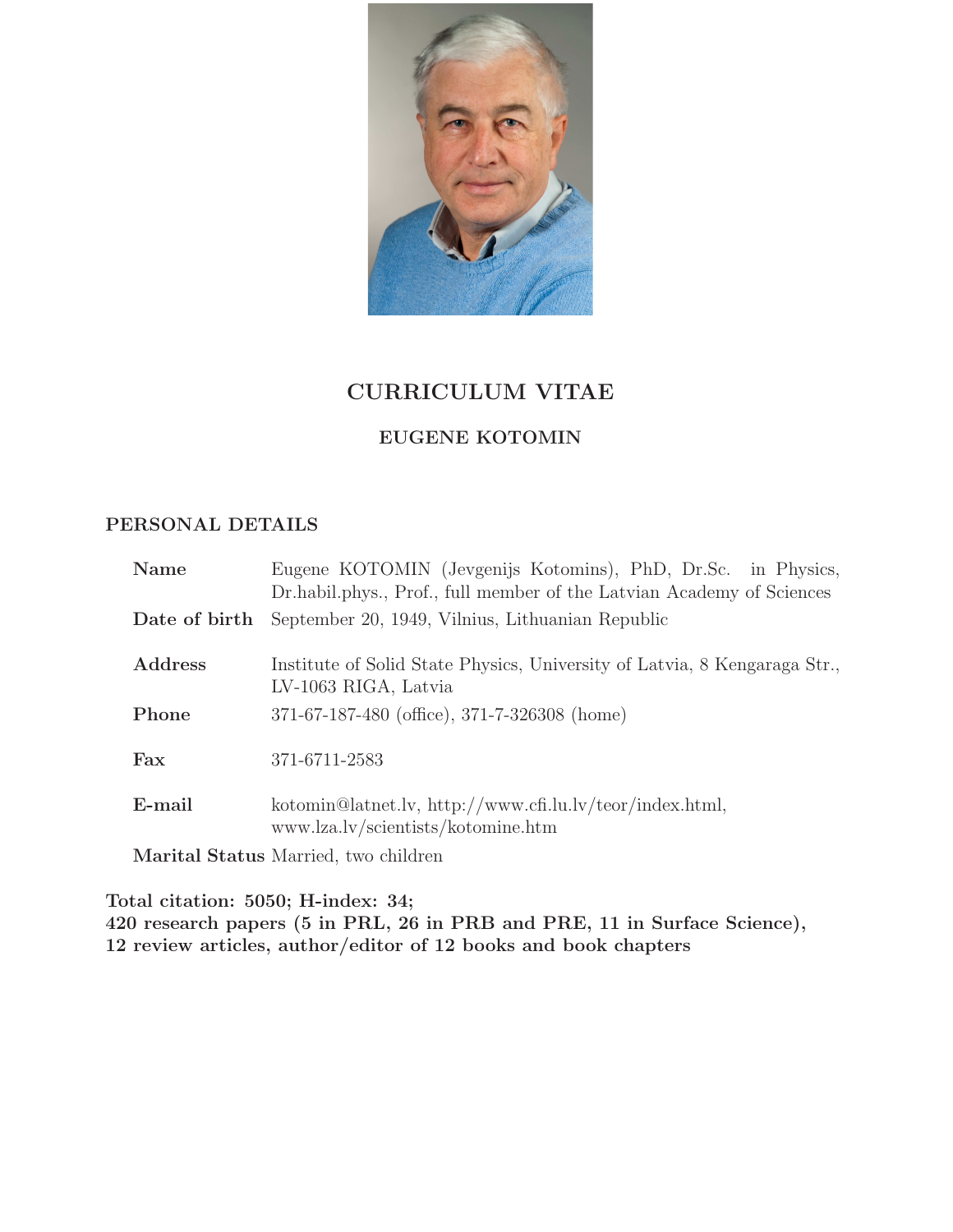# CURRICULUM VITAE

## EUGENE KOTOMIN

### PERSONAL DETAILS

| | |
|---|---|
| **Name** | Eugene KOTOMIN (Jevgenijs Kotomins), PhD, Dr.Sc. in Physics, Dr.habil.phys., Prof., full member of the Latvian Academy of Sciences |
| **Date of birth** | September 20, 1949, Vilnius, Lithuanian Republic |
| **Address** | Institute of Solid State Physics, University of Latvia, 8 Kengaraga Str., LV-1063 RIGA, Latvia |
| **Phone** | 371-67-187-480 (office), 371-7-326308 (home) |
| **Fax** | 371-6711-2583 |
| **E-mail** | kotomin@latnet.lv, http://www.cfi.lu.lv/teor/index.html, www.lza.lv/scientists/kotomine.htm |
| **Marital Status** | Married, two children |

**Total citation: 5050; H-index: 34;**
**420 research papers (5 in PRL, 26 in PRB and PRE, 11 in Surface Science),**
**12 review articles, author/editor of 12 books and book chapters**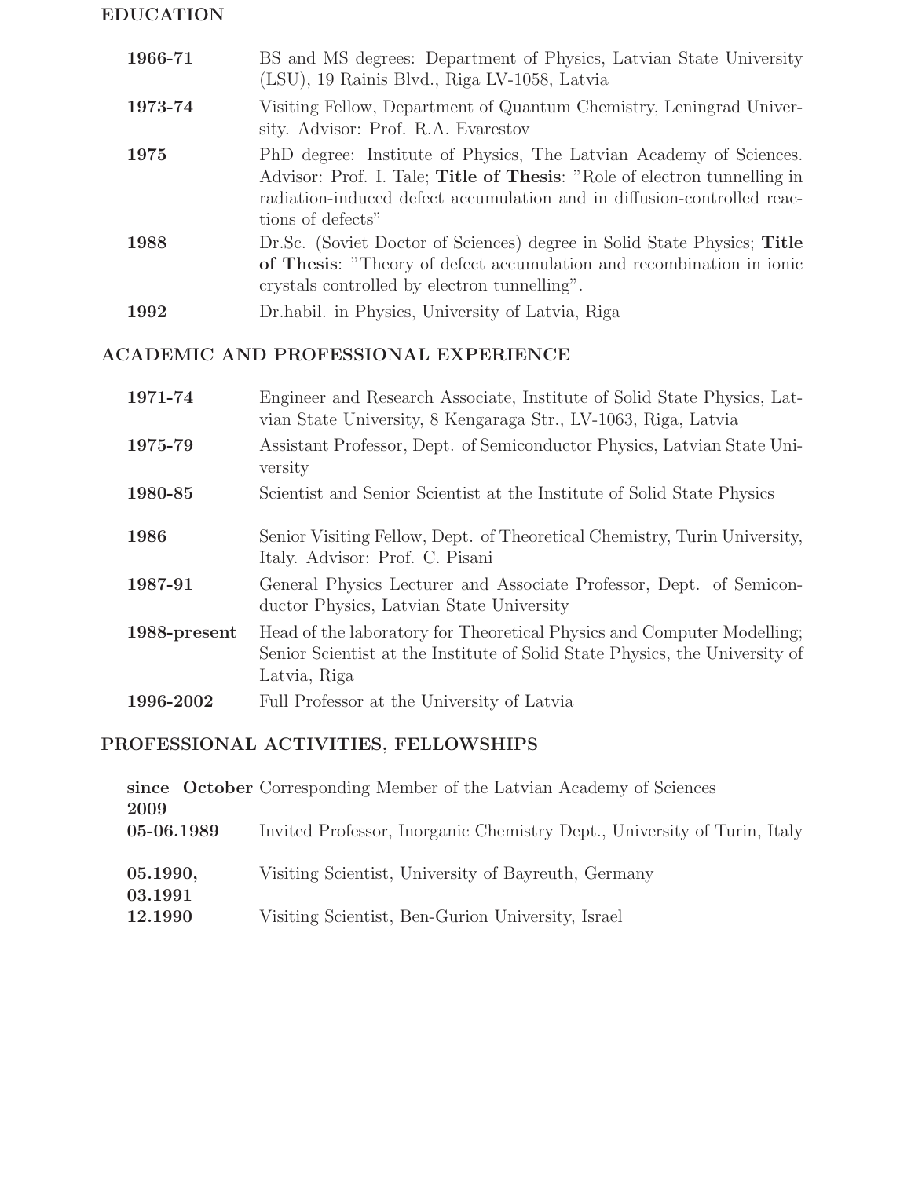## EDUCATION

| | |
|---|---|
| **1966-71** | BS and MS degrees: Department of Physics, Latvian State University (LSU), 19 Rainis Blvd., Riga LV-1058, Latvia |
| **1973-74** | Visiting Fellow, Department of Quantum Chemistry, Leningrad University. Advisor: Prof. R.A. Evarestov |
| **1975** | PhD degree: Institute of Physics, The Latvian Academy of Sciences. Advisor: Prof. I. Tale; **Title of Thesis**: "Role of electron tunnelling in radiation-induced defect accumulation and in diffusion-controlled reactions of defects" |
| **1988** | Dr.Sc. (Soviet Doctor of Sciences) degree in Solid State Physics; **Title of Thesis**: "Theory of defect accumulation and recombination in ionic crystals controlled by electron tunnelling". |
| **1992** | Dr.habil. in Physics, University of Latvia, Riga |

## ACADEMIC AND PROFESSIONAL EXPERIENCE

| | |
|---|---|
| **1971-74** | Engineer and Research Associate, Institute of Solid State Physics, Latvian State University, 8 Kengaraga Str., LV-1063, Riga, Latvia |
| **1975-79** | Assistant Professor, Dept. of Semiconductor Physics, Latvian State University |
| **1980-85** | Scientist and Senior Scientist at the Institute of Solid State Physics |
| **1986** | Senior Visiting Fellow, Dept. of Theoretical Chemistry, Turin University, Italy. Advisor: Prof. C. Pisani |
| **1987-91** | General Physics Lecturer and Associate Professor, Dept. of Semiconductor Physics, Latvian State University |
| **1988-present** | Head of the laboratory for Theoretical Physics and Computer Modelling; Senior Scientist at the Institute of Solid State Physics, the University of Latvia, Riga |
| **1996-2002** | Full Professor at the University of Latvia |

## PROFESSIONAL ACTIVITIES, FELLOWSHIPS

| | |
|---|---|
| **since October 2009** | Corresponding Member of the Latvian Academy of Sciences |
| **05-06.1989** | Invited Professor, Inorganic Chemistry Dept., University of Turin, Italy |
| **05.1990, 03.1991** | Visiting Scientist, University of Bayreuth, Germany |
| **12.1990** | Visiting Scientist, Ben-Gurion University, Israel |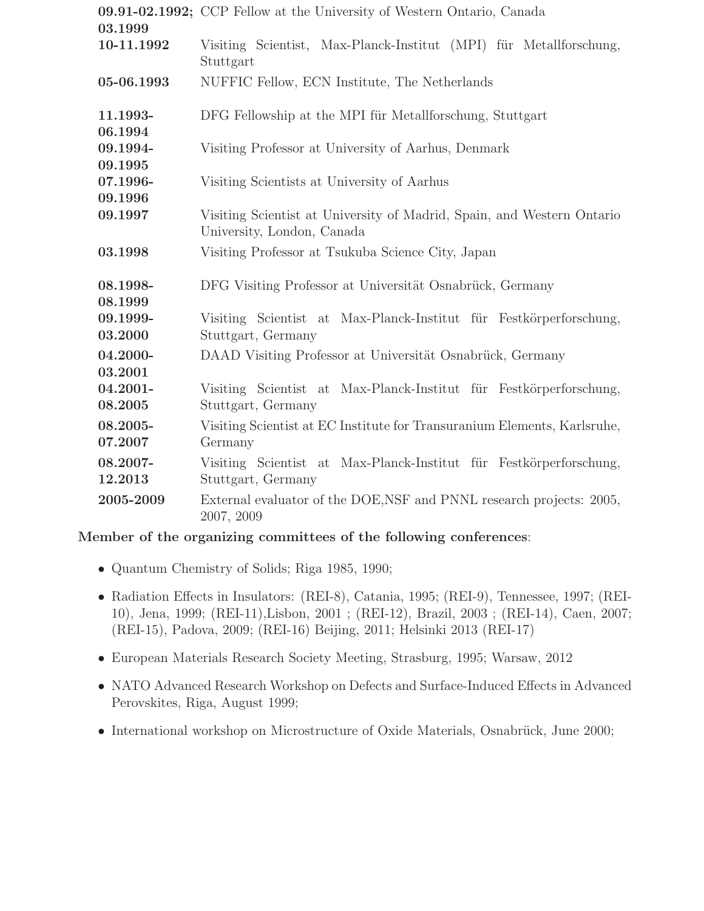| | |
|---|---|
| **09.91-02.1992; 03.1999** | CCP Fellow at the University of Western Ontario, Canada |
| **10-11.1992** | Visiting Scientist, Max-Planck-Institut (MPI) für Metallforschung, Stuttgart |
| **05-06.1993** | NUFFIC Fellow, ECN Institute, The Netherlands |
| **11.1993-06.1994** | DFG Fellowship at the MPI für Metallforschung, Stuttgart |
| **09.1994-09.1995** | Visiting Professor at University of Aarhus, Denmark |
| **07.1996-09.1996** | Visiting Scientists at University of Aarhus |
| **09.1997** | Visiting Scientist at University of Madrid, Spain, and Western Ontario University, London, Canada |
| **03.1998** | Visiting Professor at Tsukuba Science City, Japan |
| **08.1998-08.1999** | DFG Visiting Professor at Universität Osnabrück, Germany |
| **09.1999-03.2000** | Visiting Scientist at Max-Planck-Institut für Festkörperforschung, Stuttgart, Germany |
| **04.2000-03.2001** | DAAD Visiting Professor at Universität Osnabrück, Germany |
| **04.2001-08.2005** | Visiting Scientist at Max-Planck-Institut für Festkörperforschung, Stuttgart, Germany |
| **08.2005-07.2007** | Visiting Scientist at EC Institute for Transuranium Elements, Karlsruhe, Germany |
| **08.2007-12.2013** | Visiting Scientist at Max-Planck-Institut für Festkörperforschung, Stuttgart, Germany |
| **2005-2009** | External evaluator of the DOE,NSF and PNNL research projects: 2005, 2007, 2009 |

**Member of the organizing committees of the following conferences**:

- Quantum Chemistry of Solids; Riga 1985, 1990;
- Radiation Effects in Insulators: (REI-8), Catania, 1995; (REI-9), Tennessee, 1997; (REI-10), Jena, 1999; (REI-11),Lisbon, 2001 ; (REI-12), Brazil, 2003 ; (REI-14), Caen, 2007; (REI-15), Padova, 2009; (REI-16) Beijing, 2011; Helsinki 2013 (REI-17)
- European Materials Research Society Meeting, Strasburg, 1995; Warsaw, 2012
- NATO Advanced Research Workshop on Defects and Surface-Induced Effects in Advanced Perovskites, Riga, August 1999;
- International workshop on Microstructure of Oxide Materials, Osnabrück, June 2000;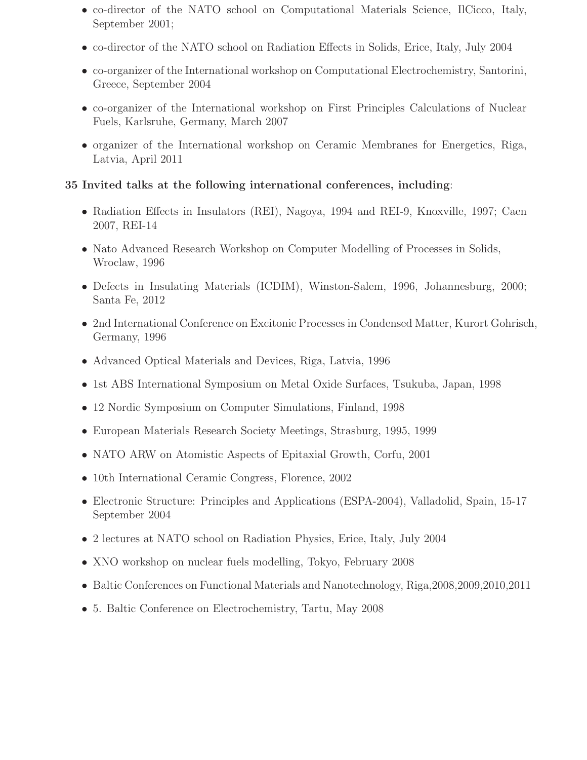- co-director of the NATO school on Computational Materials Science, IlCicco, Italy, September 2001;
- co-director of the NATO school on Radiation Effects in Solids, Erice, Italy, July 2004
- co-organizer of the International workshop on Computational Electrochemistry, Santorini, Greece, September 2004
- co-organizer of the International workshop on First Principles Calculations of Nuclear Fuels, Karlsruhe, Germany, March 2007
- organizer of the International workshop on Ceramic Membranes for Energetics, Riga, Latvia, April 2011

**35 Invited talks at the following international conferences, including**:

- Radiation Effects in Insulators (REI), Nagoya, 1994 and REI-9, Knoxville, 1997; Caen 2007, REI-14
- Nato Advanced Research Workshop on Computer Modelling of Processes in Solids, Wroclaw, 1996
- Defects in Insulating Materials (ICDIM), Winston-Salem, 1996, Johannesburg, 2000; Santa Fe, 2012
- 2nd International Conference on Excitonic Processes in Condensed Matter, Kurort Gohrisch, Germany, 1996
- Advanced Optical Materials and Devices, Riga, Latvia, 1996
- 1st ABS International Symposium on Metal Oxide Surfaces, Tsukuba, Japan, 1998
- 12 Nordic Symposium on Computer Simulations, Finland, 1998
- European Materials Research Society Meetings, Strasburg, 1995, 1999
- NATO ARW on Atomistic Aspects of Epitaxial Growth, Corfu, 2001
- 10th International Ceramic Congress, Florence, 2002
- Electronic Structure: Principles and Applications (ESPA-2004), Valladolid, Spain, 15-17 September 2004
- 2 lectures at NATO school on Radiation Physics, Erice, Italy, July 2004
- XNO workshop on nuclear fuels modelling, Tokyo, February 2008
- Baltic Conferences on Functional Materials and Nanotechnology, Riga,2008,2009,2010,2011
- 5. Baltic Conference on Electrochemistry, Tartu, May 2008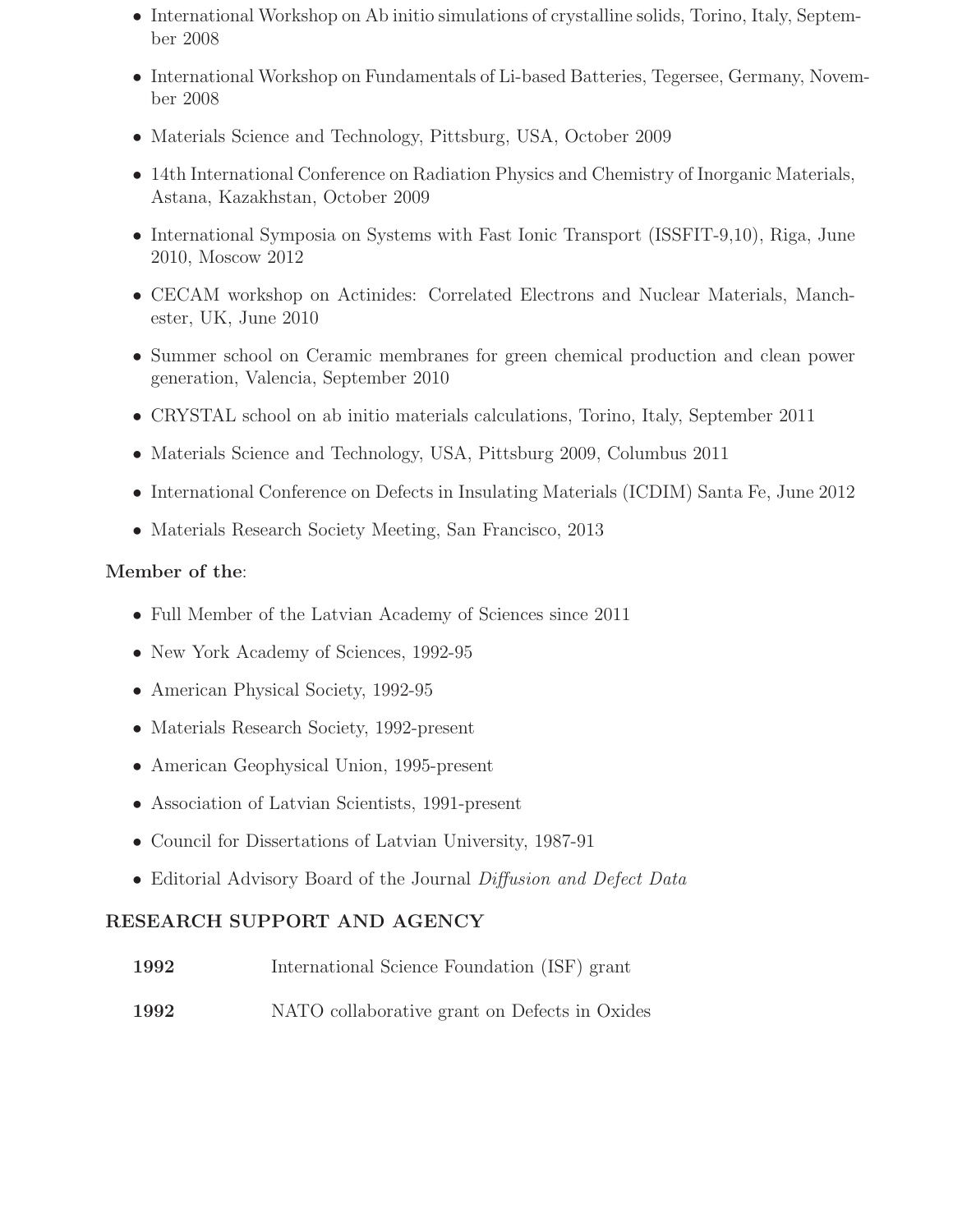- International Workshop on Ab initio simulations of crystalline solids, Torino, Italy, September 2008
- International Workshop on Fundamentals of Li-based Batteries, Tegersee, Germany, November 2008
- Materials Science and Technology, Pittsburg, USA, October 2009
- 14th International Conference on Radiation Physics and Chemistry of Inorganic Materials, Astana, Kazakhstan, October 2009
- International Symposia on Systems with Fast Ionic Transport (ISSFIT-9,10), Riga, June 2010, Moscow 2012
- CECAM workshop on Actinides: Correlated Electrons and Nuclear Materials, Manchester, UK, June 2010
- Summer school on Ceramic membranes for green chemical production and clean power generation, Valencia, September 2010
- CRYSTAL school on ab initio materials calculations, Torino, Italy, September 2011
- Materials Science and Technology, USA, Pittsburg 2009, Columbus 2011
- International Conference on Defects in Insulating Materials (ICDIM) Santa Fe, June 2012
- Materials Research Society Meeting, San Francisco, 2013

**Member of the**:

- Full Member of the Latvian Academy of Sciences since 2011
- New York Academy of Sciences, 1992-95
- American Physical Society, 1992-95
- Materials Research Society, 1992-present
- American Geophysical Union, 1995-present
- Association of Latvian Scientists, 1991-present
- Council for Dissertations of Latvian University, 1987-91
- Editorial Advisory Board of the Journal *Diffusion and Defect Data*

## RESEARCH SUPPORT AND AGENCY

| | |
|---|---|
| **1992** | International Science Foundation (ISF) grant |
| **1992** | NATO collaborative grant on Defects in Oxides |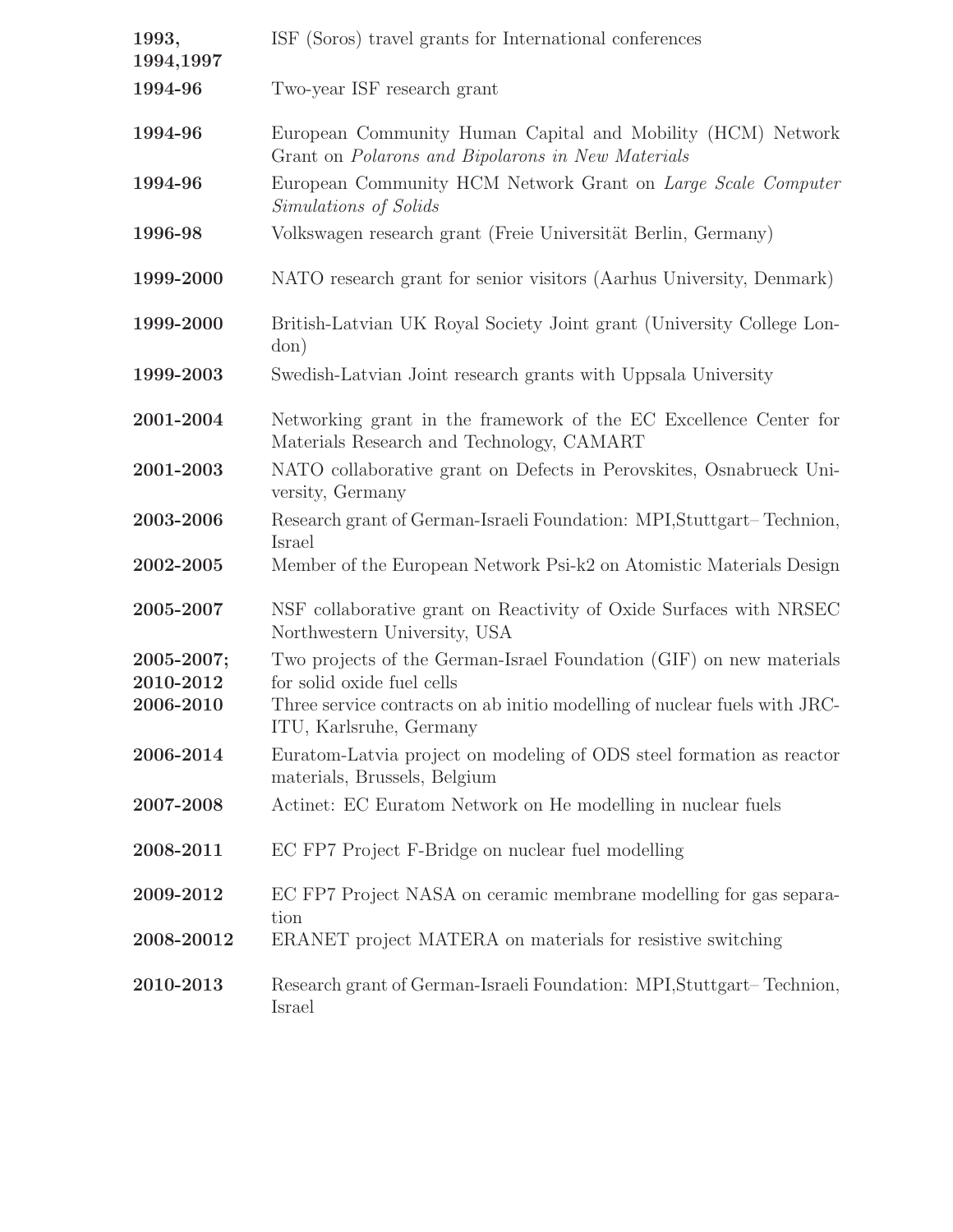| | |
|---|---|
| **1993, 1994,1997** | ISF (Soros) travel grants for International conferences |
| **1994-96** | Two-year ISF research grant |
| **1994-96** | European Community Human Capital and Mobility (HCM) Network Grant on *Polarons and Bipolarons in New Materials* |
| **1994-96** | European Community HCM Network Grant on *Large Scale Computer Simulations of Solids* |
| **1996-98** | Volkswagen research grant (Freie Universität Berlin, Germany) |
| **1999-2000** | NATO research grant for senior visitors (Aarhus University, Denmark) |
| **1999-2000** | British-Latvian UK Royal Society Joint grant (University College London) |
| **1999-2003** | Swedish-Latvian Joint research grants with Uppsala University |
| **2001-2004** | Networking grant in the framework of the EC Excellence Center for Materials Research and Technology, CAMART |
| **2001-2003** | NATO collaborative grant on Defects in Perovskites, Osnabrueck University, Germany |
| **2003-2006** | Research grant of German-Israeli Foundation: MPI,Stuttgart– Technion, Israel |
| **2002-2005** | Member of the European Network Psi-k2 on Atomistic Materials Design |
| **2005-2007** | NSF collaborative grant on Reactivity of Oxide Surfaces with NRSEC Northwestern University, USA |
| **2005-2007; 2010-2012** | Two projects of the German-Israel Foundation (GIF) on new materials for solid oxide fuel cells |
| **2006-2010** | Three service contracts on ab initio modelling of nuclear fuels with JRC-ITU, Karlsruhe, Germany |
| **2006-2014** | Euratom-Latvia project on modeling of ODS steel formation as reactor materials, Brussels, Belgium |
| **2007-2008** | Actinet: EC Euratom Network on He modelling in nuclear fuels |
| **2008-2011** | EC FP7 Project F-Bridge on nuclear fuel modelling |
| **2009-2012** | EC FP7 Project NASA on ceramic membrane modelling for gas separation |
| **2008-20012** | ERANET project MATERA on materials for resistive switching |
| **2010-2013** | Research grant of German-Israeli Foundation: MPI,Stuttgart– Technion, Israel |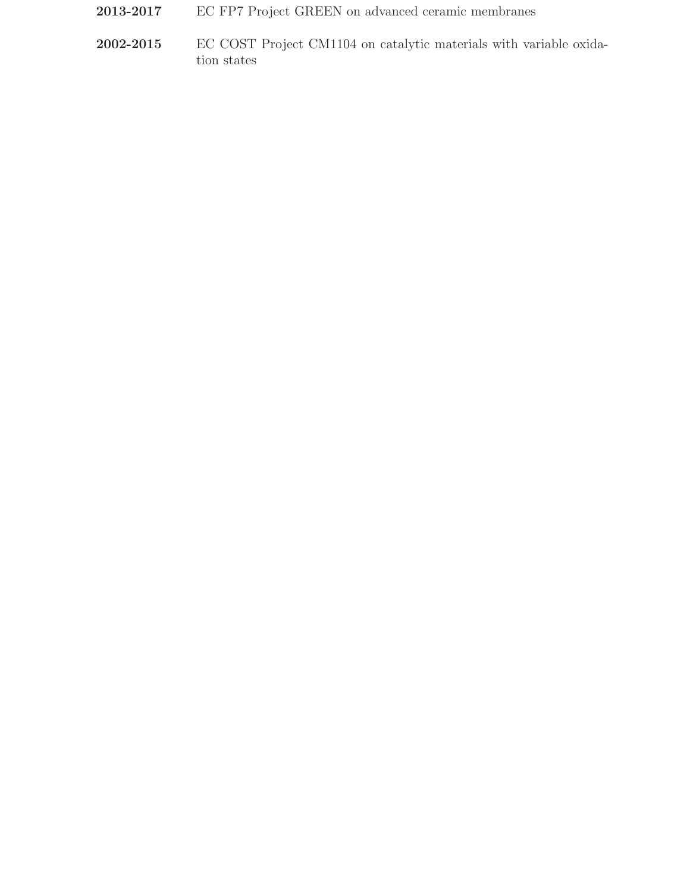**2013-2017** EC FP7 Project GREEN on advanced ceramic membranes

**2002-2015** EC COST Project CM1104 on catalytic materials with variable oxidation states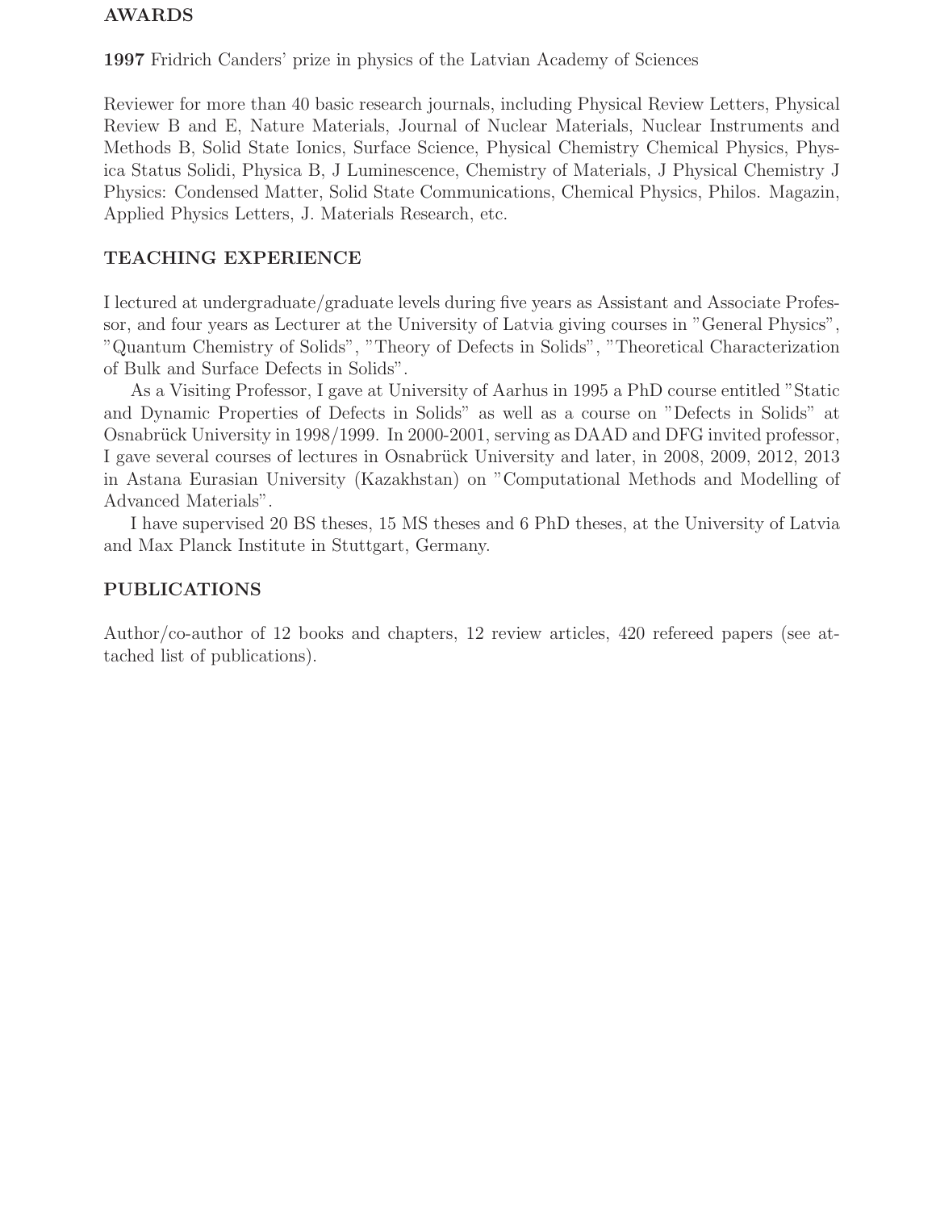## AWARDS

**1997** Fridrich Canders' prize in physics of the Latvian Academy of Sciences

Reviewer for more than 40 basic research journals, including Physical Review Letters, Physical Review B and E, Nature Materials, Journal of Nuclear Materials, Nuclear Instruments and Methods B, Solid State Ionics, Surface Science, Physical Chemistry Chemical Physics, Physica Status Solidi, Physica B, J Luminescence, Chemistry of Materials, J Physical Chemistry J Physics: Condensed Matter, Solid State Communications, Chemical Physics, Philos. Magazin, Applied Physics Letters, J. Materials Research, etc.

## TEACHING EXPERIENCE

I lectured at undergraduate/graduate levels during five years as Assistant and Associate Professor, and four years as Lecturer at the University of Latvia giving courses in "General Physics", "Quantum Chemistry of Solids", "Theory of Defects in Solids", "Theoretical Characterization of Bulk and Surface Defects in Solids".

As a Visiting Professor, I gave at University of Aarhus in 1995 a PhD course entitled "Static and Dynamic Properties of Defects in Solids" as well as a course on "Defects in Solids" at Osnabrück University in 1998/1999. In 2000-2001, serving as DAAD and DFG invited professor, I gave several courses of lectures in Osnabrück University and later, in 2008, 2009, 2012, 2013 in Astana Eurasian University (Kazakhstan) on "Computational Methods and Modelling of Advanced Materials".

I have supervised 20 BS theses, 15 MS theses and 6 PhD theses, at the University of Latvia and Max Planck Institute in Stuttgart, Germany.

## PUBLICATIONS

Author/co-author of 12 books and chapters, 12 review articles, 420 refereed papers (see attached list of publications).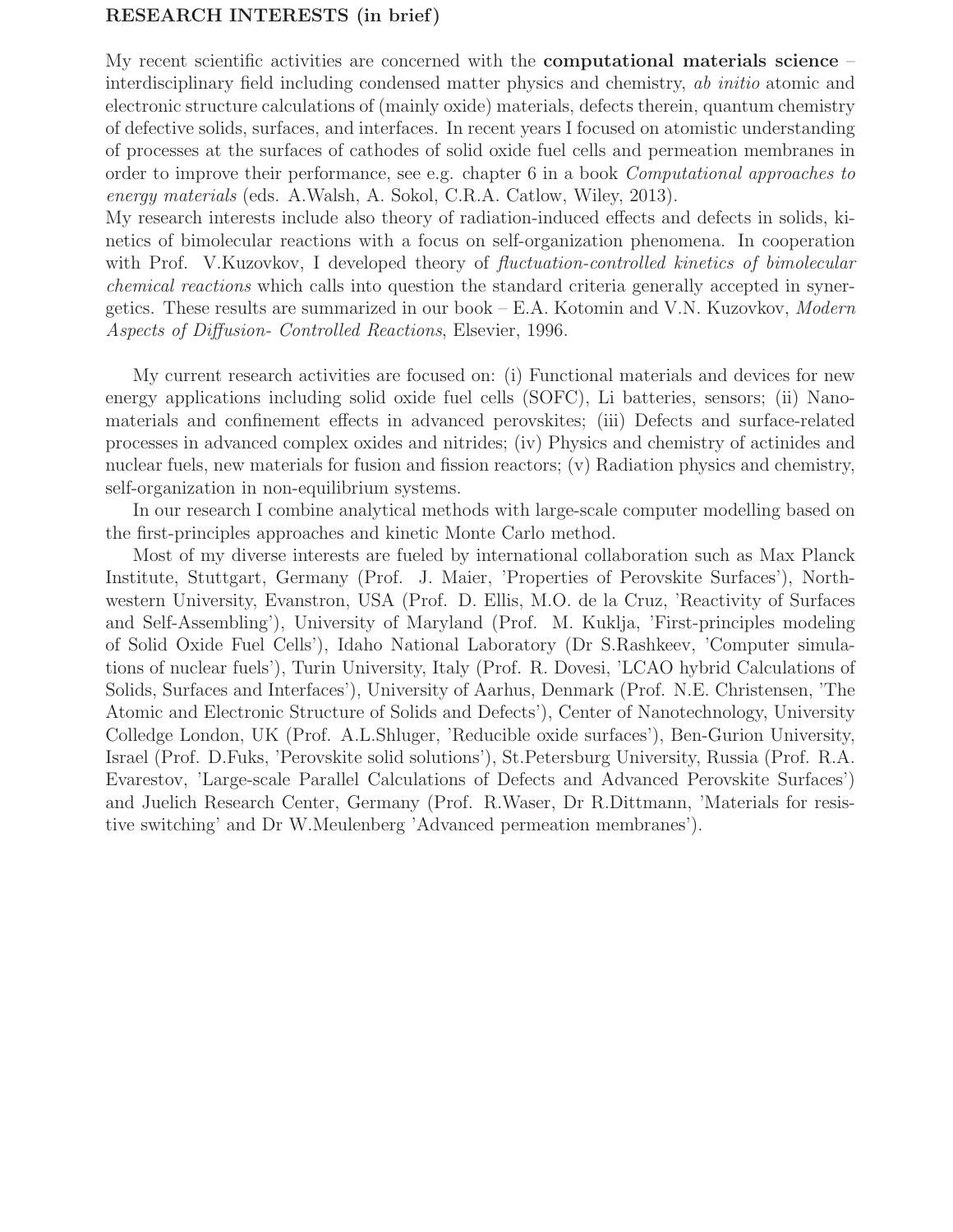**RESEARCH INTERESTS (in brief)**

My recent scientific activities are concerned with the **computational materials science** – interdisciplinary field including condensed matter physics and chemistry, *ab initio* atomic and electronic structure calculations of (mainly oxide) materials, defects therein, quantum chemistry of defective solids, surfaces, and interfaces. In recent years I focused on atomistic understanding of processes at the surfaces of cathodes of solid oxide fuel cells and permeation membranes in order to improve their performance, see e.g. chapter 6 in a book *Computational approaches to energy materials* (eds. A.Walsh, A. Sokol, C.R.A. Catlow, Wiley, 2013).
My research interests include also theory of radiation-induced effects and defects in solids, kinetics of bimolecular reactions with a focus on self-organization phenomena. In cooperation with Prof. V.Kuzovkov, I developed theory of *fluctuation-controlled kinetics of bimolecular chemical reactions* which calls into question the standard criteria generally accepted in synergetics. These results are summarized in our book – E.A. Kotomin and V.N. Kuzovkov, *Modern Aspects of Diffusion- Controlled Reactions*, Elsevier, 1996.

My current research activities are focused on: (i) Functional materials and devices for new energy applications including solid oxide fuel cells (SOFC), Li batteries, sensors; (ii) Nanomaterials and confinement effects in advanced perovskites; (iii) Defects and surface-related processes in advanced complex oxides and nitrides; (iv) Physics and chemistry of actinides and nuclear fuels, new materials for fusion and fission reactors; (v) Radiation physics and chemistry, self-organization in non-equilibrium systems.

In our research I combine analytical methods with large-scale computer modelling based on the first-principles approaches and kinetic Monte Carlo method.

Most of my diverse interests are fueled by international collaboration such as Max Planck Institute, Stuttgart, Germany (Prof. J. Maier, 'Properties of Perovskite Surfaces'), Northwestern University, Evanstron, USA (Prof. D. Ellis, M.O. de la Cruz, 'Reactivity of Surfaces and Self-Assembling'), University of Maryland (Prof. M. Kuklja, 'First-principles modeling of Solid Oxide Fuel Cells'), Idaho National Laboratory (Dr S.Rashkeev, 'Computer simulations of nuclear fuels'), Turin University, Italy (Prof. R. Dovesi, 'LCAO hybrid Calculations of Solids, Surfaces and Interfaces'), University of Aarhus, Denmark (Prof. N.E. Christensen, 'The Atomic and Electronic Structure of Solids and Defects'), Center of Nanotechnology, University Colledge London, UK (Prof. A.L.Shluger, 'Reducible oxide surfaces'), Ben-Gurion University, Israel (Prof. D.Fuks, 'Perovskite solid solutions'), St.Petersburg University, Russia (Prof. R.A. Evarestov, 'Large-scale Parallel Calculations of Defects and Advanced Perovskite Surfaces') and Juelich Research Center, Germany (Prof. R.Waser, Dr R.Dittmann, 'Materials for resistive switching' and Dr W.Meulenberg 'Advanced permeation membranes').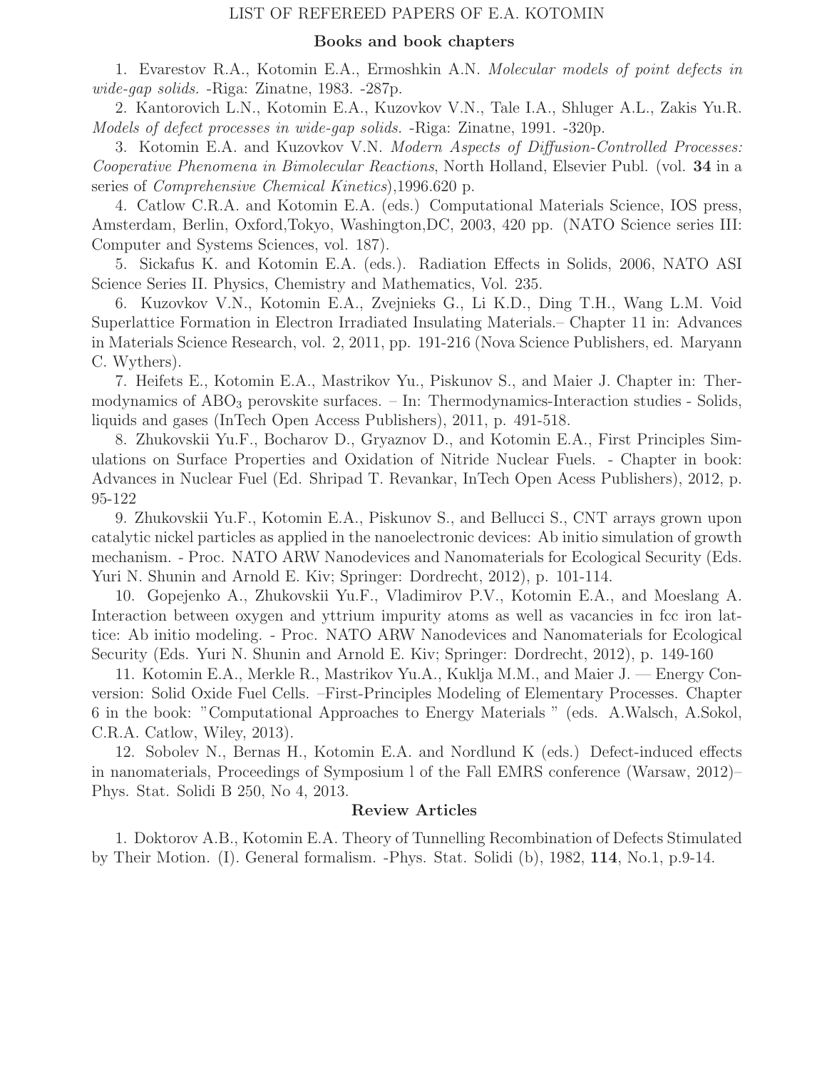# LIST OF REFEREED PAPERS OF E.A. KOTOMIN

## Books and book chapters

1. Evarestov R.A., Kotomin E.A., Ermoshkin A.N. *Molecular models of point defects in wide-gap solids.* -Riga: Zinatne, 1983. -287p.

2. Kantorovich L.N., Kotomin E.A., Kuzovkov V.N., Tale I.A., Shluger A.L., Zakis Yu.R. *Models of defect processes in wide-gap solids.* -Riga: Zinatne, 1991. -320p.

3. Kotomin E.A. and Kuzovkov V.N. *Modern Aspects of Diffusion-Controlled Processes: Cooperative Phenomena in Bimolecular Reactions*, North Holland, Elsevier Publ. (vol. **34** in a series of *Comprehensive Chemical Kinetics*),1996.620 p.

4. Catlow C.R.A. and Kotomin E.A. (eds.) Computational Materials Science, IOS press, Amsterdam, Berlin, Oxford,Tokyo, Washington,DC, 2003, 420 pp. (NATO Science series III: Computer and Systems Sciences, vol. 187).

5. Sickafus K. and Kotomin E.A. (eds.). Radiation Effects in Solids, 2006, NATO ASI Science Series II. Physics, Chemistry and Mathematics, Vol. 235.

6. Kuzovkov V.N., Kotomin E.A., Zvejnieks G., Li K.D., Ding T.H., Wang L.M. Void Superlattice Formation in Electron Irradiated Insulating Materials.– Chapter 11 in: Advances in Materials Science Research, vol. 2, 2011, pp. 191-216 (Nova Science Publishers, ed. Maryann C. Wythers).

7. Heifets E., Kotomin E.A., Mastrikov Yu., Piskunov S., and Maier J. Chapter in: Thermodynamics of $ABO_3$ perovskite surfaces. – In: Thermodynamics-Interaction studies - Solids, liquids and gases (InTech Open Access Publishers), 2011, p. 491-518.

8. Zhukovskii Yu.F., Bocharov D., Gryaznov D., and Kotomin E.A., First Principles Simulations on Surface Properties and Oxidation of Nitride Nuclear Fuels. - Chapter in book: Advances in Nuclear Fuel (Ed. Shripad T. Revankar, InTech Open Acess Publishers), 2012, p. 95-122

9. Zhukovskii Yu.F., Kotomin E.A., Piskunov S., and Bellucci S., CNT arrays grown upon catalytic nickel particles as applied in the nanoelectronic devices: Ab initio simulation of growth mechanism. - Proc. NATO ARW Nanodevices and Nanomaterials for Ecological Security (Eds. Yuri N. Shunin and Arnold E. Kiv; Springer: Dordrecht, 2012), p. 101-114.

10. Gopejenko A., Zhukovskii Yu.F., Vladimirov P.V., Kotomin E.A., and Moeslang A. Interaction between oxygen and yttrium impurity atoms as well as vacancies in fcc iron lattice: Ab initio modeling. - Proc. NATO ARW Nanodevices and Nanomaterials for Ecological Security (Eds. Yuri N. Shunin and Arnold E. Kiv; Springer: Dordrecht, 2012), p. 149-160

11. Kotomin E.A., Merkle R., Mastrikov Yu.A., Kuklja M.M., and Maier J. — Energy Conversion: Solid Oxide Fuel Cells. –First-Principles Modeling of Elementary Processes. Chapter 6 in the book: "Computational Approaches to Energy Materials " (eds. A.Walsch, A.Sokol, C.R.A. Catlow, Wiley, 2013).

12. Sobolev N., Bernas H., Kotomin E.A. and Nordlund K (eds.) Defect-induced effects in nanomaterials, Proceedings of Symposium l of the Fall EMRS conference (Warsaw, 2012)– Phys. Stat. Solidi B 250, No 4, 2013.

## Review Articles

1. Doktorov A.B., Kotomin E.A. Theory of Tunnelling Recombination of Defects Stimulated by Their Motion. (I). General formalism. -Phys. Stat. Solidi (b), 1982, **114**, No.1, p.9-14.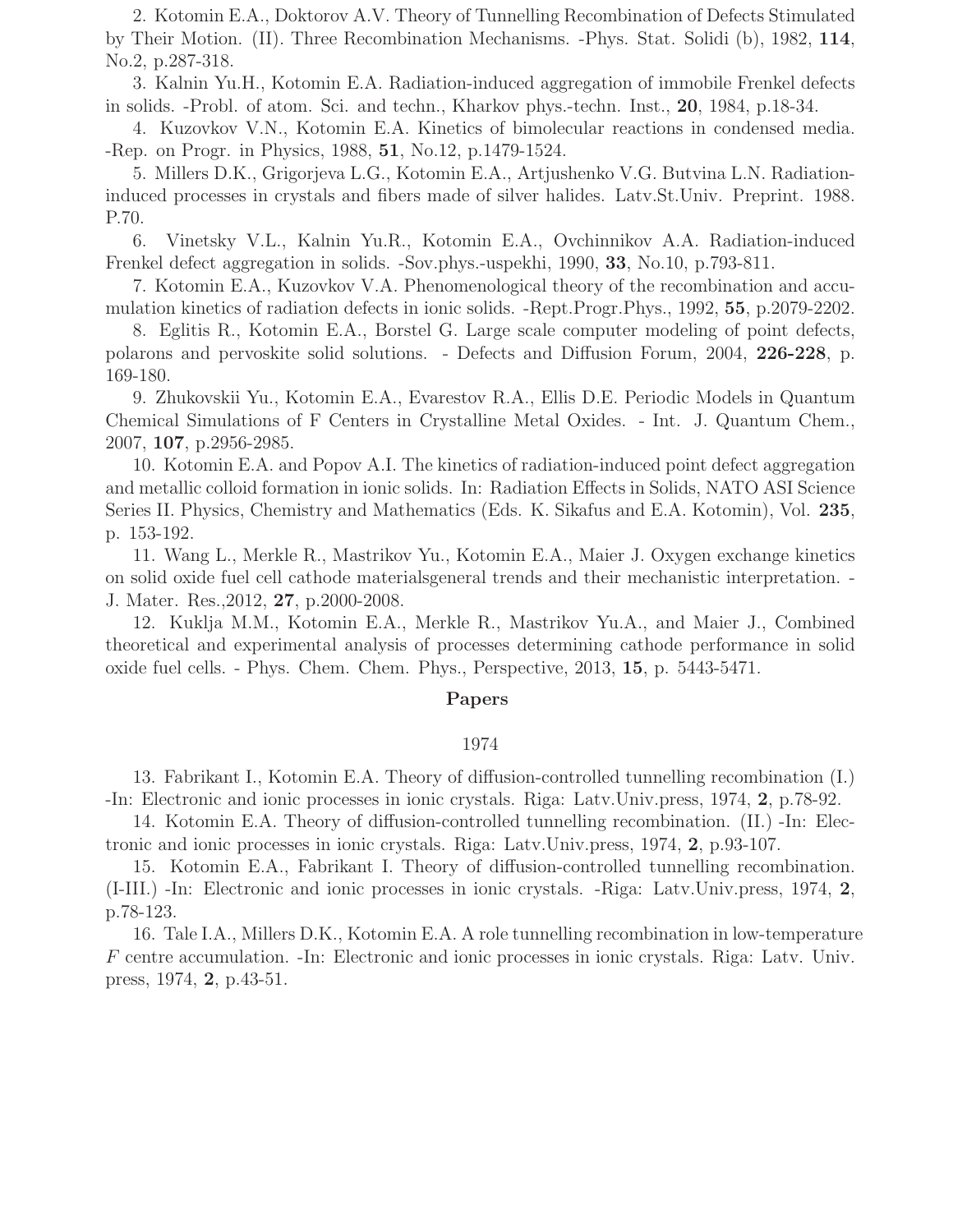2. Kotomin E.A., Doktorov A.V. Theory of Tunnelling Recombination of Defects Stimulated by Their Motion. (II). Three Recombination Mechanisms. -Phys. Stat. Solidi (b), 1982, **114**, No.2, p.287-318.

3. Kalnin Yu.H., Kotomin E.A. Radiation-induced aggregation of immobile Frenkel defects in solids. -Probl. of atom. Sci. and techn., Kharkov phys.-techn. Inst., **20**, 1984, p.18-34.

4. Kuzovkov V.N., Kotomin E.A. Kinetics of bimolecular reactions in condensed media. -Rep. on Progr. in Physics, 1988, **51**, No.12, p.1479-1524.

5. Millers D.K., Grigorjeva L.G., Kotomin E.A., Artjushenko V.G. Butvina L.N. Radiation-induced processes in crystals and fibers made of silver halides. Latv.St.Univ. Preprint. 1988. P.70.

6. Vinetsky V.L., Kalnin Yu.R., Kotomin E.A., Ovchinnikov A.A. Radiation-induced Frenkel defect aggregation in solids. -Sov.phys.-uspekhi, 1990, **33**, No.10, p.793-811.

7. Kotomin E.A., Kuzovkov V.A. Phenomenological theory of the recombination and accumulation kinetics of radiation defects in ionic solids. -Rept.Progr.Phys., 1992, **55**, p.2079-2202.

8. Eglitis R., Kotomin E.A., Borstel G. Large scale computer modeling of point defects, polarons and pervoskite solid solutions. - Defects and Diffusion Forum, 2004, **226-228**, p. 169-180.

9. Zhukovskii Yu., Kotomin E.A., Evarestov R.A., Ellis D.E. Periodic Models in Quantum Chemical Simulations of F Centers in Crystalline Metal Oxides. - Int. J. Quantum Chem., 2007, **107**, p.2956-2985.

10. Kotomin E.A. and Popov A.I. The kinetics of radiation-induced point defect aggregation and metallic colloid formation in ionic solids. In: Radiation Effects in Solids, NATO ASI Science Series II. Physics, Chemistry and Mathematics (Eds. K. Sikafus and E.A. Kotomin), Vol. **235**, p. 153-192.

11. Wang L., Merkle R., Mastrikov Yu., Kotomin E.A., Maier J. Oxygen exchange kinetics on solid oxide fuel cell cathode materialsgeneral trends and their mechanistic interpretation. - J. Mater. Res.,2012, **27**, p.2000-2008.

12. Kuklja M.M., Kotomin E.A., Merkle R., Mastrikov Yu.A., and Maier J., Combined theoretical and experimental analysis of processes determining cathode performance in solid oxide fuel cells. - Phys. Chem. Chem. Phys., Perspective, 2013, **15**, p. 5443-5471.

## Papers

### 1974

13. Fabrikant I., Kotomin E.A. Theory of diffusion-controlled tunnelling recombination (I.) -In: Electronic and ionic processes in ionic crystals. Riga: Latv.Univ.press, 1974, **2**, p.78-92.

14. Kotomin E.A. Theory of diffusion-controlled tunnelling recombination. (II.) -In: Electronic and ionic processes in ionic crystals. Riga: Latv.Univ.press, 1974, **2**, p.93-107.

15. Kotomin E.A., Fabrikant I. Theory of diffusion-controlled tunnelling recombination. (I-III.) -In: Electronic and ionic processes in ionic crystals. -Riga: Latv.Univ.press, 1974, **2**, p.78-123.

16. Tale I.A., Millers D.K., Kotomin E.A. A role tunnelling recombination in low-temperature *F* centre accumulation. -In: Electronic and ionic processes in ionic crystals. Riga: Latv. Univ. press, 1974, **2**, p.43-51.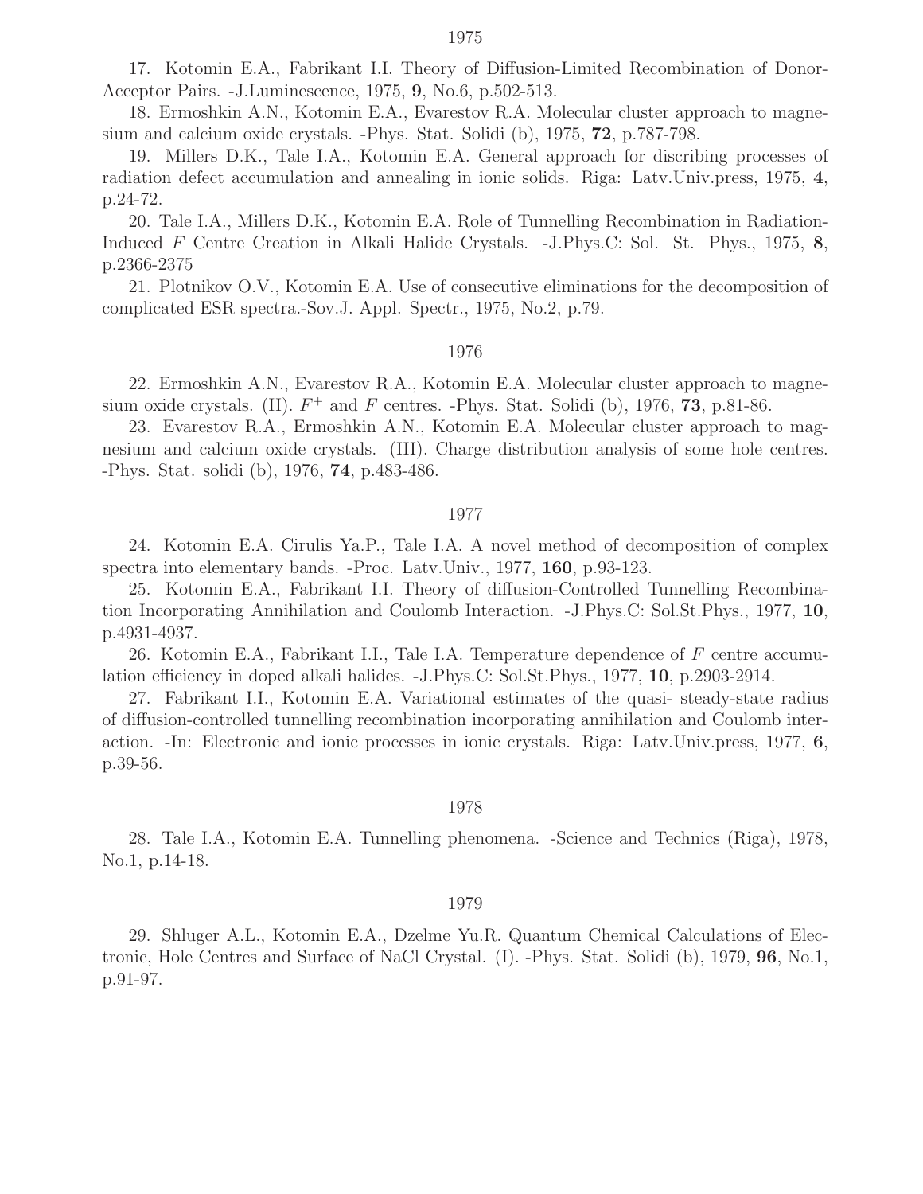1975

17. Kotomin E.A., Fabrikant I.I. Theory of Diffusion-Limited Recombination of Donor-Acceptor Pairs. -J.Luminescence, 1975, **9**, No.6, p.502-513.

18. Ermoshkin A.N., Kotomin E.A., Evarestov R.A. Molecular cluster approach to magnesium and calcium oxide crystals. -Phys. Stat. Solidi (b), 1975, **72**, p.787-798.

19. Millers D.K., Tale I.A., Kotomin E.A. General approach for discribing processes of radiation defect accumulation and annealing in ionic solids. Riga: Latv.Univ.press, 1975, **4**, p.24-72.

20. Tale I.A., Millers D.K., Kotomin E.A. Role of Tunnelling Recombination in Radiation-Induced $F$ Centre Creation in Alkali Halide Crystals. -J.Phys.C: Sol. St. Phys., 1975, **8**, p.2366-2375

21. Plotnikov O.V., Kotomin E.A. Use of consecutive eliminations for the decomposition of complicated ESR spectra.-Sov.J. Appl. Spectr., 1975, No.2, p.79.

1976

22. Ermoshkin A.N., Evarestov R.A., Kotomin E.A. Molecular cluster approach to magnesium oxide crystals. (II). $F^+$ and $F$ centres. -Phys. Stat. Solidi (b), 1976, **73**, p.81-86.

23. Evarestov R.A., Ermoshkin A.N., Kotomin E.A. Molecular cluster approach to magnesium and calcium oxide crystals. (III). Charge distribution analysis of some hole centres. -Phys. Stat. solidi (b), 1976, **74**, p.483-486.

1977

24. Kotomin E.A. Cirulis Ya.P., Tale I.A. A novel method of decomposition of complex spectra into elementary bands. -Proc. Latv.Univ., 1977, **160**, p.93-123.

25. Kotomin E.A., Fabrikant I.I. Theory of diffusion-Controlled Tunnelling Recombination Incorporating Annihilation and Coulomb Interaction. -J.Phys.C: Sol.St.Phys., 1977, **10**, p.4931-4937.

26. Kotomin E.A., Fabrikant I.I., Tale I.A. Temperature dependence of $F$ centre accumulation efficiency in doped alkali halides. -J.Phys.C: Sol.St.Phys., 1977, **10**, p.2903-2914.

27. Fabrikant I.I., Kotomin E.A. Variational estimates of the quasi- steady-state radius of diffusion-controlled tunnelling recombination incorporating annihilation and Coulomb interaction. -In: Electronic and ionic processes in ionic crystals. Riga: Latv.Univ.press, 1977, **6**, p.39-56.

1978

28. Tale I.A., Kotomin E.A. Tunnelling phenomena. -Science and Technics (Riga), 1978, No.1, p.14-18.

1979

29. Shluger A.L., Kotomin E.A., Dzelme Yu.R. Quantum Chemical Calculations of Electronic, Hole Centres and Surface of NaCl Crystal. (I). -Phys. Stat. Solidi (b), 1979, **96**, No.1, p.91-97.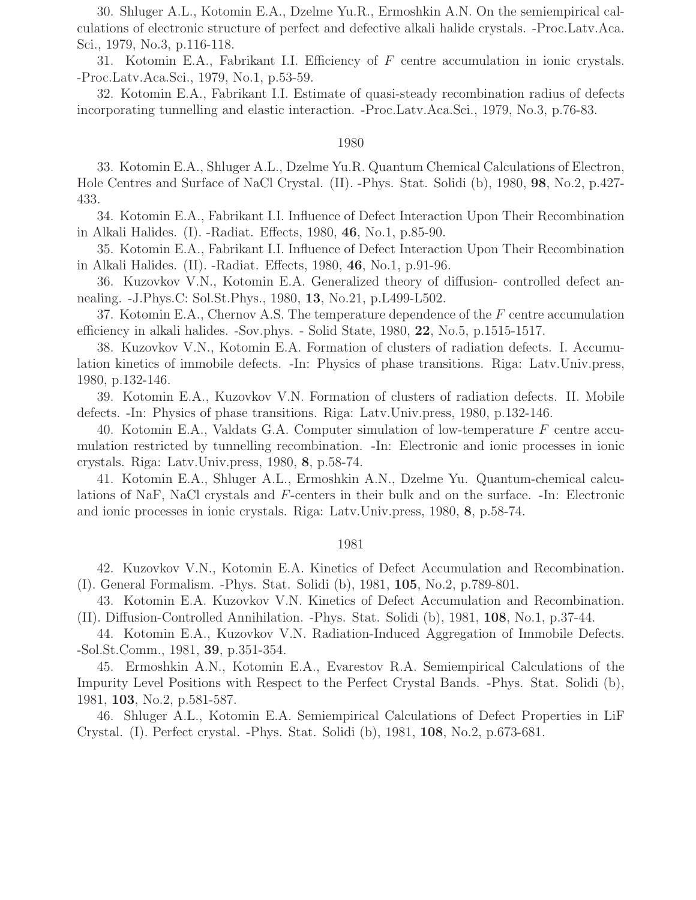30. Shluger A.L., Kotomin E.A., Dzelme Yu.R., Ermoshkin A.N. On the semiempirical calculations of electronic structure of perfect and defective alkali halide crystals. -Proc.Latv.Aca. Sci., 1979, No.3, p.116-118.

31. Kotomin E.A., Fabrikant I.I. Efficiency of $F$ centre accumulation in ionic crystals. -Proc.Latv.Aca.Sci., 1979, No.1, p.53-59.

32. Kotomin E.A., Fabrikant I.I. Estimate of quasi-steady recombination radius of defects incorporating tunnelling and elastic interaction. -Proc.Latv.Aca.Sci., 1979, No.3, p.76-83.

1980

33. Kotomin E.A., Shluger A.L., Dzelme Yu.R. Quantum Chemical Calculations of Electron, Hole Centres and Surface of NaCl Crystal. (II). -Phys. Stat. Solidi (b), 1980, **98**, No.2, p.427-433.

34. Kotomin E.A., Fabrikant I.I. Influence of Defect Interaction Upon Their Recombination in Alkali Halides. (I). -Radiat. Effects, 1980, **46**, No.1, p.85-90.

35. Kotomin E.A., Fabrikant I.I. Influence of Defect Interaction Upon Their Recombination in Alkali Halides. (II). -Radiat. Effects, 1980, **46**, No.1, p.91-96.

36. Kuzovkov V.N., Kotomin E.A. Generalized theory of diffusion- controlled defect annealing. -J.Phys.C: Sol.St.Phys., 1980, **13**, No.21, p.L499-L502.

37. Kotomin E.A., Chernov A.S. The temperature dependence of the $F$ centre accumulation efficiency in alkali halides. -Sov.phys. - Solid State, 1980, **22**, No.5, p.1515-1517.

38. Kuzovkov V.N., Kotomin E.A. Formation of clusters of radiation defects. I. Accumulation kinetics of immobile defects. -In: Physics of phase transitions. Riga: Latv.Univ.press, 1980, p.132-146.

39. Kotomin E.A., Kuzovkov V.N. Formation of clusters of radiation defects. II. Mobile defects. -In: Physics of phase transitions. Riga: Latv.Univ.press, 1980, p.132-146.

40. Kotomin E.A., Valdats G.A. Computer simulation of low-temperature $F$ centre accumulation restricted by tunnelling recombination. -In: Electronic and ionic processes in ionic crystals. Riga: Latv.Univ.press, 1980, **8**, p.58-74.

41. Kotomin E.A., Shluger A.L., Ermoshkin A.N., Dzelme Yu. Quantum-chemical calculations of NaF, NaCl crystals and $F$-centers in their bulk and on the surface. -In: Electronic and ionic processes in ionic crystals. Riga: Latv.Univ.press, 1980, **8**, p.58-74.

1981

42. Kuzovkov V.N., Kotomin E.A. Kinetics of Defect Accumulation and Recombination. (I). General Formalism. -Phys. Stat. Solidi (b), 1981, **105**, No.2, p.789-801.

43. Kotomin E.A. Kuzovkov V.N. Kinetics of Defect Accumulation and Recombination. (II). Diffusion-Controlled Annihilation. -Phys. Stat. Solidi (b), 1981, **108**, No.1, p.37-44.

44. Kotomin E.A., Kuzovkov V.N. Radiation-Induced Aggregation of Immobile Defects. -Sol.St.Comm., 1981, **39**, p.351-354.

45. Ermoshkin A.N., Kotomin E.A., Evarestov R.A. Semiempirical Calculations of the Impurity Level Positions with Respect to the Perfect Crystal Bands. -Phys. Stat. Solidi (b), 1981, **103**, No.2, p.581-587.

46. Shluger A.L., Kotomin E.A. Semiempirical Calculations of Defect Properties in LiF Crystal. (I). Perfect crystal. -Phys. Stat. Solidi (b), 1981, **108**, No.2, p.673-681.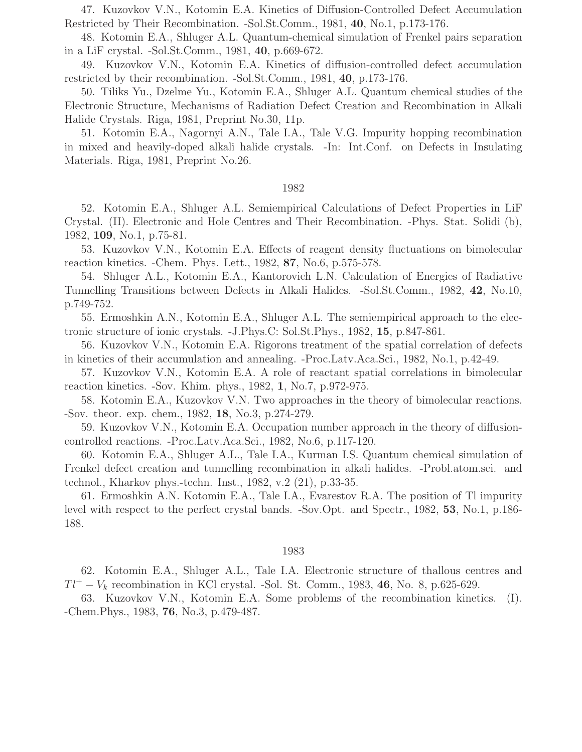47. Kuzovkov V.N., Kotomin E.A. Kinetics of Diffusion-Controlled Defect Accumulation Restricted by Their Recombination. -Sol.St.Comm., 1981, **40**, No.1, p.173-176.

48. Kotomin E.A., Shluger A.L. Quantum-chemical simulation of Frenkel pairs separation in a LiF crystal. -Sol.St.Comm., 1981, **40**, p.669-672.

49. Kuzovkov V.N., Kotomin E.A. Kinetics of diffusion-controlled defect accumulation restricted by their recombination. -Sol.St.Comm., 1981, **40**, p.173-176.

50. Tiliks Yu., Dzelme Yu., Kotomin E.A., Shluger A.L. Quantum chemical studies of the Electronic Structure, Mechanisms of Radiation Defect Creation and Recombination in Alkali Halide Crystals. Riga, 1981, Preprint No.30, 11p.

51. Kotomin E.A., Nagornyi A.N., Tale I.A., Tale V.G. Impurity hopping recombination in mixed and heavily-doped alkali halide crystals. -In: Int.Conf. on Defects in Insulating Materials. Riga, 1981, Preprint No.26.

1982

52. Kotomin E.A., Shluger A.L. Semiempirical Calculations of Defect Properties in LiF Crystal. (II). Electronic and Hole Centres and Their Recombination. -Phys. Stat. Solidi (b), 1982, **109**, No.1, p.75-81.

53. Kuzovkov V.N., Kotomin E.A. Effects of reagent density fluctuations on bimolecular reaction kinetics. -Chem. Phys. Lett., 1982, **87**, No.6, p.575-578.

54. Shluger A.L., Kotomin E.A., Kantorovich L.N. Calculation of Energies of Radiative Tunnelling Transitions between Defects in Alkali Halides. -Sol.St.Comm., 1982, **42**, No.10, p.749-752.

55. Ermoshkin A.N., Kotomin E.A., Shluger A.L. The semiempirical approach to the electronic structure of ionic crystals. -J.Phys.C: Sol.St.Phys., 1982, **15**, p.847-861.

56. Kuzovkov V.N., Kotomin E.A. Rigorons treatment of the spatial correlation of defects in kinetics of their accumulation and annealing. -Proc.Latv.Aca.Sci., 1982, No.1, p.42-49.

57. Kuzovkov V.N., Kotomin E.A. A role of reactant spatial correlations in bimolecular reaction kinetics. -Sov. Khim. phys., 1982, **1**, No.7, p.972-975.

58. Kotomin E.A., Kuzovkov V.N. Two approaches in the theory of bimolecular reactions. -Sov. theor. exp. chem., 1982, **18**, No.3, p.274-279.

59. Kuzovkov V.N., Kotomin E.A. Occupation number approach in the theory of diffusion-controlled reactions. -Proc.Latv.Aca.Sci., 1982, No.6, p.117-120.

60. Kotomin E.A., Shluger A.L., Tale I.A., Kurman I.S. Quantum chemical simulation of Frenkel defect creation and tunnelling recombination in alkali halides. -Probl.atom.sci. and technol., Kharkov phys.-techn. Inst., 1982, v.2 (21), p.33-35.

61. Ermoshkin A.N. Kotomin E.A., Tale I.A., Evarestov R.A. The position of Tl impurity level with respect to the perfect crystal bands. -Sov.Opt. and Spectr., 1982, **53**, No.1, p.186-188.

1983

62. Kotomin E.A., Shluger A.L., Tale I.A. Electronic structure of thallous centres and $Tl^{+} - V_{k}$ recombination in KCl crystal. -Sol. St. Comm., 1983, **46**, No. 8, p.625-629.

63. Kuzovkov V.N., Kotomin E.A. Some problems of the recombination kinetics. (I). -Chem.Phys., 1983, **76**, No.3, p.479-487.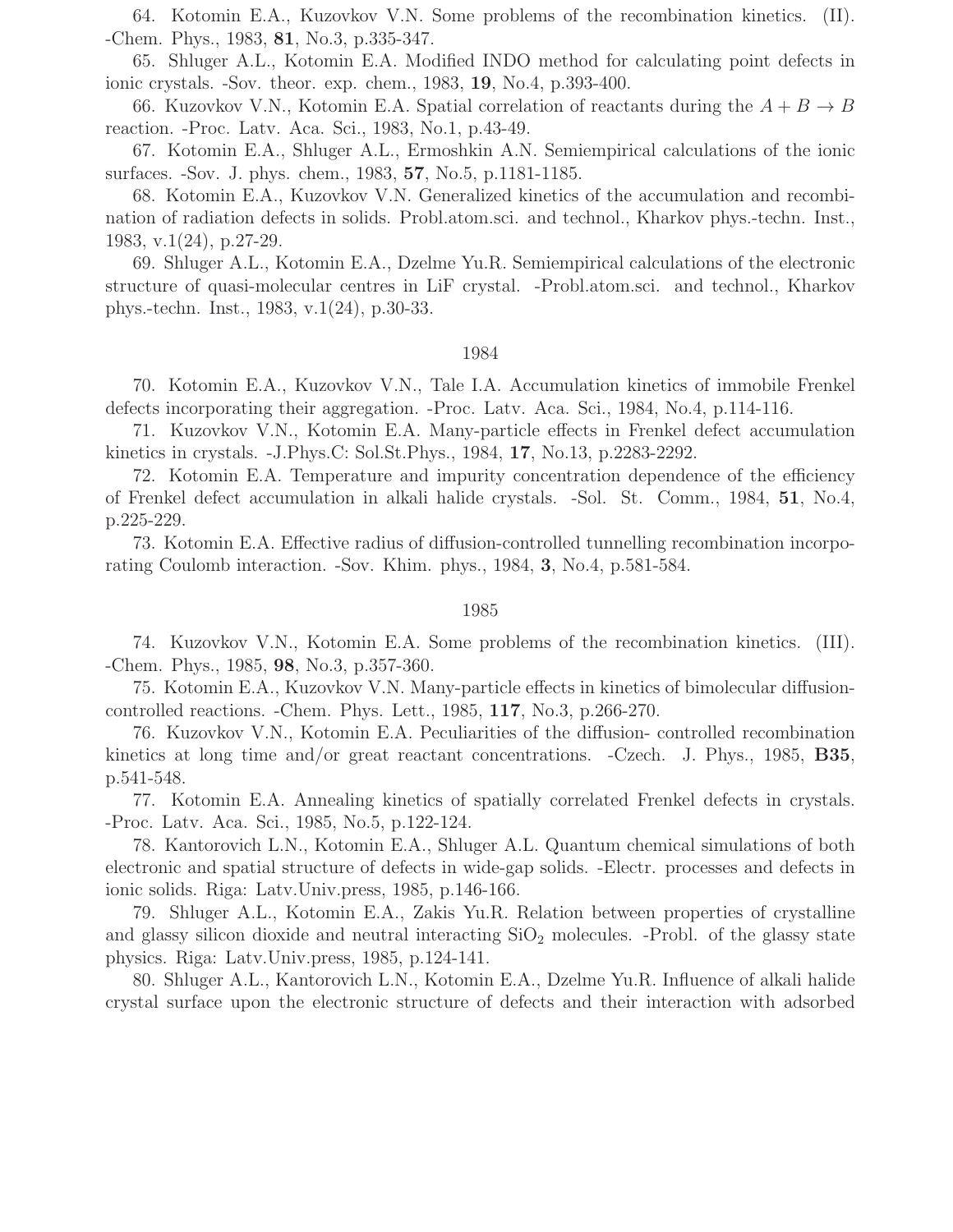64. Kotomin E.A., Kuzovkov V.N. Some problems of the recombination kinetics. (II). -Chem. Phys., 1983, **81**, No.3, p.335-347.

65. Shluger A.L., Kotomin E.A. Modified INDO method for calculating point defects in ionic crystals. -Sov. theor. exp. chem., 1983, **19**, No.4, p.393-400.

66. Kuzovkov V.N., Kotomin E.A. Spatial correlation of reactants during the $A + B \rightarrow B$ reaction. -Proc. Latv. Aca. Sci., 1983, No.1, p.43-49.

67. Kotomin E.A., Shluger A.L., Ermoshkin A.N. Semiempirical calculations of the ionic surfaces. -Sov. J. phys. chem., 1983, **57**, No.5, p.1181-1185.

68. Kotomin E.A., Kuzovkov V.N. Generalized kinetics of the accumulation and recombination of radiation defects in solids. Probl.atom.sci. and technol., Kharkov phys.-techn. Inst., 1983, v.1(24), p.27-29.

69. Shluger A.L., Kotomin E.A., Dzelme Yu.R. Semiempirical calculations of the electronic structure of quasi-molecular centres in LiF crystal. -Probl.atom.sci. and technol., Kharkov phys.-techn. Inst., 1983, v.1(24), p.30-33.

## 1984

70. Kotomin E.A., Kuzovkov V.N., Tale I.A. Accumulation kinetics of immobile Frenkel defects incorporating their aggregation. -Proc. Latv. Aca. Sci., 1984, No.4, p.114-116.

71. Kuzovkov V.N., Kotomin E.A. Many-particle effects in Frenkel defect accumulation kinetics in crystals. -J.Phys.C: Sol.St.Phys., 1984, **17**, No.13, p.2283-2292.

72. Kotomin E.A. Temperature and impurity concentration dependence of the efficiency of Frenkel defect accumulation in alkali halide crystals. -Sol. St. Comm., 1984, **51**, No.4, p.225-229.

73. Kotomin E.A. Effective radius of diffusion-controlled tunnelling recombination incorporating Coulomb interaction. -Sov. Khim. phys., 1984, **3**, No.4, p.581-584.

## 1985

74. Kuzovkov V.N., Kotomin E.A. Some problems of the recombination kinetics. (III). -Chem. Phys., 1985, **98**, No.3, p.357-360.

75. Kotomin E.A., Kuzovkov V.N. Many-particle effects in kinetics of bimolecular diffusion-controlled reactions. -Chem. Phys. Lett., 1985, **117**, No.3, p.266-270.

76. Kuzovkov V.N., Kotomin E.A. Peculiarities of the diffusion- controlled recombination kinetics at long time and/or great reactant concentrations. -Czech. J. Phys., 1985, **B35**, p.541-548.

77. Kotomin E.A. Annealing kinetics of spatially correlated Frenkel defects in crystals. -Proc. Latv. Aca. Sci., 1985, No.5, p.122-124.

78. Kantorovich L.N., Kotomin E.A., Shluger A.L. Quantum chemical simulations of both electronic and spatial structure of defects in wide-gap solids. -Electr. processes and defects in ionic solids. Riga: Latv.Univ.press, 1985, p.146-166.

79. Shluger A.L., Kotomin E.A., Zakis Yu.R. Relation between properties of crystalline and glassy silicon dioxide and neutral interacting $SiO_2$ molecules. -Probl. of the glassy state physics. Riga: Latv.Univ.press, 1985, p.124-141.

80. Shluger A.L., Kantorovich L.N., Kotomin E.A., Dzelme Yu.R. Influence of alkali halide crystal surface upon the electronic structure of defects and their interaction with adsorbed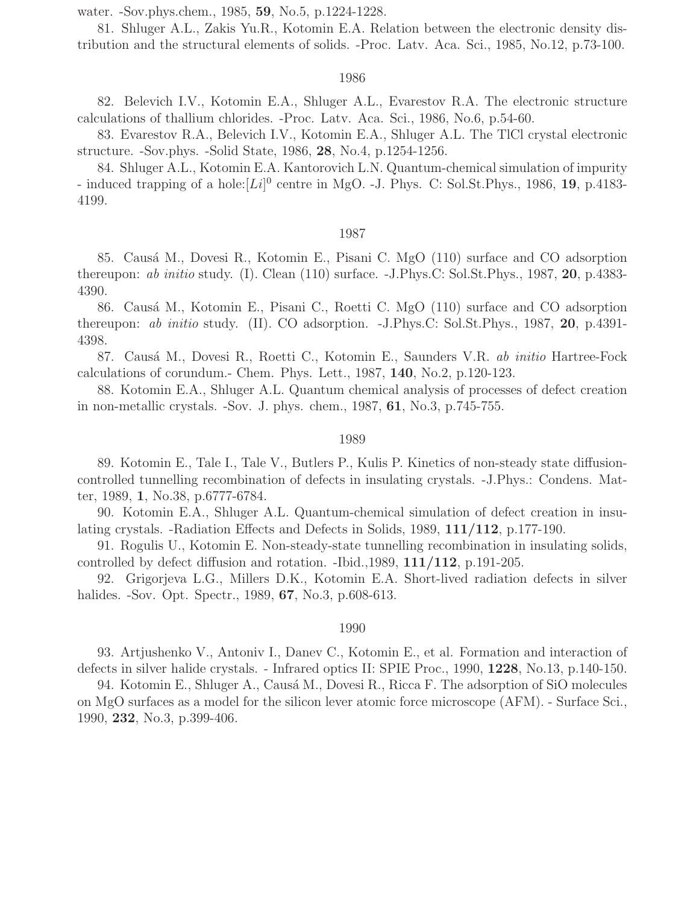water. -Sov.phys.chem., 1985, **59**, No.5, p.1224-1228.

81. Shluger A.L., Zakis Yu.R., Kotomin E.A. Relation between the electronic density distribution and the structural elements of solids. -Proc. Latv. Aca. Sci., 1985, No.12, p.73-100.

1986

82. Belevich I.V., Kotomin E.A., Shluger A.L., Evarestov R.A. The electronic structure calculations of thallium chlorides. -Proc. Latv. Aca. Sci., 1986, No.6, p.54-60.

83. Evarestov R.A., Belevich I.V., Kotomin E.A., Shluger A.L. The TlCl crystal electronic structure. -Sov.phys. -Solid State, 1986, **28**, No.4, p.1254-1256.

84. Shluger A.L., Kotomin E.A. Kantorovich L.N. Quantum-chemical simulation of impurity - induced trapping of a hole:$[Li]^0$ centre in MgO. -J. Phys. C: Sol.St.Phys., 1986, **19**, p.4183-4199.

1987

85. Causá M., Dovesi R., Kotomin E., Pisani C. MgO (110) surface and CO adsorption thereupon: *ab initio* study. (I). Clean (110) surface. -J.Phys.C: Sol.St.Phys., 1987, **20**, p.4383-4390.

86. Causá M., Kotomin E., Pisani C., Roetti C. MgO (110) surface and CO adsorption thereupon: *ab initio* study. (II). CO adsorption. -J.Phys.C: Sol.St.Phys., 1987, **20**, p.4391-4398.

87. Causá M., Dovesi R., Roetti C., Kotomin E., Saunders V.R. *ab initio* Hartree-Fock calculations of corundum.- Chem. Phys. Lett., 1987, **140**, No.2, p.120-123.

88. Kotomin E.A., Shluger A.L. Quantum chemical analysis of processes of defect creation in non-metallic crystals. -Sov. J. phys. chem., 1987, **61**, No.3, p.745-755.

1989

89. Kotomin E., Tale I., Tale V., Butlers P., Kulis P. Kinetics of non-steady state diffusion-controlled tunnelling recombination of defects in insulating crystals. -J.Phys.: Condens. Matter, 1989, **1**, No.38, p.6777-6784.

90. Kotomin E.A., Shluger A.L. Quantum-chemical simulation of defect creation in insulating crystals. -Radiation Effects and Defects in Solids, 1989, **111/112**, p.177-190.

91. Rogulis U., Kotomin E. Non-steady-state tunnelling recombination in insulating solids, controlled by defect diffusion and rotation. -Ibid.,1989, **111/112**, p.191-205.

92. Grigorjeva L.G., Millers D.K., Kotomin E.A. Short-lived radiation defects in silver halides. -Sov. Opt. Spectr., 1989, **67**, No.3, p.608-613.

1990

93. Artjushenko V., Antoniv I., Danev C., Kotomin E., et al. Formation and interaction of defects in silver halide crystals. - Infrared optics II: SPIE Proc., 1990, **1228**, No.13, p.140-150.

94. Kotomin E., Shluger A., Causá M., Dovesi R., Ricca F. The adsorption of SiO molecules on MgO surfaces as a model for the silicon lever atomic force microscope (AFM). - Surface Sci., 1990, **232**, No.3, p.399-406.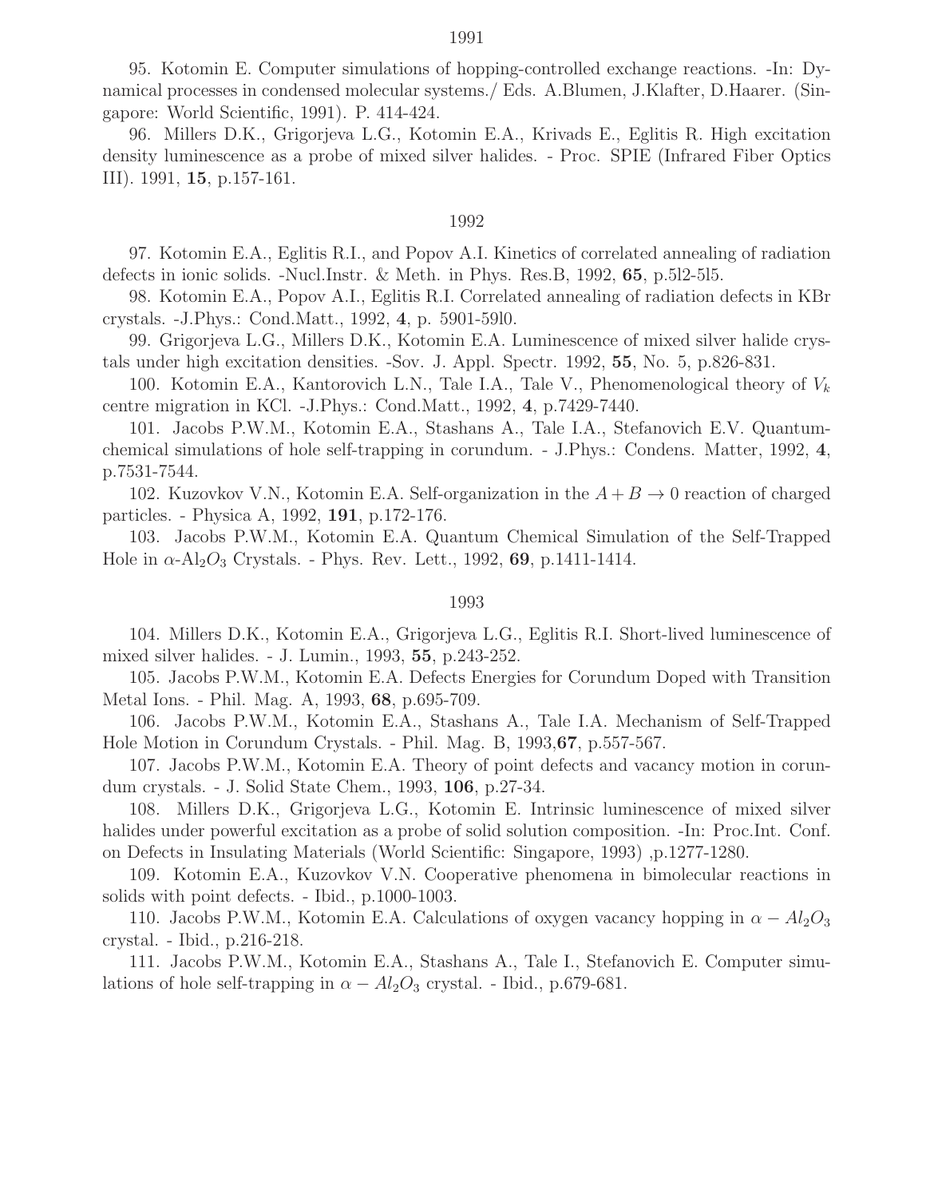1991

95. Kotomin E. Computer simulations of hopping-controlled exchange reactions. -In: Dynamical processes in condensed molecular systems./ Eds. A.Blumen, J.Klafter, D.Haarer. (Singapore: World Scientific, 1991). P. 414-424.

96. Millers D.K., Grigorjeva L.G., Kotomin E.A., Krivads E., Eglitis R. High excitation density luminescence as a probe of mixed silver halides. - Proc. SPIE (Infrared Fiber Optics III). 1991, **15**, p.157-161.

1992

97. Kotomin E.A., Eglitis R.I., and Popov A.I. Kinetics of correlated annealing of radiation defects in ionic solids. -Nucl.Instr. & Meth. in Phys. Res.B, 1992, **65**, p.5l2-5l5.

98. Kotomin E.A., Popov A.I., Eglitis R.I. Correlated annealing of radiation defects in KBr crystals. -J.Phys.: Cond.Matt., 1992, **4**, p. 5901-59l0.

99. Grigorjeva L.G., Millers D.K., Kotomin E.A. Luminescence of mixed silver halide crystals under high excitation densities. -Sov. J. Appl. Spectr. 1992, **55**, No. 5, p.826-831.

100. Kotomin E.A., Kantorovich L.N., Tale I.A., Tale V., Phenomenological theory of $V_k$ centre migration in KCl. -J.Phys.: Cond.Matt., 1992, **4**, p.7429-7440.

101. Jacobs P.W.M., Kotomin E.A., Stashans A., Tale I.A., Stefanovich E.V. Quantum-chemical simulations of hole self-trapping in corundum. - J.Phys.: Condens. Matter, 1992, **4**, p.7531-7544.

102. Kuzovkov V.N., Kotomin E.A. Self-organization in the $A + B \rightarrow 0$ reaction of charged particles. - Physica A, 1992, **191**, p.172-176.

103. Jacobs P.W.M., Kotomin E.A. Quantum Chemical Simulation of the Self-Trapped Hole in $\alpha$-$Al_2O_3$ Crystals. - Phys. Rev. Lett., 1992, **69**, p.1411-1414.

1993

104. Millers D.K., Kotomin E.A., Grigorjeva L.G., Eglitis R.I. Short-lived luminescence of mixed silver halides. - J. Lumin., 1993, **55**, p.243-252.

105. Jacobs P.W.M., Kotomin E.A. Defects Energies for Corundum Doped with Transition Metal Ions. - Phil. Mag. A, 1993, **68**, p.695-709.

106. Jacobs P.W.M., Kotomin E.A., Stashans A., Tale I.A. Mechanism of Self-Trapped Hole Motion in Corundum Crystals. - Phil. Mag. B, 1993,**67**, p.557-567.

107. Jacobs P.W.M., Kotomin E.A. Theory of point defects and vacancy motion in corundum crystals. - J. Solid State Chem., 1993, **106**, p.27-34.

108. Millers D.K., Grigorjeva L.G., Kotomin E. Intrinsic luminescence of mixed silver halides under powerful excitation as a probe of solid solution composition. -In: Proc.Int. Conf. on Defects in Insulating Materials (World Scientific: Singapore, 1993) ,p.1277-1280.

109. Kotomin E.A., Kuzovkov V.N. Cooperative phenomena in bimolecular reactions in solids with point defects. - Ibid., p.1000-1003.

110. Jacobs P.W.M., Kotomin E.A. Calculations of oxygen vacancy hopping in $\alpha - Al_2O_3$ crystal. - Ibid., p.216-218.

111. Jacobs P.W.M., Kotomin E.A., Stashans A., Tale I., Stefanovich E. Computer simulations of hole self-trapping in $\alpha - Al_2O_3$ crystal. - Ibid., p.679-681.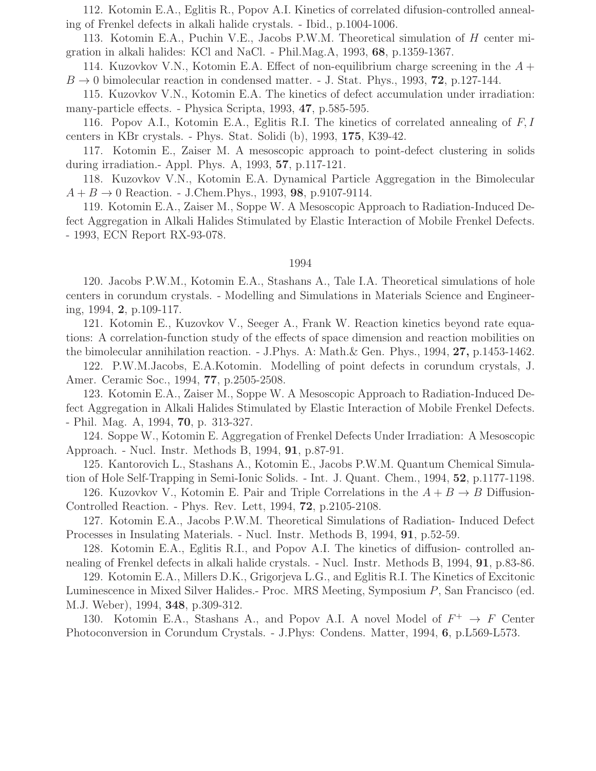112. Kotomin E.A., Eglitis R., Popov A.I. Kinetics of correlated difusion-controlled annealing of Frenkel defects in alkali halide crystals. - Ibid., p.1004-1006.

113. Kotomin E.A., Puchin V.E., Jacobs P.W.M. Theoretical simulation of $H$ center migration in alkali halides: KCl and NaCl. - Phil.Mag.A, 1993, **68**, p.1359-1367.

114. Kuzovkov V.N., Kotomin E.A. Effect of non-equilibrium charge screening in the $A + B \rightarrow 0$ bimolecular reaction in condensed matter. - J. Stat. Phys., 1993, **72**, p.127-144.

115. Kuzovkov V.N., Kotomin E.A. The kinetics of defect accumulation under irradiation: many-particle effects. - Physica Scripta, 1993, **47**, p.585-595.

116. Popov A.I., Kotomin E.A., Eglitis R.I. The kinetics of correlated annealing of $F, I$ centers in KBr crystals. - Phys. Stat. Solidi (b), 1993, **175**, K39-42.

117. Kotomin E., Zaiser M. A mesoscopic approach to point-defect clustering in solids during irradiation.- Appl. Phys. A, 1993, **57**, p.117-121.

118. Kuzovkov V.N., Kotomin E.A. Dynamical Particle Aggregation in the Bimolecular $A + B \rightarrow 0$ Reaction. - J.Chem.Phys., 1993, **98**, p.9107-9114.

119. Kotomin E.A., Zaiser M., Soppe W. A Mesoscopic Approach to Radiation-Induced Defect Aggregation in Alkali Halides Stimulated by Elastic Interaction of Mobile Frenkel Defects. - 1993, ECN Report RX-93-078.

1994

120. Jacobs P.W.M., Kotomin E.A., Stashans A., Tale I.A. Theoretical simulations of hole centers in corundum crystals. - Modelling and Simulations in Materials Science and Engineering, 1994, **2**, p.109-117.

121. Kotomin E., Kuzovkov V., Seeger A., Frank W. Reaction kinetics beyond rate equations: A correlation-function study of the effects of space dimension and reaction mobilities on the bimolecular annihilation reaction. - J.Phys. A: Math.& Gen. Phys., 1994, **27,** p.1453-1462.

122. P.W.M.Jacobs, E.A.Kotomin. Modelling of point defects in corundum crystals, J. Amer. Ceramic Soc., 1994, **77**, p.2505-2508.

123. Kotomin E.A., Zaiser M., Soppe W. A Mesoscopic Approach to Radiation-Induced Defect Aggregation in Alkali Halides Stimulated by Elastic Interaction of Mobile Frenkel Defects. - Phil. Mag. A, 1994, **70**, p. 313-327.

124. Soppe W., Kotomin E. Aggregation of Frenkel Defects Under Irradiation: A Mesoscopic Approach. - Nucl. Instr. Methods B, 1994, **91**, p.87-91.

125. Kantorovich L., Stashans A., Kotomin E., Jacobs P.W.M. Quantum Chemical Simulation of Hole Self-Trapping in Semi-Ionic Solids. - Int. J. Quant. Chem., 1994, **52**, p.1177-1198.

126. Kuzovkov V., Kotomin E. Pair and Triple Correlations in the $A + B \rightarrow B$ Diffusion-Controlled Reaction. - Phys. Rev. Lett, 1994, **72**, p.2105-2108.

127. Kotomin E.A., Jacobs P.W.M. Theoretical Simulations of Radiation- Induced Defect Processes in Insulating Materials. - Nucl. Instr. Methods B, 1994, **91**, p.52-59.

128. Kotomin E.A., Eglitis R.I., and Popov A.I. The kinetics of diffusion- controlled annealing of Frenkel defects in alkali halide crystals. - Nucl. Instr. Methods B, 1994, **91**, p.83-86.

129. Kotomin E.A., Millers D.K., Grigorjeva L.G., and Eglitis R.I. The Kinetics of Excitonic Luminescence in Mixed Silver Halides.- Proc. MRS Meeting, Symposium $P$, San Francisco (ed. M.J. Weber), 1994, **348**, p.309-312.

130. Kotomin E.A., Stashans A., and Popov A.I. A novel Model of $F^+ \rightarrow F$ Center Photoconversion in Corundum Crystals. - J.Phys: Condens. Matter, 1994, **6**, p.L569-L573.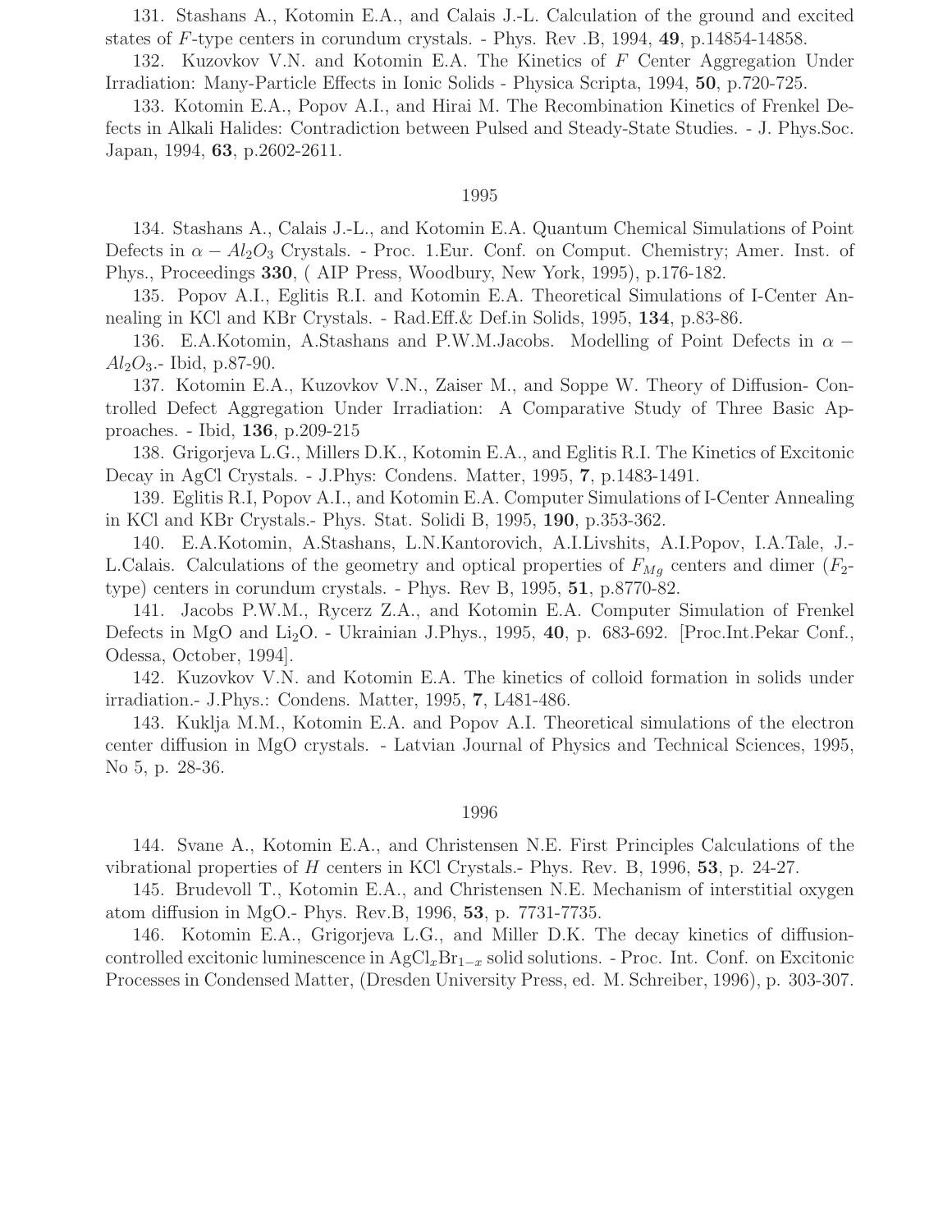131. Stashans A., Kotomin E.A., and Calais J.-L. Calculation of the ground and excited states of *F*-type centers in corundum crystals. - Phys. Rev .B, 1994, **49**, p.14854-14858.

132. Kuzovkov V.N. and Kotomin E.A. The Kinetics of *F* Center Aggregation Under Irradiation: Many-Particle Effects in Ionic Solids - Physica Scripta, 1994, **50**, p.720-725.

133. Kotomin E.A., Popov A.I., and Hirai M. The Recombination Kinetics of Frenkel Defects in Alkali Halides: Contradiction between Pulsed and Steady-State Studies. - J. Phys.Soc. Japan, 1994, **63**, p.2602-2611.

1995

134. Stashans A., Calais J.-L., and Kotomin E.A. Quantum Chemical Simulations of Point Defects in $\alpha - Al_2O_3$ Crystals. - Proc. 1.Eur. Conf. on Comput. Chemistry; Amer. Inst. of Phys., Proceedings **330**, ( AIP Press, Woodbury, New York, 1995), p.176-182.

135. Popov A.I., Eglitis R.I. and Kotomin E.A. Theoretical Simulations of I-Center Annealing in KCl and KBr Crystals. - Rad.Eff.& Def.in Solids, 1995, **134**, p.83-86.

136. E.A.Kotomin, A.Stashans and P.W.M.Jacobs. Modelling of Point Defects in $\alpha - Al_2O_3$.- Ibid, p.87-90.

137. Kotomin E.A., Kuzovkov V.N., Zaiser M., and Soppe W. Theory of Diffusion- Controlled Defect Aggregation Under Irradiation: A Comparative Study of Three Basic Approaches. - Ibid, **136**, p.209-215

138. Grigorjeva L.G., Millers D.K., Kotomin E.A., and Eglitis R.I. The Kinetics of Excitonic Decay in AgCl Crystals. - J.Phys: Condens. Matter, 1995, **7**, p.1483-1491.

139. Eglitis R.I, Popov A.I., and Kotomin E.A. Computer Simulations of I-Center Annealing in KCl and KBr Crystals.- Phys. Stat. Solidi B, 1995, **190**, p.353-362.

140. E.A.Kotomin, A.Stashans, L.N.Kantorovich, A.I.Livshits, A.I.Popov, I.A.Tale, J.-L.Calais. Calculations of the geometry and optical properties of $F_{Mg}$ centers and dimer ($F_2$-type) centers in corundum crystals. - Phys. Rev B, 1995, **51**, p.8770-82.

141. Jacobs P.W.M., Rycerz Z.A., and Kotomin E.A. Computer Simulation of Frenkel Defects in MgO and $Li_2O$. - Ukrainian J.Phys., 1995, **40**, p. 683-692. [Proc.Int.Pekar Conf., Odessa, October, 1994].

142. Kuzovkov V.N. and Kotomin E.A. The kinetics of colloid formation in solids under irradiation.- J.Phys.: Condens. Matter, 1995, **7**, L481-486.

143. Kuklja M.M., Kotomin E.A. and Popov A.I. Theoretical simulations of the electron center diffusion in MgO crystals. - Latvian Journal of Physics and Technical Sciences, 1995, No 5, p. 28-36.

1996

144. Svane A., Kotomin E.A., and Christensen N.E. First Principles Calculations of the vibrational properties of *H* centers in KCl Crystals.- Phys. Rev. B, 1996, **53**, p. 24-27.

145. Brudevoll T., Kotomin E.A., and Christensen N.E. Mechanism of interstitial oxygen atom diffusion in MgO.- Phys. Rev.B, 1996, **53**, p. 7731-7735.

146. Kotomin E.A., Grigorjeva L.G., and Miller D.K. The decay kinetics of diffusion-controlled excitonic luminescence in $AgCl_xBr_{1-x}$ solid solutions. - Proc. Int. Conf. on Excitonic Processes in Condensed Matter, (Dresden University Press, ed. M. Schreiber, 1996), p. 303-307.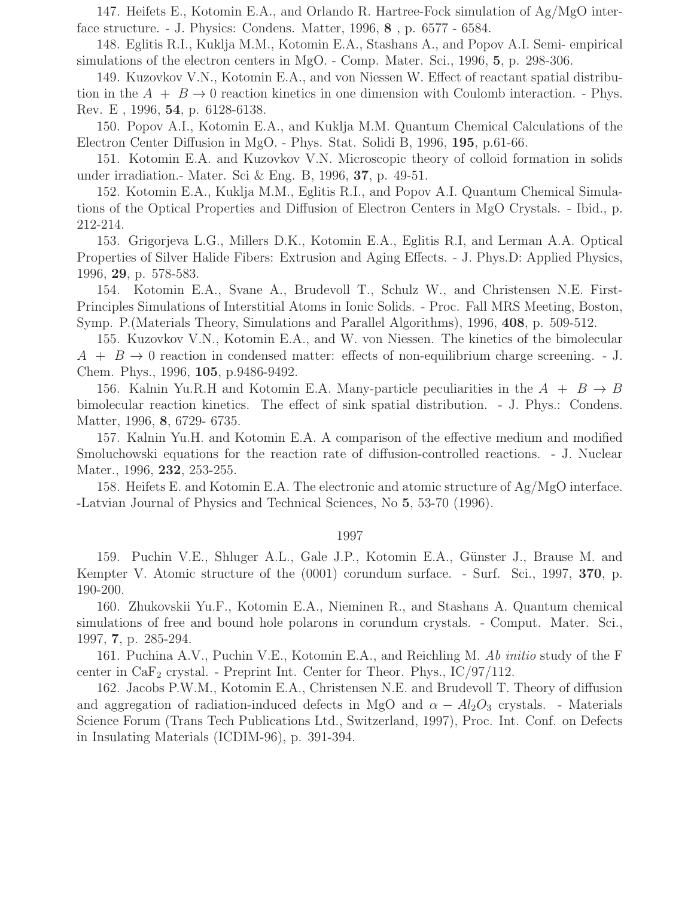147. Heifets E., Kotomin E.A., and Orlando R. Hartree-Fock simulation of Ag/MgO interface structure. - J. Physics: Condens. Matter, 1996, **8** , p. 6577 - 6584.

148. Eglitis R.I., Kuklja M.M., Kotomin E.A., Stashans A., and Popov A.I. Semi- empirical simulations of the electron centers in MgO. - Comp. Mater. Sci., 1996, **5**, p. 298-306.

149. Kuzovkov V.N., Kotomin E.A., and von Niessen W. Effect of reactant spatial distribution in the $A + B \to 0$ reaction kinetics in one dimension with Coulomb interaction. - Phys. Rev. E , 1996, **54**, p. 6128-6138.

150. Popov A.I., Kotomin E.A., and Kuklja M.M. Quantum Chemical Calculations of the Electron Center Diffusion in MgO. - Phys. Stat. Solidi B, 1996, **195**, p.61-66.

151. Kotomin E.A. and Kuzovkov V.N. Microscopic theory of colloid formation in solids under irradiation.- Mater. Sci & Eng. B, 1996, **37**, p. 49-51.

152. Kotomin E.A., Kuklja M.M., Eglitis R.I., and Popov A.I. Quantum Chemical Simulations of the Optical Properties and Diffusion of Electron Centers in MgO Crystals. - Ibid., p. 212-214.

153. Grigorjeva L.G., Millers D.K., Kotomin E.A., Eglitis R.I, and Lerman A.A. Optical Properties of Silver Halide Fibers: Extrusion and Aging Effects. - J. Phys.D: Applied Physics, 1996, **29**, p. 578-583.

154. Kotomin E.A., Svane A., Brudevoll T., Schulz W., and Christensen N.E. First-Principles Simulations of Interstitial Atoms in Ionic Solids. - Proc. Fall MRS Meeting, Boston, Symp. P.(Materials Theory, Simulations and Parallel Algorithms), 1996, **408**, p. 509-512.

155. Kuzovkov V.N., Kotomin E.A., and W. von Niessen. The kinetics of the bimolecular $A + B \to 0$ reaction in condensed matter: effects of non-equilibrium charge screening. - J. Chem. Phys., 1996, **105**, p.9486-9492.

156. Kalnin Yu.R.H and Kotomin E.A. Many-particle peculiarities in the $A + B \to B$ bimolecular reaction kinetics. The effect of sink spatial distribution. - J. Phys.: Condens. Matter, 1996, **8**, 6729- 6735.

157. Kalnin Yu.H. and Kotomin E.A. A comparison of the effective medium and modified Smoluchowski equations for the reaction rate of diffusion-controlled reactions. - J. Nuclear Mater., 1996, **232**, 253-255.

158. Heifets E. and Kotomin E.A. The electronic and atomic structure of Ag/MgO interface. -Latvian Journal of Physics and Technical Sciences, No **5**, 53-70 (1996).

## 1997

159. Puchin V.E., Shluger A.L., Gale J.P., Kotomin E.A., Günster J., Brause M. and Kempter V. Atomic structure of the (0001) corundum surface. - Surf. Sci., 1997, **370**, p. 190-200.

160. Zhukovskii Yu.F., Kotomin E.A., Nieminen R., and Stashans A. Quantum chemical simulations of free and bound hole polarons in corundum crystals. - Comput. Mater. Sci., 1997, **7**, p. 285-294.

161. Puchina A.V., Puchin V.E., Kotomin E.A., and Reichling M. *Ab initio* study of the F center in $CaF_2$ crystal. - Preprint Int. Center for Theor. Phys., IC/97/112.

162. Jacobs P.W.M., Kotomin E.A., Christensen N.E. and Brudevoll T. Theory of diffusion and aggregation of radiation-induced defects in MgO and $\alpha - Al_2O_3$ crystals. - Materials Science Forum (Trans Tech Publications Ltd., Switzerland, 1997), Proc. Int. Conf. on Defects in Insulating Materials (ICDIM-96), p. 391-394.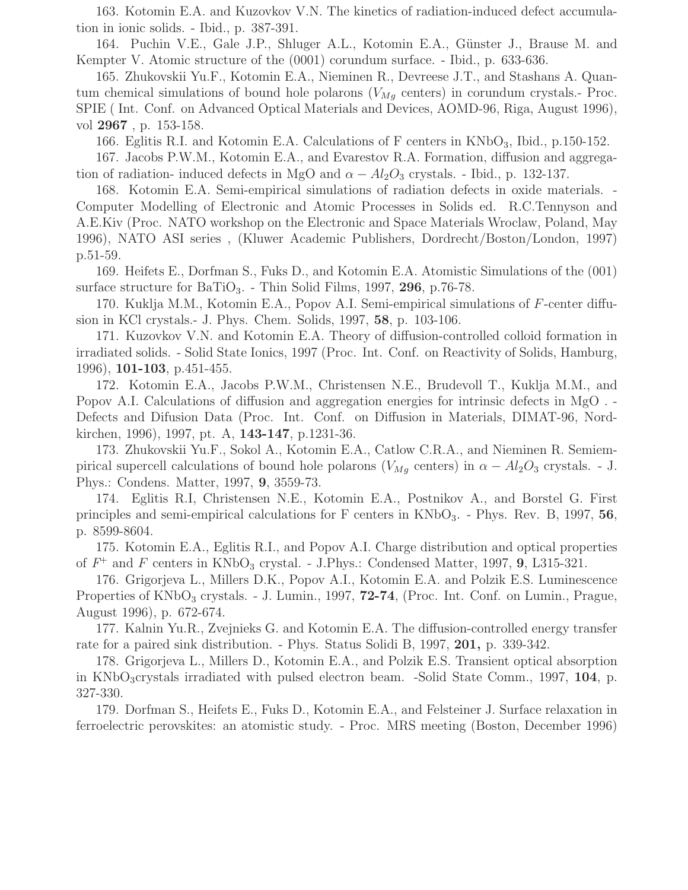163. Kotomin E.A. and Kuzovkov V.N. The kinetics of radiation-induced defect accumulation in ionic solids. - Ibid., p. 387-391.

164. Puchin V.E., Gale J.P., Shluger A.L., Kotomin E.A., Günster J., Brause M. and Kempter V. Atomic structure of the (0001) corundum surface. - Ibid., p. 633-636.

165. Zhukovskii Yu.F., Kotomin E.A., Nieminen R., Devreese J.T., and Stashans A. Quantum chemical simulations of bound hole polarons ($V_{Mg}$ centers) in corundum crystals.- Proc. SPIE ( Int. Conf. on Advanced Optical Materials and Devices, AOMD-96, Riga, August 1996), vol **2967** , p. 153-158.

166. Eglitis R.I. and Kotomin E.A. Calculations of F centers in $KNbO_3$, Ibid., p.150-152.

167. Jacobs P.W.M., Kotomin E.A., and Evarestov R.A. Formation, diffusion and aggregation of radiation- induced defects in MgO and $\alpha - Al_2O_3$ crystals. - Ibid., p. 132-137.

168. Kotomin E.A. Semi-empirical simulations of radiation defects in oxide materials. - Computer Modelling of Electronic and Atomic Processes in Solids ed. R.C.Tennyson and A.E.Kiv (Proc. NATO workshop on the Electronic and Space Materials Wroclaw, Poland, May 1996), NATO ASI series , (Kluwer Academic Publishers, Dordrecht/Boston/London, 1997) p.51-59.

169. Heifets E., Dorfman S., Fuks D., and Kotomin E.A. Atomistic Simulations of the (001) surface structure for $BaTiO_3$. - Thin Solid Films, 1997, **296**, p.76-78.

170. Kuklja M.M., Kotomin E.A., Popov A.I. Semi-empirical simulations of $F$-center diffusion in KCl crystals.- J. Phys. Chem. Solids, 1997, **58**, p. 103-106.

171. Kuzovkov V.N. and Kotomin E.A. Theory of diffusion-controlled colloid formation in irradiated solids. - Solid State Ionics, 1997 (Proc. Int. Conf. on Reactivity of Solids, Hamburg, 1996), **101-103**, p.451-455.

172. Kotomin E.A., Jacobs P.W.M., Christensen N.E., Brudevoll T., Kuklja M.M., and Popov A.I. Calculations of diffusion and aggregation energies for intrinsic defects in MgO . - Defects and Difusion Data (Proc. Int. Conf. on Diffusion in Materials, DIMAT-96, Nordkirchen, 1996), 1997, pt. A, **143-147**, p.1231-36.

173. Zhukovskii Yu.F., Sokol A., Kotomin E.A., Catlow C.R.A., and Nieminen R. Semiempirical supercell calculations of bound hole polarons ($V_{Mg}$ centers) in $\alpha - Al_2O_3$ crystals. - J. Phys.: Condens. Matter, 1997, **9**, 3559-73.

174. Eglitis R.I, Christensen N.E., Kotomin E.A., Postnikov A., and Borstel G. First principles and semi-empirical calculations for F centers in $KNbO_3$. - Phys. Rev. B, 1997, **56**, p. 8599-8604.

175. Kotomin E.A., Eglitis R.I., and Popov A.I. Charge distribution and optical properties of $F^+$ and $F$ centers in $KNbO_3$ crystal. - J.Phys.: Condensed Matter, 1997, **9**, L315-321.

176. Grigorjeva L., Millers D.K., Popov A.I., Kotomin E.A. and Polzik E.S. Luminescence Properties of $KNbO_3$ crystals. - J. Lumin., 1997, **72-74**, (Proc. Int. Conf. on Lumin., Prague, August 1996), p. 672-674.

177. Kalnin Yu.R., Zvejnieks G. and Kotomin E.A. The diffusion-controlled energy transfer rate for a paired sink distribution. - Phys. Status Solidi B, 1997, **201,** p. 339-342.

178. Grigorjeva L., Millers D., Kotomin E.A., and Polzik E.S. Transient optical absorption in $KNbO_3$crystals irradiated with pulsed electron beam. -Solid State Comm., 1997, **104**, p. 327-330.

179. Dorfman S., Heifets E., Fuks D., Kotomin E.A., and Felsteiner J. Surface relaxation in ferroelectric perovskites: an atomistic study. - Proc. MRS meeting (Boston, December 1996)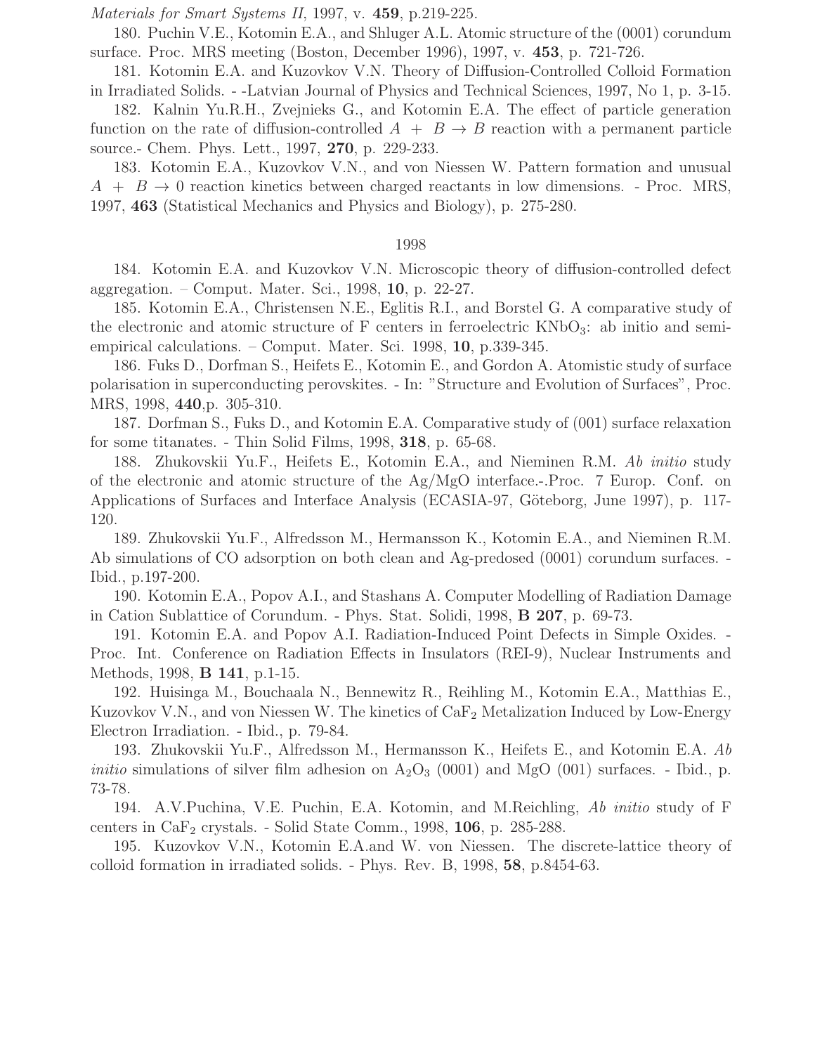*Materials for Smart Systems II*, 1997, v. **459**, p.219-225.

180. Puchin V.E., Kotomin E.A., and Shluger A.L. Atomic structure of the (0001) corundum surface. Proc. MRS meeting (Boston, December 1996), 1997, v. **453**, p. 721-726.

181. Kotomin E.A. and Kuzovkov V.N. Theory of Diffusion-Controlled Colloid Formation in Irradiated Solids. - -Latvian Journal of Physics and Technical Sciences, 1997, No 1, p. 3-15.

182. Kalnin Yu.R.H., Zvejnieks G., and Kotomin E.A. The effect of particle generation function on the rate of diffusion-controlled $A + B \rightarrow B$ reaction with a permanent particle source.- Chem. Phys. Lett., 1997, **270**, p. 229-233.

183. Kotomin E.A., Kuzovkov V.N., and von Niessen W. Pattern formation and unusual $A + B \rightarrow 0$ reaction kinetics between charged reactants in low dimensions. - Proc. MRS, 1997, **463** (Statistical Mechanics and Physics and Biology), p. 275-280.

1998

184. Kotomin E.A. and Kuzovkov V.N. Microscopic theory of diffusion-controlled defect aggregation. – Comput. Mater. Sci., 1998, **10**, p. 22-27.

185. Kotomin E.A., Christensen N.E., Eglitis R.I., and Borstel G. A comparative study of the electronic and atomic structure of F centers in ferroelectric $KNbO_3$: ab initio and semi-empirical calculations. – Comput. Mater. Sci. 1998, **10**, p.339-345.

186. Fuks D., Dorfman S., Heifets E., Kotomin E., and Gordon A. Atomistic study of surface polarisation in superconducting perovskites. - In: "Structure and Evolution of Surfaces", Proc. MRS, 1998, **440**,p. 305-310.

187. Dorfman S., Fuks D., and Kotomin E.A. Comparative study of (001) surface relaxation for some titanates. - Thin Solid Films, 1998, **318**, p. 65-68.

188. Zhukovskii Yu.F., Heifets E., Kotomin E.A., and Nieminen R.M. *Ab initio* study of the electronic and atomic structure of the Ag/MgO interface.-.Proc. 7 Europ. Conf. on Applications of Surfaces and Interface Analysis (ECASIA-97, Göteborg, June 1997), p. 117-120.

189. Zhukovskii Yu.F., Alfredsson M., Hermansson K., Kotomin E.A., and Nieminen R.M. Ab simulations of CO adsorption on both clean and Ag-predosed (0001) corundum surfaces. - Ibid., p.197-200.

190. Kotomin E.A., Popov A.I., and Stashans A. Computer Modelling of Radiation Damage in Cation Sublattice of Corundum. - Phys. Stat. Solidi, 1998, **B 207**, p. 69-73.

191. Kotomin E.A. and Popov A.I. Radiation-Induced Point Defects in Simple Oxides. - Proc. Int. Conference on Radiation Effects in Insulators (REI-9), Nuclear Instruments and Methods, 1998, **B 141**, p.1-15.

192. Huisinga M., Bouchaala N., Bennewitz R., Reihling M., Kotomin E.A., Matthias E., Kuzovkov V.N., and von Niessen W. The kinetics of $CaF_2$ Metalization Induced by Low-Energy Electron Irradiation. - Ibid., p. 79-84.

193. Zhukovskii Yu.F., Alfredsson M., Hermansson K., Heifets E., and Kotomin E.A. *Ab initio* simulations of silver film adhesion on $A_2O_3$ (0001) and MgO (001) surfaces. - Ibid., p. 73-78.

194. A.V.Puchina, V.E. Puchin, E.A. Kotomin, and M.Reichling, *Ab initio* study of F centers in $CaF_2$ crystals. - Solid State Comm., 1998, **106**, p. 285-288.

195. Kuzovkov V.N., Kotomin E.A.and W. von Niessen. The discrete-lattice theory of colloid formation in irradiated solids. - Phys. Rev. B, 1998, **58**, p.8454-63.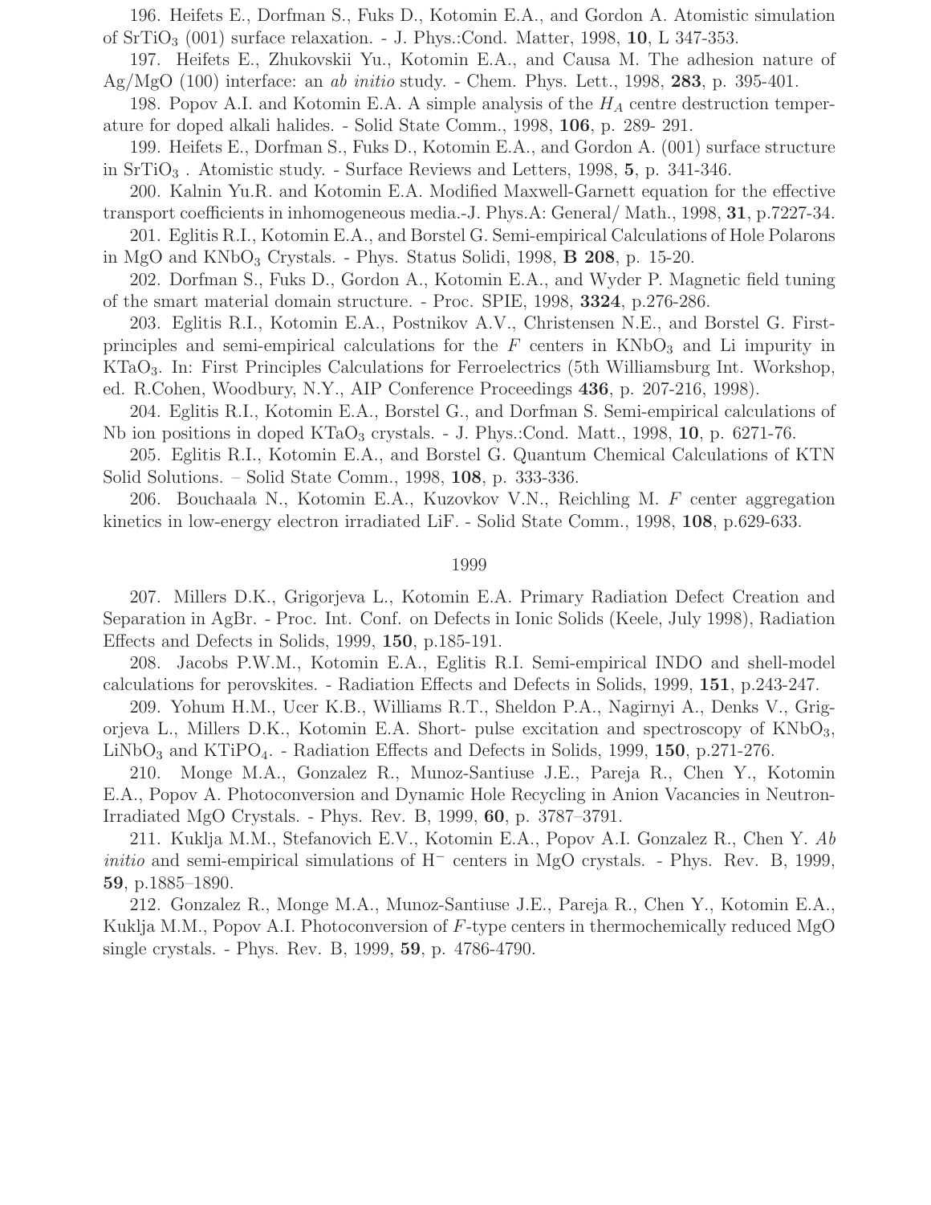196. Heifets E., Dorfman S., Fuks D., Kotomin E.A., and Gordon A. Atomistic simulation of $SrTiO_3$ (001) surface relaxation. - J. Phys.:Cond. Matter, 1998, **10**, L 347-353.

197. Heifets E., Zhukovskii Yu., Kotomin E.A., and Causa M. The adhesion nature of Ag/MgO (100) interface: an *ab initio* study. - Chem. Phys. Lett., 1998, **283**, p. 395-401.

198. Popov A.I. and Kotomin E.A. A simple analysis of the $H_A$ centre destruction temperature for doped alkali halides. - Solid State Comm., 1998, **106**, p. 289- 291.

199. Heifets E., Dorfman S., Fuks D., Kotomin E.A., and Gordon A. (001) surface structure in $SrTiO_3$ . Atomistic study. - Surface Reviews and Letters, 1998, **5**, p. 341-346.

200. Kalnin Yu.R. and Kotomin E.A. Modified Maxwell-Garnett equation for the effective transport coefficients in inhomogeneous media.-J. Phys.A: General/ Math., 1998, **31**, p.7227-34.

201. Eglitis R.I., Kotomin E.A., and Borstel G. Semi-empirical Calculations of Hole Polarons in MgO and $KNbO_3$ Crystals. - Phys. Status Solidi, 1998, **B 208**, p. 15-20.

202. Dorfman S., Fuks D., Gordon A., Kotomin E.A., and Wyder P. Magnetic field tuning of the smart material domain structure. - Proc. SPIE, 1998, **3324**, p.276-286.

203. Eglitis R.I., Kotomin E.A., Postnikov A.V., Christensen N.E., and Borstel G. First-principles and semi-empirical calculations for the $F$ centers in $KNbO_3$ and Li impurity in $KTaO_3$. In: First Principles Calculations for Ferroelectrics (5th Williamsburg Int. Workshop, ed. R.Cohen, Woodbury, N.Y., AIP Conference Proceedings **436**, p. 207-216, 1998).

204. Eglitis R.I., Kotomin E.A., Borstel G., and Dorfman S. Semi-empirical calculations of Nb ion positions in doped $KTaO_3$ crystals. - J. Phys.:Cond. Matt., 1998, **10**, p. 6271-76.

205. Eglitis R.I., Kotomin E.A., and Borstel G. Quantum Chemical Calculations of KTN Solid Solutions. – Solid State Comm., 1998, **108**, p. 333-336.

206. Bouchaala N., Kotomin E.A., Kuzovkov V.N., Reichling M. $F$ center aggregation kinetics in low-energy electron irradiated LiF. - Solid State Comm., 1998, **108**, p.629-633.

## 1999

207. Millers D.K., Grigorjeva L., Kotomin E.A. Primary Radiation Defect Creation and Separation in AgBr. - Proc. Int. Conf. on Defects in Ionic Solids (Keele, July 1998), Radiation Effects and Defects in Solids, 1999, **150**, p.185-191.

208. Jacobs P.W.M., Kotomin E.A., Eglitis R.I. Semi-empirical INDO and shell-model calculations for perovskites. - Radiation Effects and Defects in Solids, 1999, **151**, p.243-247.

209. Yohum H.M., Ucer K.B., Williams R.T., Sheldon P.A., Nagirnyi A., Denks V., Grigorjeva L., Millers D.K., Kotomin E.A. Short- pulse excitation and spectroscopy of $KNbO_3$, $LiNbO_3$ and $KTiPO_4$. - Radiation Effects and Defects in Solids, 1999, **150**, p.271-276.

210. Monge M.A., Gonzalez R., Munoz-Santiuse J.E., Pareja R., Chen Y., Kotomin E.A., Popov A. Photoconversion and Dynamic Hole Recycling in Anion Vacancies in Neutron-Irradiated MgO Crystals. - Phys. Rev. B, 1999, **60**, p. 3787–3791.

211. Kuklja M.M., Stefanovich E.V., Kotomin E.A., Popov A.I. Gonzalez R., Chen Y. *Ab initio* and semi-empirical simulations of $H^-$ centers in MgO crystals. - Phys. Rev. B, 1999, **59**, p.1885–1890.

212. Gonzalez R., Monge M.A., Munoz-Santiuse J.E., Pareja R., Chen Y., Kotomin E.A., Kuklja M.M., Popov A.I. Photoconversion of $F$-type centers in thermochemically reduced MgO single crystals. - Phys. Rev. B, 1999, **59**, p. 4786-4790.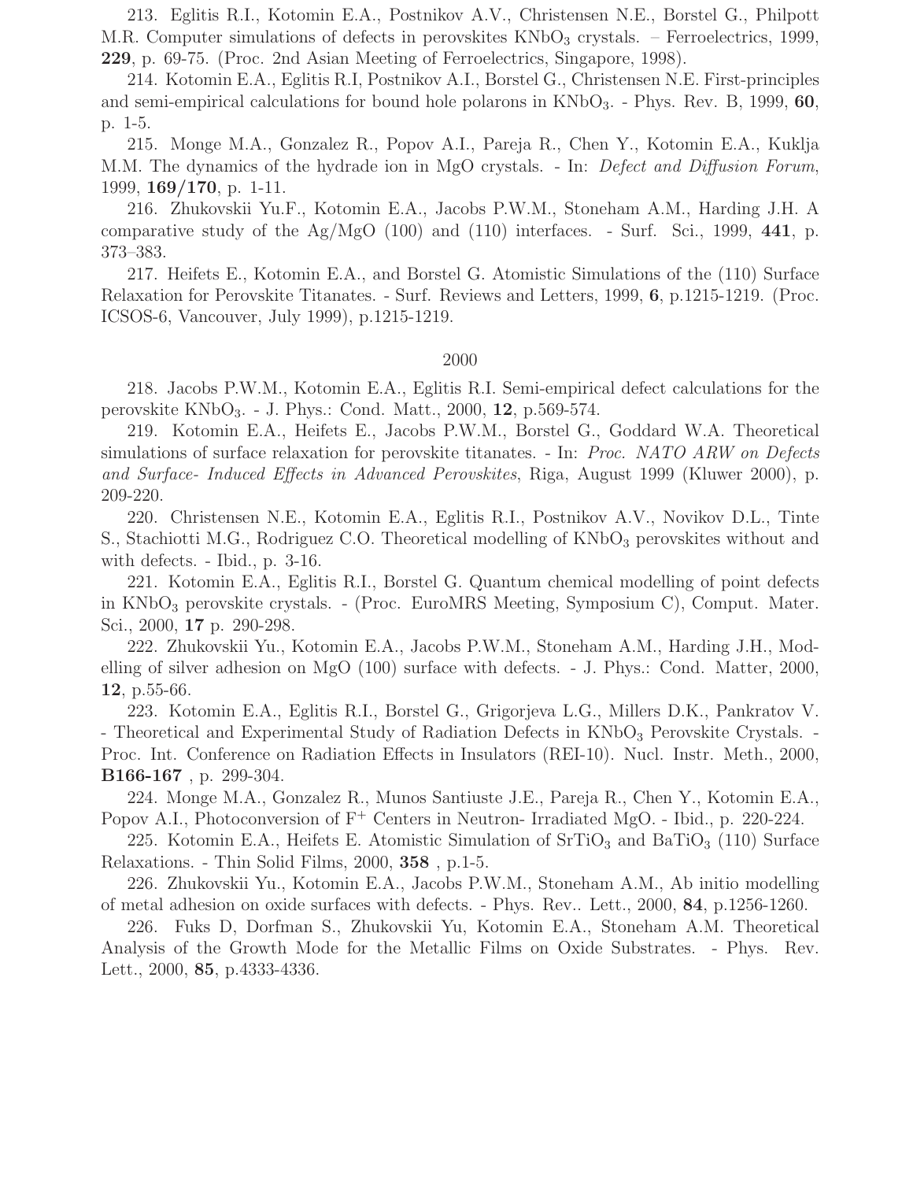213. Eglitis R.I., Kotomin E.A., Postnikov A.V., Christensen N.E., Borstel G., Philpott M.R. Computer simulations of defects in perovskites $KNbO_3$ crystals. – Ferroelectrics, 1999, **229**, p. 69-75. (Proc. 2nd Asian Meeting of Ferroelectrics, Singapore, 1998).

214. Kotomin E.A., Eglitis R.I, Postnikov A.I., Borstel G., Christensen N.E. First-principles and semi-empirical calculations for bound hole polarons in $KNbO_3$. - Phys. Rev. B, 1999, **60**, p. 1-5.

215. Monge M.A., Gonzalez R., Popov A.I., Pareja R., Chen Y., Kotomin E.A., Kuklja M.M. The dynamics of the hydrade ion in MgO crystals. - In: *Defect and Diffusion Forum*, 1999, **169/170**, p. 1-11.

216. Zhukovskii Yu.F., Kotomin E.A., Jacobs P.W.M., Stoneham A.M., Harding J.H. A comparative study of the Ag/MgO (100) and (110) interfaces. - Surf. Sci., 1999, **441**, p. 373–383.

217. Heifets E., Kotomin E.A., and Borstel G. Atomistic Simulations of the (110) Surface Relaxation for Perovskite Titanates. - Surf. Reviews and Letters, 1999, **6**, p.1215-1219. (Proc. ICSOS-6, Vancouver, July 1999), p.1215-1219.

## 2000

218. Jacobs P.W.M., Kotomin E.A., Eglitis R.I. Semi-empirical defect calculations for the perovskite $KNbO_3$. - J. Phys.: Cond. Matt., 2000, **12**, p.569-574.

219. Kotomin E.A., Heifets E., Jacobs P.W.M., Borstel G., Goddard W.A. Theoretical simulations of surface relaxation for perovskite titanates. - In: *Proc. NATO ARW on Defects and Surface- Induced Effects in Advanced Perovskites*, Riga, August 1999 (Kluwer 2000), p. 209-220.

220. Christensen N.E., Kotomin E.A., Eglitis R.I., Postnikov A.V., Novikov D.L., Tinte S., Stachiotti M.G., Rodriguez C.O. Theoretical modelling of $KNbO_3$ perovskites without and with defects. - Ibid., p. 3-16.

221. Kotomin E.A., Eglitis R.I., Borstel G. Quantum chemical modelling of point defects in $KNbO_3$ perovskite crystals. - (Proc. EuroMRS Meeting, Symposium C), Comput. Mater. Sci., 2000, **17** p. 290-298.

222. Zhukovskii Yu., Kotomin E.A., Jacobs P.W.M., Stoneham A.M., Harding J.H., Modelling of silver adhesion on MgO (100) surface with defects. - J. Phys.: Cond. Matter, 2000, **12**, p.55-66.

223. Kotomin E.A., Eglitis R.I., Borstel G., Grigorjeva L.G., Millers D.K., Pankratov V. - Theoretical and Experimental Study of Radiation Defects in $KNbO_3$ Perovskite Crystals. - Proc. Int. Conference on Radiation Effects in Insulators (REI-10). Nucl. Instr. Meth., 2000, **B166-167** , p. 299-304.

224. Monge M.A., Gonzalez R., Munos Santiuste J.E., Pareja R., Chen Y., Kotomin E.A., Popov A.I., Photoconversion of $F^+$ Centers in Neutron- Irradiated MgO. - Ibid., p. 220-224.

225. Kotomin E.A., Heifets E. Atomistic Simulation of $SrTiO_3$ and $BaTiO_3$ (110) Surface Relaxations. - Thin Solid Films, 2000, **358** , p.1-5.

226. Zhukovskii Yu., Kotomin E.A., Jacobs P.W.M., Stoneham A.M., Ab initio modelling of metal adhesion on oxide surfaces with defects. - Phys. Rev.. Lett., 2000, **84**, p.1256-1260.

226. Fuks D, Dorfman S., Zhukovskii Yu, Kotomin E.A., Stoneham A.M. Theoretical Analysis of the Growth Mode for the Metallic Films on Oxide Substrates. - Phys. Rev. Lett., 2000, **85**, p.4333-4336.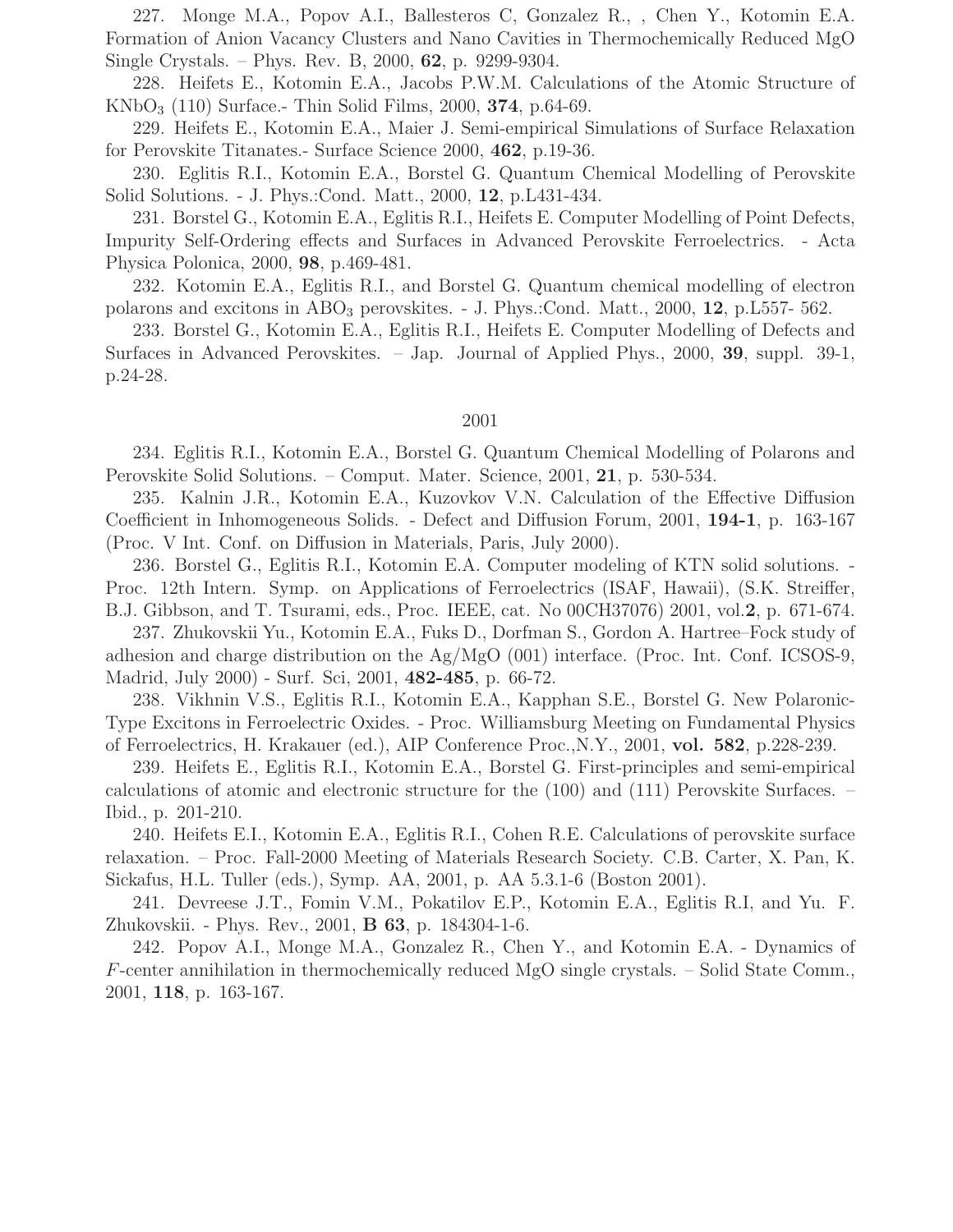227. Monge M.A., Popov A.I., Ballesteros C, Gonzalez R., , Chen Y., Kotomin E.A. Formation of Anion Vacancy Clusters and Nano Cavities in Thermochemically Reduced MgO Single Crystals. – Phys. Rev. B, 2000, **62**, p. 9299-9304.

228. Heifets E., Kotomin E.A., Jacobs P.W.M. Calculations of the Atomic Structure of $KNbO_3$ (110) Surface.- Thin Solid Films, 2000, **374**, p.64-69.

229. Heifets E., Kotomin E.A., Maier J. Semi-empirical Simulations of Surface Relaxation for Perovskite Titanates.- Surface Science 2000, **462**, p.19-36.

230. Eglitis R.I., Kotomin E.A., Borstel G. Quantum Chemical Modelling of Perovskite Solid Solutions. - J. Phys.:Cond. Matt., 2000, **12**, p.L431-434.

231. Borstel G., Kotomin E.A., Eglitis R.I., Heifets E. Computer Modelling of Point Defects, Impurity Self-Ordering effects and Surfaces in Advanced Perovskite Ferroelectrics. - Acta Physica Polonica, 2000, **98**, p.469-481.

232. Kotomin E.A., Eglitis R.I., and Borstel G. Quantum chemical modelling of electron polarons and excitons in $ABO_3$ perovskites. - J. Phys.:Cond. Matt., 2000, **12**, p.L557- 562.

233. Borstel G., Kotomin E.A., Eglitis R.I., Heifets E. Computer Modelling of Defects and Surfaces in Advanced Perovskites. – Jap. Journal of Applied Phys., 2000, **39**, suppl. 39-1, p.24-28.

2001

234. Eglitis R.I., Kotomin E.A., Borstel G. Quantum Chemical Modelling of Polarons and Perovskite Solid Solutions. – Comput. Mater. Science, 2001, **21**, p. 530-534.

235. Kalnin J.R., Kotomin E.A., Kuzovkov V.N. Calculation of the Effective Diffusion Coefficient in Inhomogeneous Solids. - Defect and Diffusion Forum, 2001, **194-1**, p. 163-167 (Proc. V Int. Conf. on Diffusion in Materials, Paris, July 2000).

236. Borstel G., Eglitis R.I., Kotomin E.A. Computer modeling of KTN solid solutions. - Proc. 12th Intern. Symp. on Applications of Ferroelectrics (ISAF, Hawaii), (S.K. Streiffer, B.J. Gibbson, and T. Tsurami, eds., Proc. IEEE, cat. No 00CH37076) 2001, vol.**2**, p. 671-674.

237. Zhukovskii Yu., Kotomin E.A., Fuks D., Dorfman S., Gordon A. Hartree–Fock study of adhesion and charge distribution on the Ag/MgO (001) interface. (Proc. Int. Conf. ICSOS-9, Madrid, July 2000) - Surf. Sci, 2001, **482-485**, p. 66-72.

238. Vikhnin V.S., Eglitis R.I., Kotomin E.A., Kapphan S.E., Borstel G. New Polaronic-Type Excitons in Ferroelectric Oxides. - Proc. Williamsburg Meeting on Fundamental Physics of Ferroelectrics, H. Krakauer (ed.), AIP Conference Proc.,N.Y., 2001, **vol. 582**, p.228-239.

239. Heifets E., Eglitis R.I., Kotomin E.A., Borstel G. First-principles and semi-empirical calculations of atomic and electronic structure for the (100) and (111) Perovskite Surfaces. – Ibid., p. 201-210.

240. Heifets E.I., Kotomin E.A., Eglitis R.I., Cohen R.E. Calculations of perovskite surface relaxation. – Proc. Fall-2000 Meeting of Materials Research Society. C.B. Carter, X. Pan, K. Sickafus, H.L. Tuller (eds.), Symp. AA, 2001, p. AA 5.3.1-6 (Boston 2001).

241. Devreese J.T., Fomin V.M., Pokatilov E.P., Kotomin E.A., Eglitis R.I, and Yu. F. Zhukovskii. - Phys. Rev., 2001, **B 63**, p. 184304-1-6.

242. Popov A.I., Monge M.A., Gonzalez R., Chen Y., and Kotomin E.A. - Dynamics of $F$-center annihilation in thermochemically reduced MgO single crystals. – Solid State Comm., 2001, **118**, p. 163-167.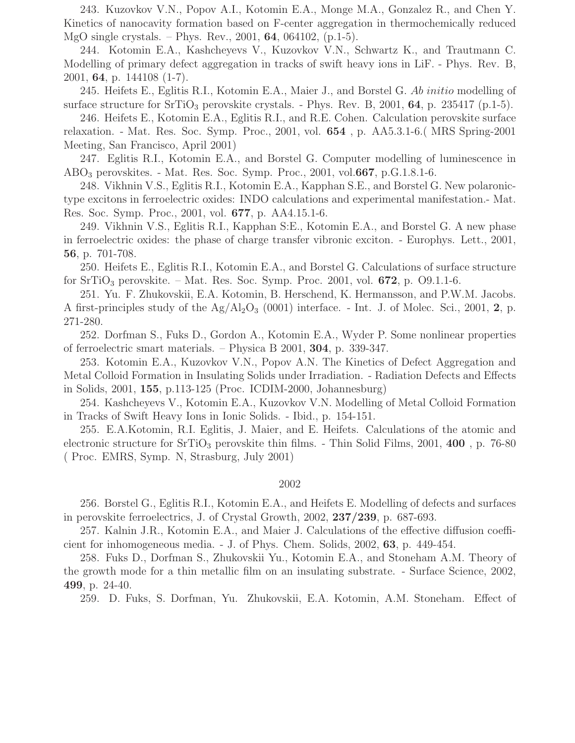243. Kuzovkov V.N., Popov A.I., Kotomin E.A., Monge M.A., Gonzalez R., and Chen Y. Kinetics of nanocavity formation based on F-center aggregation in thermochemically reduced MgO single crystals. – Phys. Rev., 2001, **64**, 064102, (p.1-5).

244. Kotomin E.A., Kashcheyevs V., Kuzovkov V.N., Schwartz K., and Trautmann C. Modelling of primary defect aggregation in tracks of swift heavy ions in LiF. - Phys. Rev. B, 2001, **64**, p. 144108 (1-7).

245. Heifets E., Eglitis R.I., Kotomin E.A., Maier J., and Borstel G. *Ab initio* modelling of surface structure for $SrTiO_3$ perovskite crystals. - Phys. Rev. B, 2001, **64**, p. 235417 (p.1-5).

246. Heifets E., Kotomin E.A., Eglitis R.I., and R.E. Cohen. Calculation perovskite surface relaxation. - Mat. Res. Soc. Symp. Proc., 2001, vol. **654** , p. AA5.3.1-6.( MRS Spring-2001 Meeting, San Francisco, April 2001)

247. Eglitis R.I., Kotomin E.A., and Borstel G. Computer modelling of luminescence in $ABO_3$ perovskites. - Mat. Res. Soc. Symp. Proc., 2001, vol.**667**, p.G.1.8.1-6.

248. Vikhnin V.S., Eglitis R.I., Kotomin E.A., Kapphan S.E., and Borstel G. New polaronic-type excitons in ferroelectric oxides: INDO calculations and experimental manifestation.- Mat. Res. Soc. Symp. Proc., 2001, vol. **677**, p. AA4.15.1-6.

249. Vikhnin V.S., Eglitis R.I., Kapphan S:E., Kotomin E.A., and Borstel G. A new phase in ferroelectric oxides: the phase of charge transfer vibronic exciton. - Europhys. Lett., 2001, **56**, p. 701-708.

250. Heifets E., Eglitis R.I., Kotomin E.A., and Borstel G. Calculations of surface structure for $SrTiO_3$ perovskite. – Mat. Res. Soc. Symp. Proc. 2001, vol. **672**, p. O9.1.1-6.

251. Yu. F. Zhukovskii, E.A. Kotomin, B. Herschend, K. Hermansson, and P.W.M. Jacobs. A first-principles study of the Ag/$Al_2O_3$ (0001) interface. - Int. J. of Molec. Sci., 2001, **2**, p. 271-280.

252. Dorfman S., Fuks D., Gordon A., Kotomin E.A., Wyder P. Some nonlinear properties of ferroelectric smart materials. – Physica B 2001, **304**, p. 339-347.

253. Kotomin E.A., Kuzovkov V.N., Popov A.N. The Kinetics of Defect Aggregation and Metal Colloid Formation in Insulating Solids under Irradiation. - Radiation Defects and Effects in Solids, 2001, **155**, p.113-125 (Proc. ICDIM-2000, Johannesburg)

254. Kashcheyevs V., Kotomin E.A., Kuzovkov V.N. Modelling of Metal Colloid Formation in Tracks of Swift Heavy Ions in Ionic Solids. - Ibid., p. 154-151.

255. E.A.Kotomin, R.I. Eglitis, J. Maier, and E. Heifets. Calculations of the atomic and electronic structure for $SrTiO_3$ perovskite thin films. - Thin Solid Films, 2001, **400** , p. 76-80 ( Proc. EMRS, Symp. N, Strasburg, July 2001)

2002

256. Borstel G., Eglitis R.I., Kotomin E.A., and Heifets E. Modelling of defects and surfaces in perovskite ferroelectrics, J. of Crystal Growth, 2002, **237/239**, p. 687-693.

257. Kalnin J.R., Kotomin E.A., and Maier J. Calculations of the effective diffusion coefficient for inhomogeneous media. - J. of Phys. Chem. Solids, 2002, **63**, p. 449-454.

258. Fuks D., Dorfman S., Zhukovskii Yu., Kotomin E.A., and Stoneham A.M. Theory of the growth mode for a thin metallic film on an insulating substrate. - Surface Science, 2002, **499**, p. 24-40.

259. D. Fuks, S. Dorfman, Yu. Zhukovskii, E.A. Kotomin, A.M. Stoneham. Effect of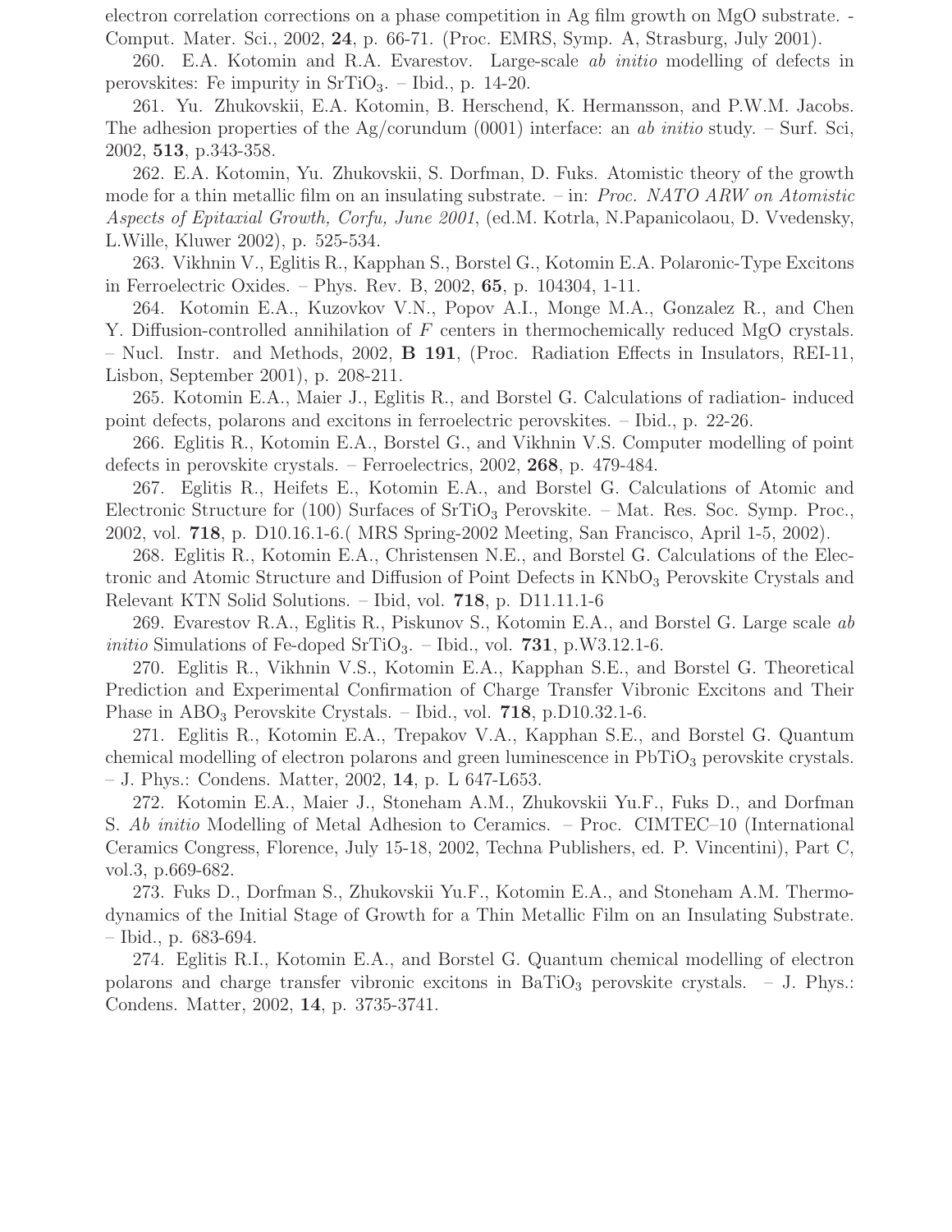electron correlation corrections on a phase competition in Ag film growth on MgO substrate. - Comput. Mater. Sci., 2002, **24**, p. 66-71. (Proc. EMRS, Symp. A, Strasburg, July 2001).

260. E.A. Kotomin and R.A. Evarestov. Large-scale *ab initio* modelling of defects in perovskites: Fe impurity in $SrTiO_3$. – Ibid., p. 14-20.

261. Yu. Zhukovskii, E.A. Kotomin, B. Herschend, K. Hermansson, and P.W.M. Jacobs. The adhesion properties of the Ag/corundum (0001) interface: an *ab initio* study. – Surf. Sci, 2002, **513**, p.343-358.

262. E.A. Kotomin, Yu. Zhukovskii, S. Dorfman, D. Fuks. Atomistic theory of the growth mode for a thin metallic film on an insulating substrate. – in: *Proc. NATO ARW on Atomistic Aspects of Epitaxial Growth, Corfu, June 2001*, (ed.M. Kotrla, N.Papanicolaou, D. Vvedensky, L.Wille, Kluwer 2002), p. 525-534.

263. Vikhnin V., Eglitis R., Kapphan S., Borstel G., Kotomin E.A. Polaronic-Type Excitons in Ferroelectric Oxides. – Phys. Rev. B, 2002, **65**, p. 104304, 1-11.

264. Kotomin E.A., Kuzovkov V.N., Popov A.I., Monge M.A., Gonzalez R., and Chen Y. Diffusion-controlled annihilation of *F* centers in thermochemically reduced MgO crystals. – Nucl. Instr. and Methods, 2002, **B 191**, (Proc. Radiation Effects in Insulators, REI-11, Lisbon, September 2001), p. 208-211.

265. Kotomin E.A., Maier J., Eglitis R., and Borstel G. Calculations of radiation- induced point defects, polarons and excitons in ferroelectric perovskites. – Ibid., p. 22-26.

266. Eglitis R., Kotomin E.A., Borstel G., and Vikhnin V.S. Computer modelling of point defects in perovskite crystals. – Ferroelectrics, 2002, **268**, p. 479-484.

267. Eglitis R., Heifets E., Kotomin E.A., and Borstel G. Calculations of Atomic and Electronic Structure for (100) Surfaces of $SrTiO_3$ Perovskite. – Mat. Res. Soc. Symp. Proc., 2002, vol. **718**, p. D10.16.1-6.( MRS Spring-2002 Meeting, San Francisco, April 1-5, 2002).

268. Eglitis R., Kotomin E.A., Christensen N.E., and Borstel G. Calculations of the Electronic and Atomic Structure and Diffusion of Point Defects in $KNbO_3$ Perovskite Crystals and Relevant KTN Solid Solutions. – Ibid, vol. **718**, p. D11.11.1-6

269. Evarestov R.A., Eglitis R., Piskunov S., Kotomin E.A., and Borstel G. Large scale *ab initio* Simulations of Fe-doped $SrTiO_3$. – Ibid., vol. **731**, p.W3.12.1-6.

270. Eglitis R., Vikhnin V.S., Kotomin E.A., Kapphan S.E., and Borstel G. Theoretical Prediction and Experimental Confirmation of Charge Transfer Vibronic Excitons and Their Phase in $ABO_3$ Perovskite Crystals. – Ibid., vol. **718**, p.D10.32.1-6.

271. Eglitis R., Kotomin E.A., Trepakov V.A., Kapphan S.E., and Borstel G. Quantum chemical modelling of electron polarons and green luminescence in $PbTiO_3$ perovskite crystals. – J. Phys.: Condens. Matter, 2002, **14**, p. L 647-L653.

272. Kotomin E.A., Maier J., Stoneham A.M., Zhukovskii Yu.F., Fuks D., and Dorfman S. *Ab initio* Modelling of Metal Adhesion to Ceramics. – Proc. CIMTEC–10 (International Ceramics Congress, Florence, July 15-18, 2002, Techna Publishers, ed. P. Vincentini), Part C, vol.3, p.669-682.

273. Fuks D., Dorfman S., Zhukovskii Yu.F., Kotomin E.A., and Stoneham A.M. Thermodynamics of the Initial Stage of Growth for a Thin Metallic Film on an Insulating Substrate. – Ibid., p. 683-694.

274. Eglitis R.I., Kotomin E.A., and Borstel G. Quantum chemical modelling of electron polarons and charge transfer vibronic excitons in $BaTiO_3$ perovskite crystals. – J. Phys.: Condens. Matter, 2002, **14**, p. 3735-3741.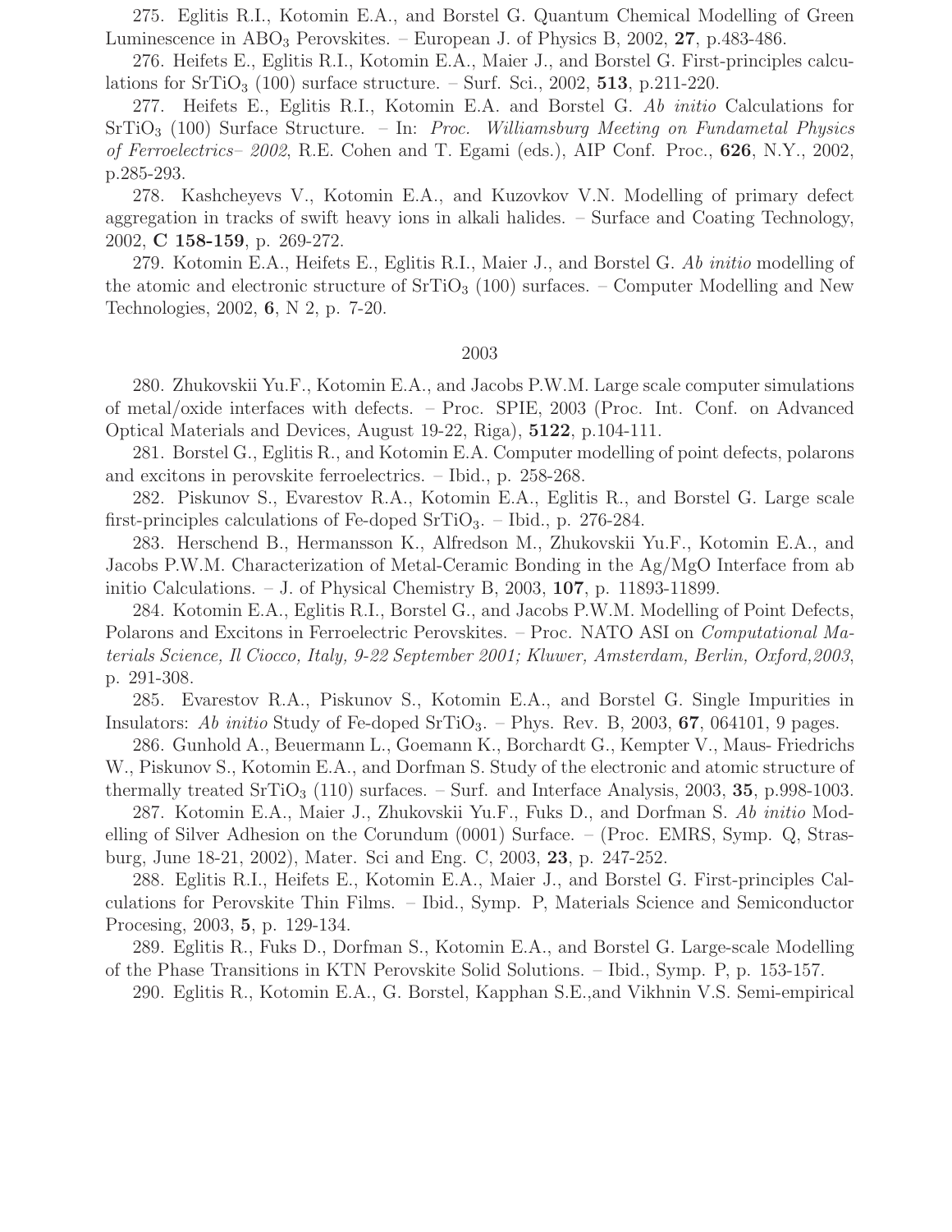275. Eglitis R.I., Kotomin E.A., and Borstel G. Quantum Chemical Modelling of Green Luminescence in $ABO_3$ Perovskites. – European J. of Physics B, 2002, **27**, p.483-486.

276. Heifets E., Eglitis R.I., Kotomin E.A., Maier J., and Borstel G. First-principles calculations for $SrTiO_3$ (100) surface structure. – Surf. Sci., 2002, **513**, p.211-220.

277. Heifets E., Eglitis R.I., Kotomin E.A. and Borstel G. *Ab initio* Calculations for $SrTiO_3$ (100) Surface Structure. – In: *Proc. Williamsburg Meeting on Fundametal Physics of Ferroelectrics– 2002*, R.E. Cohen and T. Egami (eds.), AIP Conf. Proc., **626**, N.Y., 2002, p.285-293.

278. Kashcheyevs V., Kotomin E.A., and Kuzovkov V.N. Modelling of primary defect aggregation in tracks of swift heavy ions in alkali halides. – Surface and Coating Technology, 2002, **C 158-159**, p. 269-272.

279. Kotomin E.A., Heifets E., Eglitis R.I., Maier J., and Borstel G. *Ab initio* modelling of the atomic and electronic structure of $SrTiO_3$ (100) surfaces. – Computer Modelling and New Technologies, 2002, **6**, N 2, p. 7-20.

2003

280. Zhukovskii Yu.F., Kotomin E.A., and Jacobs P.W.M. Large scale computer simulations of metal/oxide interfaces with defects. – Proc. SPIE, 2003 (Proc. Int. Conf. on Advanced Optical Materials and Devices, August 19-22, Riga), **5122**, p.104-111.

281. Borstel G., Eglitis R., and Kotomin E.A. Computer modelling of point defects, polarons and excitons in perovskite ferroelectrics. – Ibid., p. 258-268.

282. Piskunov S., Evarestov R.A., Kotomin E.A., Eglitis R., and Borstel G. Large scale first-principles calculations of Fe-doped $SrTiO_3$. – Ibid., p. 276-284.

283. Herschend B., Hermansson K., Alfredson M., Zhukovskii Yu.F., Kotomin E.A., and Jacobs P.W.M. Characterization of Metal-Ceramic Bonding in the Ag/MgO Interface from ab initio Calculations. – J. of Physical Chemistry B, 2003, **107**, p. 11893-11899.

284. Kotomin E.A., Eglitis R.I., Borstel G., and Jacobs P.W.M. Modelling of Point Defects, Polarons and Excitons in Ferroelectric Perovskites. – Proc. NATO ASI on *Computational Materials Science, Il Ciocco, Italy, 9-22 September 2001; Kluwer, Amsterdam, Berlin, Oxford,2003*, p. 291-308.

285. Evarestov R.A., Piskunov S., Kotomin E.A., and Borstel G. Single Impurities in Insulators: *Ab initio* Study of Fe-doped $SrTiO_3$. – Phys. Rev. B, 2003, **67**, 064101, 9 pages.

286. Gunhold A., Beuermann L., Goemann K., Borchardt G., Kempter V., Maus- Friedrichs W., Piskunov S., Kotomin E.A., and Dorfman S. Study of the electronic and atomic structure of thermally treated $SrTiO_3$ (110) surfaces. – Surf. and Interface Analysis, 2003, **35**, p.998-1003.

287. Kotomin E.A., Maier J., Zhukovskii Yu.F., Fuks D., and Dorfman S. *Ab initio* Modelling of Silver Adhesion on the Corundum (0001) Surface. – (Proc. EMRS, Symp. Q, Strasburg, June 18-21, 2002), Mater. Sci and Eng. C, 2003, **23**, p. 247-252.

288. Eglitis R.I., Heifets E., Kotomin E.A., Maier J., and Borstel G. First-principles Calculations for Perovskite Thin Films. – Ibid., Symp. P, Materials Science and Semiconductor Procesing, 2003, **5**, p. 129-134.

289. Eglitis R., Fuks D., Dorfman S., Kotomin E.A., and Borstel G. Large-scale Modelling of the Phase Transitions in KTN Perovskite Solid Solutions. – Ibid., Symp. P, p. 153-157.

290. Eglitis R., Kotomin E.A., G. Borstel, Kapphan S.E.,and Vikhnin V.S. Semi-empirical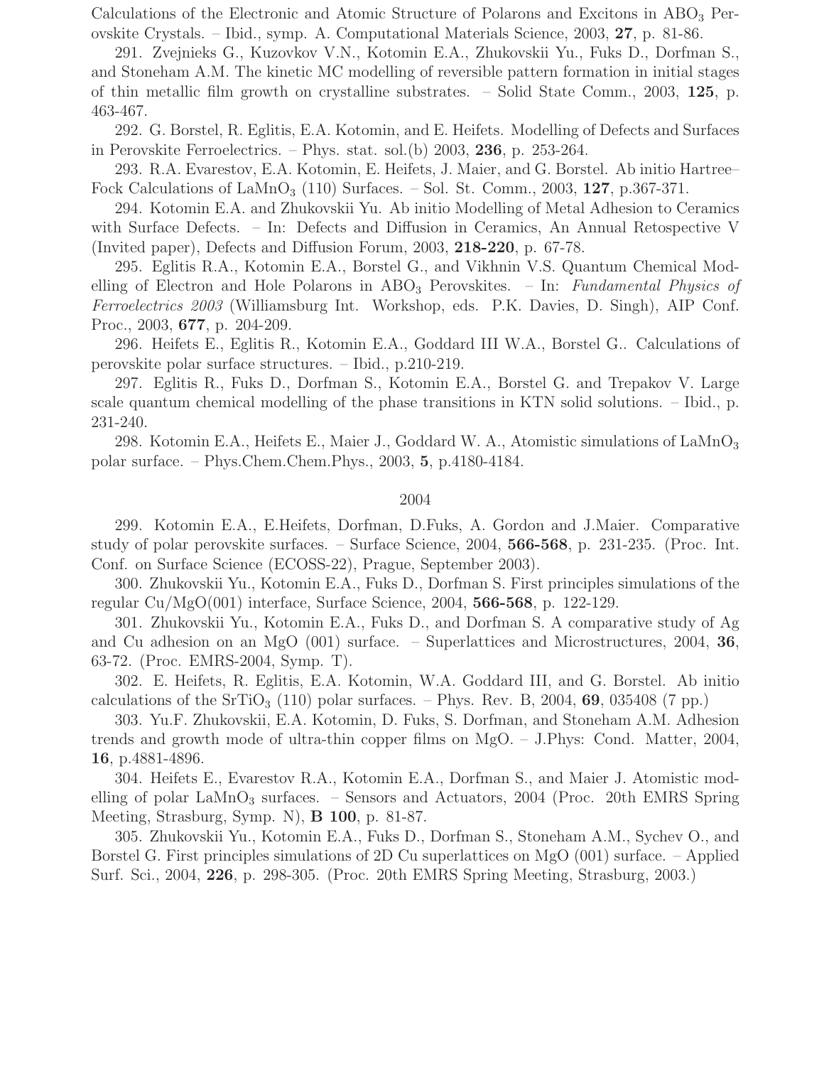Calculations of the Electronic and Atomic Structure of Polarons and Excitons in $ABO_3$ Perovskite Crystals. – Ibid., symp. A. Computational Materials Science, 2003, **27**, p. 81-86.

291. Zvejnieks G., Kuzovkov V.N., Kotomin E.A., Zhukovskii Yu., Fuks D., Dorfman S., and Stoneham A.M. The kinetic MC modelling of reversible pattern formation in initial stages of thin metallic film growth on crystalline substrates. – Solid State Comm., 2003, **125**, p. 463-467.

292. G. Borstel, R. Eglitis, E.A. Kotomin, and E. Heifets. Modelling of Defects and Surfaces in Perovskite Ferroelectrics. – Phys. stat. sol.(b) 2003, **236**, p. 253-264.

293. R.A. Evarestov, E.A. Kotomin, E. Heifets, J. Maier, and G. Borstel. Ab initio Hartree–Fock Calculations of $LaMnO_3$ (110) Surfaces. – Sol. St. Comm., 2003, **127**, p.367-371.

294. Kotomin E.A. and Zhukovskii Yu. Ab initio Modelling of Metal Adhesion to Ceramics with Surface Defects. – In: Defects and Diffusion in Ceramics, An Annual Retospective V (Invited paper), Defects and Diffusion Forum, 2003, **218-220**, p. 67-78.

295. Eglitis R.A., Kotomin E.A., Borstel G., and Vikhnin V.S. Quantum Chemical Modelling of Electron and Hole Polarons in $ABO_3$ Perovskites. – In: *Fundamental Physics of Ferroelectrics 2003* (Williamsburg Int. Workshop, eds. P.K. Davies, D. Singh), AIP Conf. Proc., 2003, **677**, p. 204-209.

296. Heifets E., Eglitis R., Kotomin E.A., Goddard III W.A., Borstel G.. Calculations of perovskite polar surface structures. – Ibid., p.210-219.

297. Eglitis R., Fuks D., Dorfman S., Kotomin E.A., Borstel G. and Trepakov V. Large scale quantum chemical modelling of the phase transitions in KTN solid solutions. – Ibid., p. 231-240.

298. Kotomin E.A., Heifets E., Maier J., Goddard W. A., Atomistic simulations of $LaMnO_3$ polar surface. – Phys.Chem.Chem.Phys., 2003, **5**, p.4180-4184.

2004

299. Kotomin E.A., E.Heifets, Dorfman, D.Fuks, A. Gordon and J.Maier. Comparative study of polar perovskite surfaces. – Surface Science, 2004, **566-568**, p. 231-235. (Proc. Int. Conf. on Surface Science (ECOSS-22), Prague, September 2003).

300. Zhukovskii Yu., Kotomin E.A., Fuks D., Dorfman S. First principles simulations of the regular Cu/MgO(001) interface, Surface Science, 2004, **566-568**, p. 122-129.

301. Zhukovskii Yu., Kotomin E.A., Fuks D., and Dorfman S. A comparative study of Ag and Cu adhesion on an MgO (001) surface. – Superlattices and Microstructures, 2004, **36**, 63-72. (Proc. EMRS-2004, Symp. T).

302. E. Heifets, R. Eglitis, E.A. Kotomin, W.A. Goddard III, and G. Borstel. Ab initio calculations of the $SrTiO_3$ (110) polar surfaces. – Phys. Rev. B, 2004, **69**, 035408 (7 pp.)

303. Yu.F. Zhukovskii, E.A. Kotomin, D. Fuks, S. Dorfman, and Stoneham A.M. Adhesion trends and growth mode of ultra-thin copper films on MgO. – J.Phys: Cond. Matter, 2004, **16**, p.4881-4896.

304. Heifets E., Evarestov R.A., Kotomin E.A., Dorfman S., and Maier J. Atomistic modelling of polar $LaMnO_3$ surfaces. – Sensors and Actuators, 2004 (Proc. 20th EMRS Spring Meeting, Strasburg, Symp. N), **B 100**, p. 81-87.

305. Zhukovskii Yu., Kotomin E.A., Fuks D., Dorfman S., Stoneham A.M., Sychev O., and Borstel G. First principles simulations of 2D Cu superlattices on MgO (001) surface. – Applied Surf. Sci., 2004, **226**, p. 298-305. (Proc. 20th EMRS Spring Meeting, Strasburg, 2003.)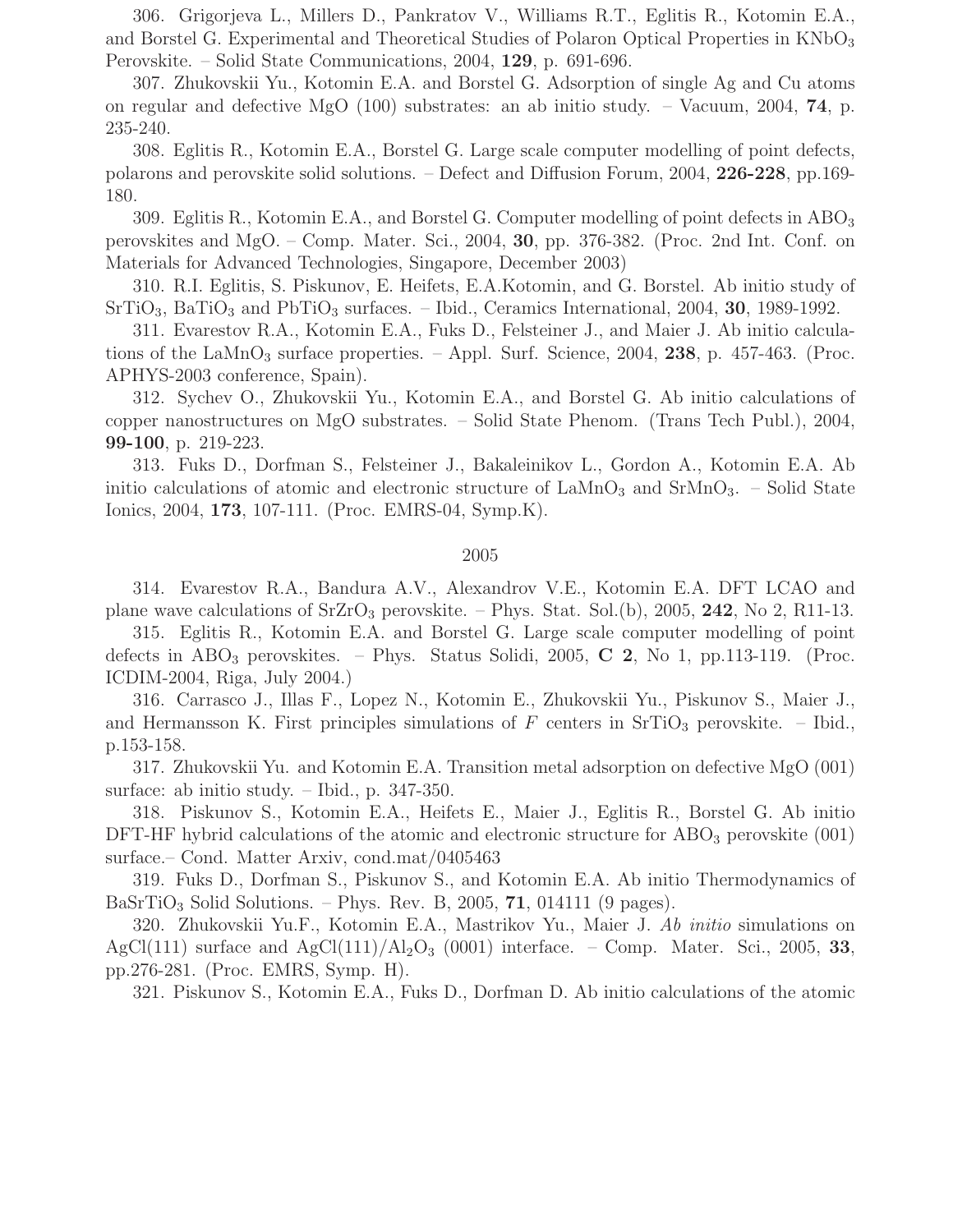306. Grigorjeva L., Millers D., Pankratov V., Williams R.T., Eglitis R., Kotomin E.A., and Borstel G. Experimental and Theoretical Studies of Polaron Optical Properties in $KNbO_3$ Perovskite. – Solid State Communications, 2004, **129**, p. 691-696.

307. Zhukovskii Yu., Kotomin E.A. and Borstel G. Adsorption of single Ag and Cu atoms on regular and defective MgO (100) substrates: an ab initio study. – Vacuum, 2004, **74**, p. 235-240.

308. Eglitis R., Kotomin E.A., Borstel G. Large scale computer modelling of point defects, polarons and perovskite solid solutions. – Defect and Diffusion Forum, 2004, **226-228**, pp.169-180.

309. Eglitis R., Kotomin E.A., and Borstel G. Computer modelling of point defects in $ABO_3$ perovskites and MgO. – Comp. Mater. Sci., 2004, **30**, pp. 376-382. (Proc. 2nd Int. Conf. on Materials for Advanced Technologies, Singapore, December 2003)

310. R.I. Eglitis, S. Piskunov, E. Heifets, E.A.Kotomin, and G. Borstel. Ab initio study of $SrTiO_3$, $BaTiO_3$ and $PbTiO_3$ surfaces. – Ibid., Ceramics International, 2004, **30**, 1989-1992.

311. Evarestov R.A., Kotomin E.A., Fuks D., Felsteiner J., and Maier J. Ab initio calculations of the $LaMnO_3$ surface properties. – Appl. Surf. Science, 2004, **238**, p. 457-463. (Proc. APHYS-2003 conference, Spain).

312. Sychev O., Zhukovskii Yu., Kotomin E.A., and Borstel G. Ab initio calculations of copper nanostructures on MgO substrates. – Solid State Phenom. (Trans Tech Publ.), 2004, **99-100**, p. 219-223.

313. Fuks D., Dorfman S., Felsteiner J., Bakaleinikov L., Gordon A., Kotomin E.A. Ab initio calculations of atomic and electronic structure of $LaMnO_3$ and $SrMnO_3$. – Solid State Ionics, 2004, **173**, 107-111. (Proc. EMRS-04, Symp.K).

## 2005

314. Evarestov R.A., Bandura A.V., Alexandrov V.E., Kotomin E.A. DFT LCAO and plane wave calculations of $SrZrO_3$ perovskite. – Phys. Stat. Sol.(b), 2005, **242**, No 2, R11-13.

315. Eglitis R., Kotomin E.A. and Borstel G. Large scale computer modelling of point defects in $ABO_3$ perovskites. – Phys. Status Solidi, 2005, **C 2**, No 1, pp.113-119. (Proc. ICDIM-2004, Riga, July 2004.)

316. Carrasco J., Illas F., Lopez N., Kotomin E., Zhukovskii Yu., Piskunov S., Maier J., and Hermansson K. First principles simulations of *F* centers in $SrTiO_3$ perovskite. – Ibid., p.153-158.

317. Zhukovskii Yu. and Kotomin E.A. Transition metal adsorption on defective MgO (001) surface: ab initio study. – Ibid., p. 347-350.

318. Piskunov S., Kotomin E.A., Heifets E., Maier J., Eglitis R., Borstel G. Ab initio DFT-HF hybrid calculations of the atomic and electronic structure for $ABO_3$ perovskite (001) surface.– Cond. Matter Arxiv, cond.mat/0405463

319. Fuks D., Dorfman S., Piskunov S., and Kotomin E.A. Ab initio Thermodynamics of $BaSrTiO_3$ Solid Solutions. – Phys. Rev. B, 2005, **71**, 014111 (9 pages).

320. Zhukovskii Yu.F., Kotomin E.A., Mastrikov Yu., Maier J. *Ab initio* simulations on AgCl(111) surface and AgCl(111)/$Al_2O_3$ (0001) interface. – Comp. Mater. Sci., 2005, **33**, pp.276-281. (Proc. EMRS, Symp. H).

321. Piskunov S., Kotomin E.A., Fuks D., Dorfman D. Ab initio calculations of the atomic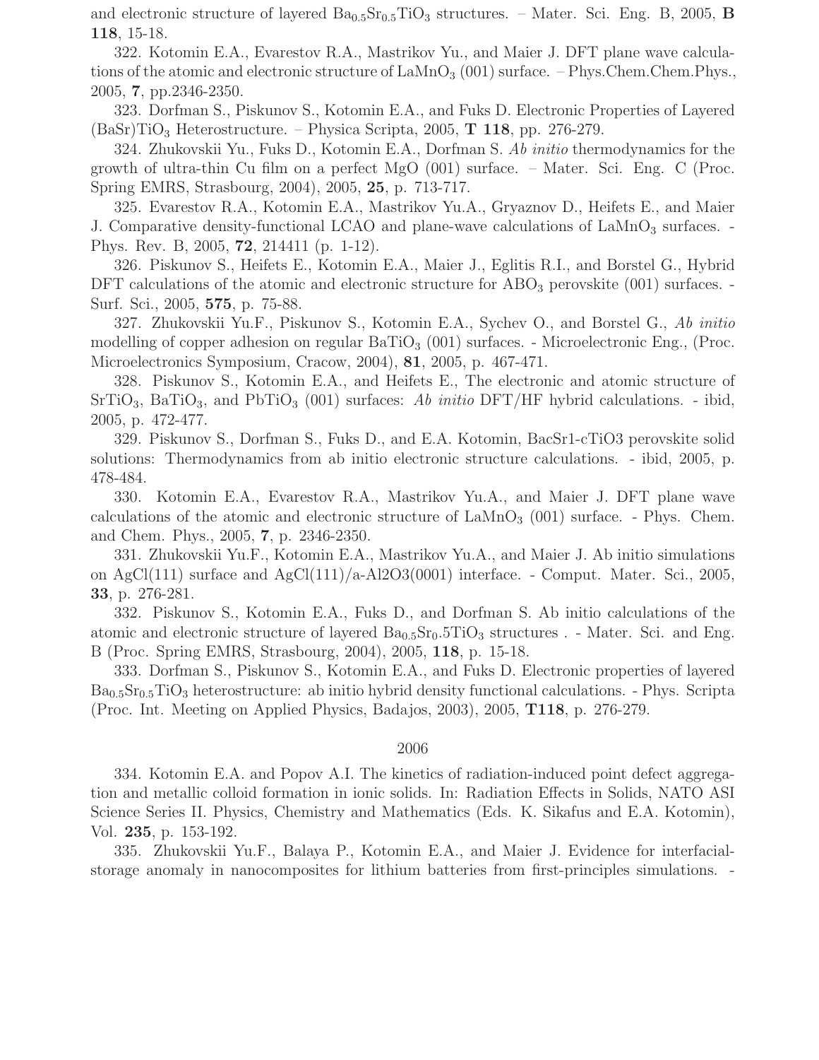and electronic structure of layered $Ba_{0.5}Sr_{0.5}TiO_3$ structures. – Mater. Sci. Eng. B, 2005, **B 118**, 15-18.

322. Kotomin E.A., Evarestov R.A., Mastrikov Yu., and Maier J. DFT plane wave calculations of the atomic and electronic structure of $LaMnO_3$ (001) surface. – Phys.Chem.Chem.Phys., 2005, **7**, pp.2346-2350.

323. Dorfman S., Piskunov S., Kotomin E.A., and Fuks D. Electronic Properties of Layered $(BaSr)TiO_3$ Heterostructure. – Physica Scripta, 2005, **T 118**, pp. 276-279.

324. Zhukovskii Yu., Fuks D., Kotomin E.A., Dorfman S. *Ab initio* thermodynamics for the growth of ultra-thin Cu film on a perfect MgO (001) surface. – Mater. Sci. Eng. C (Proc. Spring EMRS, Strasbourg, 2004), 2005, **25**, p. 713-717.

325. Evarestov R.A., Kotomin E.A., Mastrikov Yu.A., Gryaznov D., Heifets E., and Maier J. Comparative density-functional LCAO and plane-wave calculations of $LaMnO_3$ surfaces. - Phys. Rev. B, 2005, **72**, 214411 (p. 1-12).

326. Piskunov S., Heifets E., Kotomin E.A., Maier J., Eglitis R.I., and Borstel G., Hybrid DFT calculations of the atomic and electronic structure for $ABO_3$ perovskite (001) surfaces. - Surf. Sci., 2005, **575**, p. 75-88.

327. Zhukovskii Yu.F., Piskunov S., Kotomin E.A., Sychev O., and Borstel G., *Ab initio* modelling of copper adhesion on regular $BaTiO_3$ (001) surfaces. - Microelectronic Eng., (Proc. Microelectronics Symposium, Cracow, 2004), **81**, 2005, p. 467-471.

328. Piskunov S., Kotomin E.A., and Heifets E., The electronic and atomic structure of $SrTiO_3$, $BaTiO_3$, and $PbTiO_3$ (001) surfaces: *Ab initio* DFT/HF hybrid calculations. - ibid, 2005, p. 472-477.

329. Piskunov S., Dorfman S., Fuks D., and E.A. Kotomin, BacSr1-cTiO3 perovskite solid solutions: Thermodynamics from ab initio electronic structure calculations. - ibid, 2005, p. 478-484.

330. Kotomin E.A., Evarestov R.A., Mastrikov Yu.A., and Maier J. DFT plane wave calculations of the atomic and electronic structure of $LaMnO_3$ (001) surface. - Phys. Chem. and Chem. Phys., 2005, **7**, p. 2346-2350.

331. Zhukovskii Yu.F., Kotomin E.A., Mastrikov Yu.A., and Maier J. Ab initio simulations on AgCl(111) surface and AgCl(111)/a-Al2O3(0001) interface. - Comput. Mater. Sci., 2005, **33**, p. 276-281.

332. Piskunov S., Kotomin E.A., Fuks D., and Dorfman S. Ab initio calculations of the atomic and electronic structure of layered $Ba_{0.5}Sr_0.5TiO_3$ structures . - Mater. Sci. and Eng. B (Proc. Spring EMRS, Strasbourg, 2004), 2005, **118**, p. 15-18.

333. Dorfman S., Piskunov S., Kotomin E.A., and Fuks D. Electronic properties of layered $Ba_{0.5}Sr_{0.5}TiO_3$ heterostructure: ab initio hybrid density functional calculations. - Phys. Scripta (Proc. Int. Meeting on Applied Physics, Badajos, 2003), 2005, **T118**, p. 276-279.

2006

334. Kotomin E.A. and Popov A.I. The kinetics of radiation-induced point defect aggregation and metallic colloid formation in ionic solids. In: Radiation Effects in Solids, NATO ASI Science Series II. Physics, Chemistry and Mathematics (Eds. K. Sikafus and E.A. Kotomin), Vol. **235**, p. 153-192.

335. Zhukovskii Yu.F., Balaya P., Kotomin E.A., and Maier J. Evidence for interfacial-storage anomaly in nanocomposites for lithium batteries from first-principles simulations. -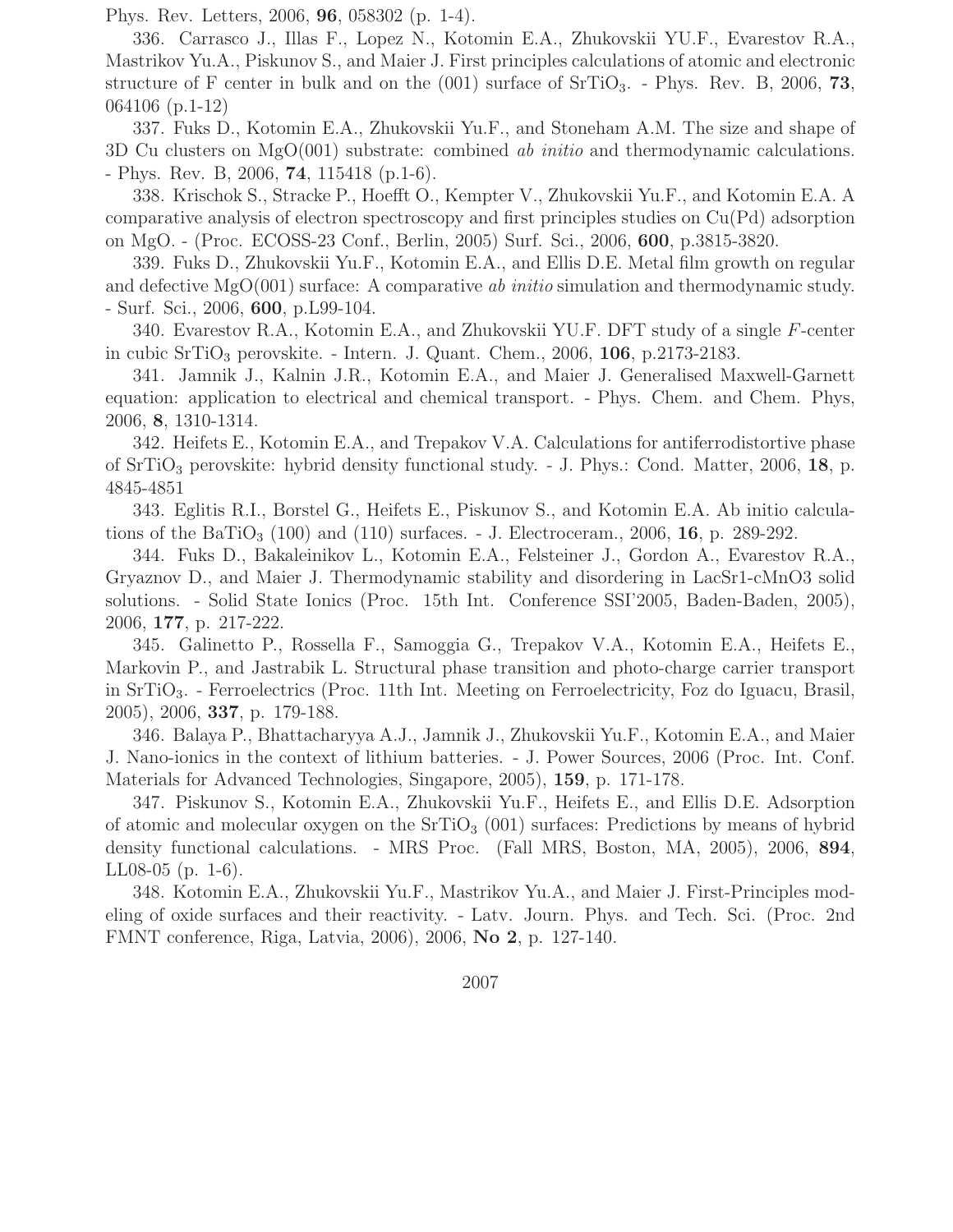Phys. Rev. Letters, 2006, **96**, 058302 (p. 1-4).

336. Carrasco J., Illas F., Lopez N., Kotomin E.A., Zhukovskii YU.F., Evarestov R.A., Mastrikov Yu.A., Piskunov S., and Maier J. First principles calculations of atomic and electronic structure of F center in bulk and on the (001) surface of $SrTiO_3$. - Phys. Rev. B, 2006, **73**, 064106 (p.1-12)

337. Fuks D., Kotomin E.A., Zhukovskii Yu.F., and Stoneham A.M. The size and shape of 3D Cu clusters on MgO(001) substrate: combined *ab initio* and thermodynamic calculations. - Phys. Rev. B, 2006, **74**, 115418 (p.1-6).

338. Krischok S., Stracke P., Hoefft O., Kempter V., Zhukovskii Yu.F., and Kotomin E.A. A comparative analysis of electron spectroscopy and first principles studies on Cu(Pd) adsorption on MgO. - (Proc. ECOSS-23 Conf., Berlin, 2005) Surf. Sci., 2006, **600**, p.3815-3820.

339. Fuks D., Zhukovskii Yu.F., Kotomin E.A., and Ellis D.E. Metal film growth on regular and defective MgO(001) surface: A comparative *ab initio* simulation and thermodynamic study. - Surf. Sci., 2006, **600**, p.L99-104.

340. Evarestov R.A., Kotomin E.A., and Zhukovskii YU.F. DFT study of a single *F*-center in cubic $SrTiO_3$ perovskite. - Intern. J. Quant. Chem., 2006, **106**, p.2173-2183.

341. Jamnik J., Kalnin J.R., Kotomin E.A., and Maier J. Generalised Maxwell-Garnett equation: application to electrical and chemical transport. - Phys. Chem. and Chem. Phys, 2006, **8**, 1310-1314.

342. Heifets E., Kotomin E.A., and Trepakov V.A. Calculations for antiferrodistortive phase of $SrTiO_3$ perovskite: hybrid density functional study. - J. Phys.: Cond. Matter, 2006, **18**, p. 4845-4851

343. Eglitis R.I., Borstel G., Heifets E., Piskunov S., and Kotomin E.A. Ab initio calculations of the $BaTiO_3$ (100) and (110) surfaces. - J. Electroceram., 2006, **16**, p. 289-292.

344. Fuks D., Bakaleinikov L., Kotomin E.A., Felsteiner J., Gordon A., Evarestov R.A., Gryaznov D., and Maier J. Thermodynamic stability and disordering in LacSr1-cMnO3 solid solutions. - Solid State Ionics (Proc. 15th Int. Conference SSI'2005, Baden-Baden, 2005), 2006, **177**, p. 217-222.

345. Galinetto P., Rossella F., Samoggia G., Trepakov V.A., Kotomin E.A., Heifets E., Markovin P., and Jastrabik L. Structural phase transition and photo-charge carrier transport in $SrTiO_3$. - Ferroelectrics (Proc. 11th Int. Meeting on Ferroelectricity, Foz do Iguacu, Brasil, 2005), 2006, **337**, p. 179-188.

346. Balaya P., Bhattacharyya A.J., Jamnik J., Zhukovskii Yu.F., Kotomin E.A., and Maier J. Nano-ionics in the context of lithium batteries. - J. Power Sources, 2006 (Proc. Int. Conf. Materials for Advanced Technologies, Singapore, 2005), **159**, p. 171-178.

347. Piskunov S., Kotomin E.A., Zhukovskii Yu.F., Heifets E., and Ellis D.E. Adsorption of atomic and molecular oxygen on the $SrTiO_3$ (001) surfaces: Predictions by means of hybrid density functional calculations. - MRS Proc. (Fall MRS, Boston, MA, 2005), 2006, **894**, LL08-05 (p. 1-6).

348. Kotomin E.A., Zhukovskii Yu.F., Mastrikov Yu.A., and Maier J. First-Principles modeling of oxide surfaces and their reactivity. - Latv. Journ. Phys. and Tech. Sci. (Proc. 2nd FMNT conference, Riga, Latvia, 2006), 2006, **No 2**, p. 127-140.

2007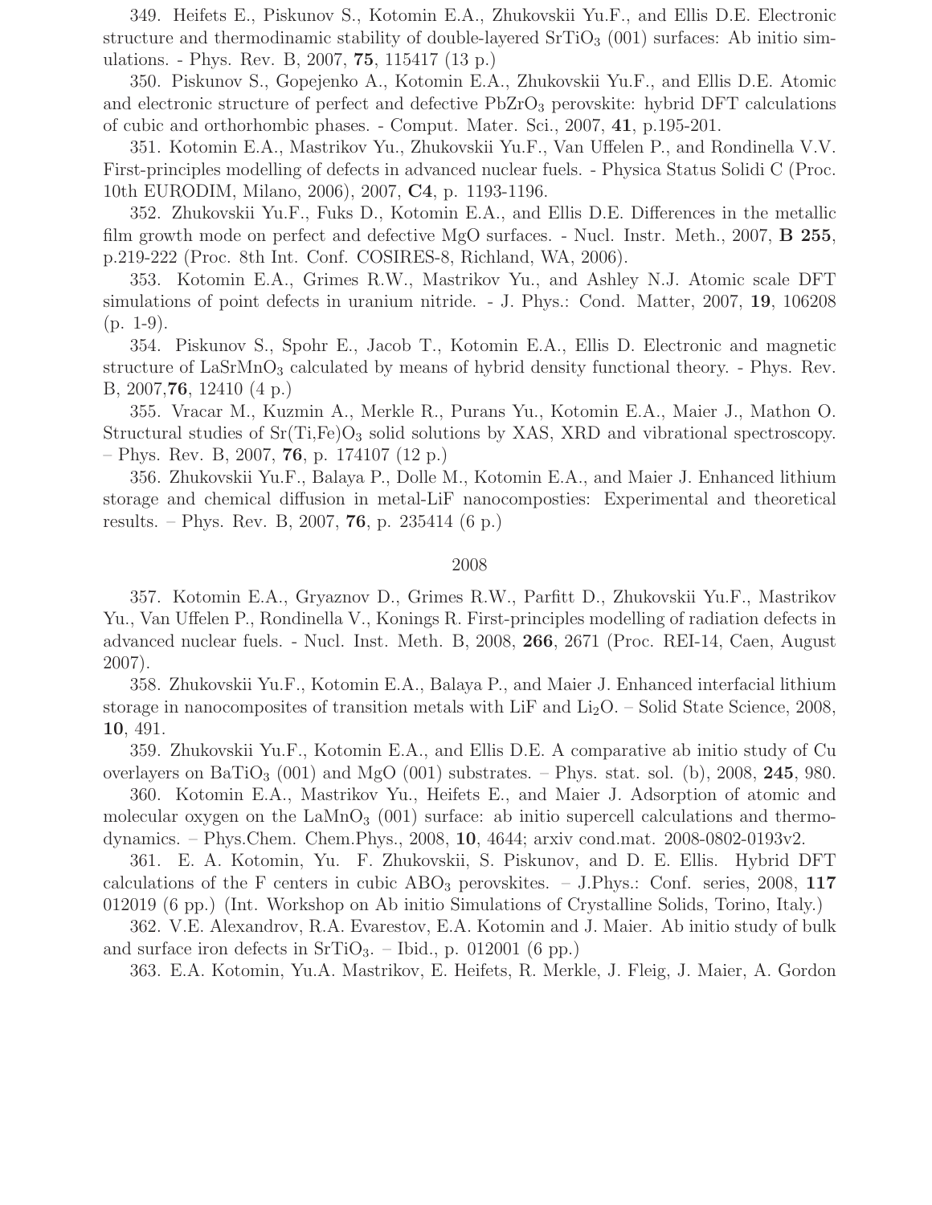349. Heifets E., Piskunov S., Kotomin E.A., Zhukovskii Yu.F., and Ellis D.E. Electronic structure and thermodinamic stability of double-layered $SrTiO_3$ (001) surfaces: Ab initio simulations. - Phys. Rev. B, 2007, **75**, 115417 (13 p.)

350. Piskunov S., Gopejenko A., Kotomin E.A., Zhukovskii Yu.F., and Ellis D.E. Atomic and electronic structure of perfect and defective $PbZrO_3$ perovskite: hybrid DFT calculations of cubic and orthorhombic phases. - Comput. Mater. Sci., 2007, **41**, p.195-201.

351. Kotomin E.A., Mastrikov Yu., Zhukovskii Yu.F., Van Uffelen P., and Rondinella V.V. First-principles modelling of defects in advanced nuclear fuels. - Physica Status Solidi C (Proc. 10th EURODIM, Milano, 2006), 2007, **C4**, p. 1193-1196.

352. Zhukovskii Yu.F., Fuks D., Kotomin E.A., and Ellis D.E. Differences in the metallic film growth mode on perfect and defective MgO surfaces. - Nucl. Instr. Meth., 2007, **B 255**, p.219-222 (Proc. 8th Int. Conf. COSIRES-8, Richland, WA, 2006).

353. Kotomin E.A., Grimes R.W., Mastrikov Yu., and Ashley N.J. Atomic scale DFT simulations of point defects in uranium nitride. - J. Phys.: Cond. Matter, 2007, **19**, 106208 (p. 1-9).

354. Piskunov S., Spohr E., Jacob T., Kotomin E.A., Ellis D. Electronic and magnetic structure of $LaSrMnO_3$ calculated by means of hybrid density functional theory. - Phys. Rev. B, 2007,**76**, 12410 (4 p.)

355. Vracar M., Kuzmin A., Merkle R., Purans Yu., Kotomin E.A., Maier J., Mathon O. Structural studies of $Sr(Ti,Fe)O_3$ solid solutions by XAS, XRD and vibrational spectroscopy. – Phys. Rev. B, 2007, **76**, p. 174107 (12 p.)

356. Zhukovskii Yu.F., Balaya P., Dolle M., Kotomin E.A., and Maier J. Enhanced lithium storage and chemical diffusion in metal-LiF nanocomposties: Experimental and theoretical results. – Phys. Rev. B, 2007, **76**, p. 235414 (6 p.)

2008

357. Kotomin E.A., Gryaznov D., Grimes R.W., Parfitt D., Zhukovskii Yu.F., Mastrikov Yu., Van Uffelen P., Rondinella V., Konings R. First-principles modelling of radiation defects in advanced nuclear fuels. - Nucl. Inst. Meth. B, 2008, **266**, 2671 (Proc. REI-14, Caen, August 2007).

358. Zhukovskii Yu.F., Kotomin E.A., Balaya P., and Maier J. Enhanced interfacial lithium storage in nanocomposites of transition metals with LiF and $Li_2O$. – Solid State Science, 2008, **10**, 491.

359. Zhukovskii Yu.F., Kotomin E.A., and Ellis D.E. A comparative ab initio study of Cu overlayers on $BaTiO_3$ (001) and MgO (001) substrates. – Phys. stat. sol. (b), 2008, **245**, 980.

360. Kotomin E.A., Mastrikov Yu., Heifets E., and Maier J. Adsorption of atomic and molecular oxygen on the $LaMnO_3$ (001) surface: ab initio supercell calculations and thermodynamics. – Phys.Chem. Chem.Phys., 2008, **10**, 4644; arxiv cond.mat. 2008-0802-0193v2.

361. E. A. Kotomin, Yu. F. Zhukovskii, S. Piskunov, and D. E. Ellis. Hybrid DFT calculations of the F centers in cubic $ABO_3$ perovskites. – J.Phys.: Conf. series, 2008, **117** 012019 (6 pp.) (Int. Workshop on Ab initio Simulations of Crystalline Solids, Torino, Italy.)

362. V.E. Alexandrov, R.A. Evarestov, E.A. Kotomin and J. Maier. Ab initio study of bulk and surface iron defects in $SrTiO_3$. – Ibid., p. 012001 (6 pp.)

363. E.A. Kotomin, Yu.A. Mastrikov, E. Heifets, R. Merkle, J. Fleig, J. Maier, A. Gordon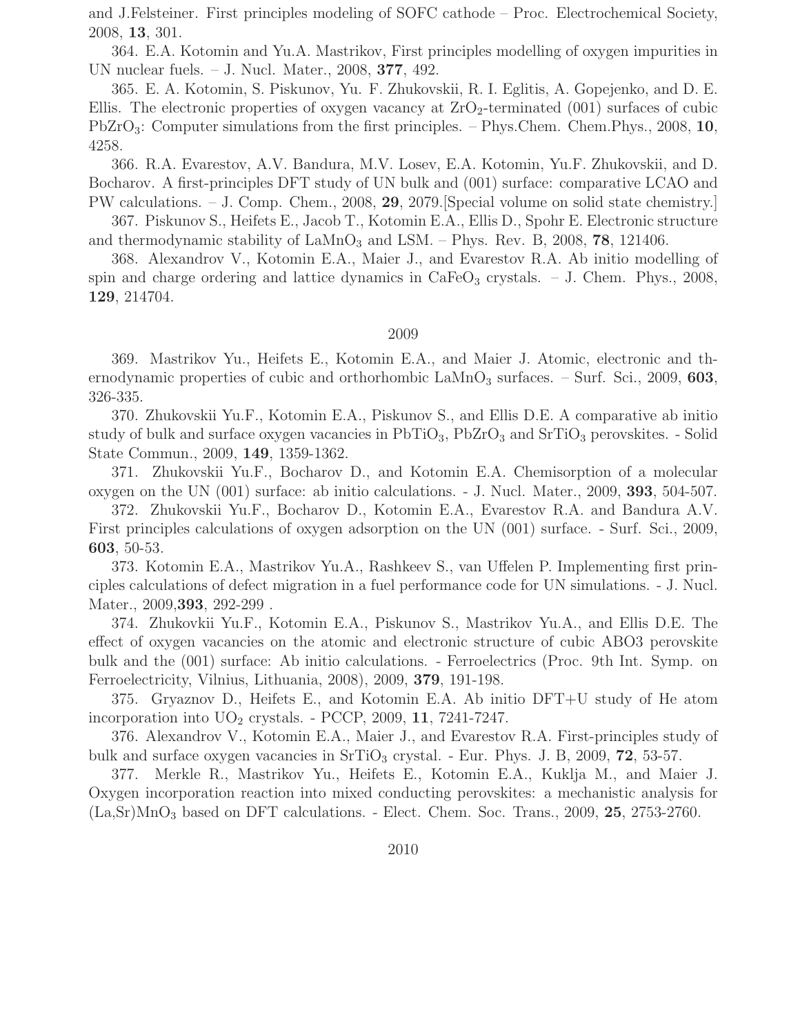and J.Felsteiner. First principles modeling of SOFC cathode – Proc. Electrochemical Society, 2008, **13**, 301.

364. E.A. Kotomin and Yu.A. Mastrikov, First principles modelling of oxygen impurities in UN nuclear fuels. – J. Nucl. Mater., 2008, **377**, 492.

365. E. A. Kotomin, S. Piskunov, Yu. F. Zhukovskii, R. I. Eglitis, A. Gopejenko, and D. E. Ellis. The electronic properties of oxygen vacancy at $ZrO_2$-terminated (001) surfaces of cubic $PbZrO_3$: Computer simulations from the first principles. – Phys.Chem. Chem.Phys., 2008, **10**, 4258.

366. R.A. Evarestov, A.V. Bandura, M.V. Losev, E.A. Kotomin, Yu.F. Zhukovskii, and D. Bocharov. A first-principles DFT study of UN bulk and (001) surface: comparative LCAO and PW calculations. – J. Comp. Chem., 2008, **29**, 2079.[Special volume on solid state chemistry.]

367. Piskunov S., Heifets E., Jacob T., Kotomin E.A., Ellis D., Spohr E. Electronic structure and thermodynamic stability of $LaMnO_3$ and LSM. – Phys. Rev. B, 2008, **78**, 121406.

368. Alexandrov V., Kotomin E.A., Maier J., and Evarestov R.A. Ab initio modelling of spin and charge ordering and lattice dynamics in $CaFeO_3$ crystals. – J. Chem. Phys., 2008, **129**, 214704.

## 2009

369. Mastrikov Yu., Heifets E., Kotomin E.A., and Maier J. Atomic, electronic and thernodynamic properties of cubic and orthorhombic $LaMnO_3$ surfaces. – Surf. Sci., 2009, **603**, 326-335.

370. Zhukovskii Yu.F., Kotomin E.A., Piskunov S., and Ellis D.E. A comparative ab initio study of bulk and surface oxygen vacancies in $PbTiO_3$, $PbZrO_3$ and $SrTiO_3$ perovskites. - Solid State Commun., 2009, **149**, 1359-1362.

371. Zhukovskii Yu.F., Bocharov D., and Kotomin E.A. Chemisorption of a molecular oxygen on the UN (001) surface: ab initio calculations. - J. Nucl. Mater., 2009, **393**, 504-507.

372. Zhukovskii Yu.F., Bocharov D., Kotomin E.A., Evarestov R.A. and Bandura A.V. First principles calculations of oxygen adsorption on the UN (001) surface. - Surf. Sci., 2009, **603**, 50-53.

373. Kotomin E.A., Mastrikov Yu.A., Rashkeev S., van Uffelen P. Implementing first principles calculations of defect migration in a fuel performance code for UN simulations. - J. Nucl. Mater., 2009,**393**, 292-299 .

374. Zhukovkii Yu.F., Kotomin E.A., Piskunov S., Mastrikov Yu.A., and Ellis D.E. The effect of oxygen vacancies on the atomic and electronic structure of cubic ABO3 perovskite bulk and the (001) surface: Ab initio calculations. - Ferroelectrics (Proc. 9th Int. Symp. on Ferroelectricity, Vilnius, Lithuania, 2008), 2009, **379**, 191-198.

375. Gryaznov D., Heifets E., and Kotomin E.A. Ab initio DFT+U study of He atom incorporation into $UO_2$ crystals. - PCCP, 2009, **11**, 7241-7247.

376. Alexandrov V., Kotomin E.A., Maier J., and Evarestov R.A. First-principles study of bulk and surface oxygen vacancies in $SrTiO_3$ crystal. - Eur. Phys. J. B, 2009, **72**, 53-57.

377. Merkle R., Mastrikov Yu., Heifets E., Kotomin E.A., Kuklja M., and Maier J. Oxygen incorporation reaction into mixed conducting perovskites: a mechanistic analysis for (La,Sr)$MnO_3$ based on DFT calculations. - Elect. Chem. Soc. Trans., 2009, **25**, 2753-2760.

## 2010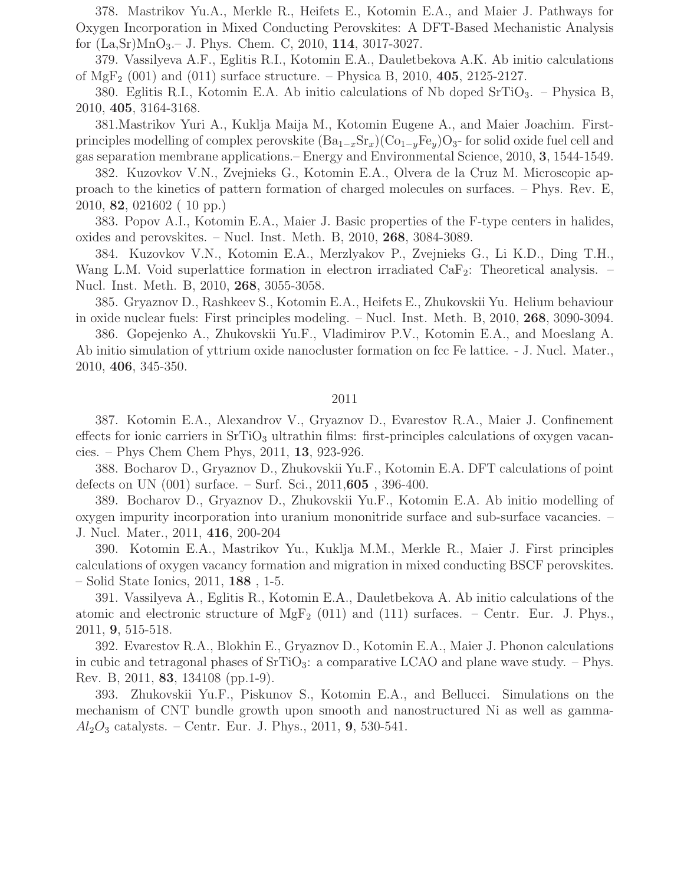378. Mastrikov Yu.A., Merkle R., Heifets E., Kotomin E.A., and Maier J. Pathways for Oxygen Incorporation in Mixed Conducting Perovskites: A DFT-Based Mechanistic Analysis for (La,Sr)$MnO_3$.– J. Phys. Chem. C, 2010, **114**, 3017-3027.

379. Vassilyeva A.F., Eglitis R.I., Kotomin E.A., Dauletbekova A.K. Ab initio calculations of $MgF_2$ (001) and (011) surface structure. – Physica B, 2010, **405**, 2125-2127.

380. Eglitis R.I., Kotomin E.A. Ab initio calculations of Nb doped $SrTiO_3$. – Physica B, 2010, **405**, 3164-3168.

381.Mastrikov Yuri A., Kuklja Maija M., Kotomin Eugene A., and Maier Joachim. First-principles modelling of complex perovskite $(Ba_{1-x}Sr_x)(Co_{1-y}Fe_y)O_3$- for solid oxide fuel cell and gas separation membrane applications.– Energy and Environmental Science, 2010, **3**, 1544-1549.

382. Kuzovkov V.N., Zvejnieks G., Kotomin E.A., Olvera de la Cruz M. Microscopic approach to the kinetics of pattern formation of charged molecules on surfaces. – Phys. Rev. E, 2010, **82**, 021602 ( 10 pp.)

383. Popov A.I., Kotomin E.A., Maier J. Basic properties of the F-type centers in halides, oxides and perovskites. – Nucl. Inst. Meth. B, 2010, **268**, 3084-3089.

384. Kuzovkov V.N., Kotomin E.A., Merzlyakov P., Zvejnieks G., Li K.D., Ding T.H., Wang L.M. Void superlattice formation in electron irradiated $CaF_2$: Theoretical analysis. – Nucl. Inst. Meth. B, 2010, **268**, 3055-3058.

385. Gryaznov D., Rashkeev S., Kotomin E.A., Heifets E., Zhukovskii Yu. Helium behaviour in oxide nuclear fuels: First principles modeling. – Nucl. Inst. Meth. B, 2010, **268**, 3090-3094.

386. Gopejenko A., Zhukovskii Yu.F., Vladimirov P.V., Kotomin E.A., and Moeslang A. Ab initio simulation of yttrium oxide nanocluster formation on fcc Fe lattice. - J. Nucl. Mater., 2010, **406**, 345-350.

2011

387. Kotomin E.A., Alexandrov V., Gryaznov D., Evarestov R.A., Maier J. Confinement effects for ionic carriers in $SrTiO_3$ ultrathin films: first-principles calculations of oxygen vacancies. – Phys Chem Chem Phys, 2011, **13**, 923-926.

388. Bocharov D., Gryaznov D., Zhukovskii Yu.F., Kotomin E.A. DFT calculations of point defects on UN (001) surface. – Surf. Sci., 2011,**605** , 396-400.

389. Bocharov D., Gryaznov D., Zhukovskii Yu.F., Kotomin E.A. Ab initio modelling of oxygen impurity incorporation into uranium mononitride surface and sub-surface vacancies. – J. Nucl. Mater., 2011, **416**, 200-204

390. Kotomin E.A., Mastrikov Yu., Kuklja M.M., Merkle R., Maier J. First principles calculations of oxygen vacancy formation and migration in mixed conducting BSCF perovskites. – Solid State Ionics, 2011, **188** , 1-5.

391. Vassilyeva A., Eglitis R., Kotomin E.A., Dauletbekova A. Ab initio calculations of the atomic and electronic structure of $MgF_2$ (011) and (111) surfaces. – Centr. Eur. J. Phys., 2011, **9**, 515-518.

392. Evarestov R.A., Blokhin E., Gryaznov D., Kotomin E.A., Maier J. Phonon calculations in cubic and tetragonal phases of $SrTiO_3$: a comparative LCAO and plane wave study. – Phys. Rev. B, 2011, **83**, 134108 (pp.1-9).

393. Zhukovskii Yu.F., Piskunov S., Kotomin E.A., and Bellucci. Simulations on the mechanism of CNT bundle growth upon smooth and nanostructured Ni as well as gamma-$Al_2O_3$ catalysts. – Centr. Eur. J. Phys., 2011, **9**, 530-541.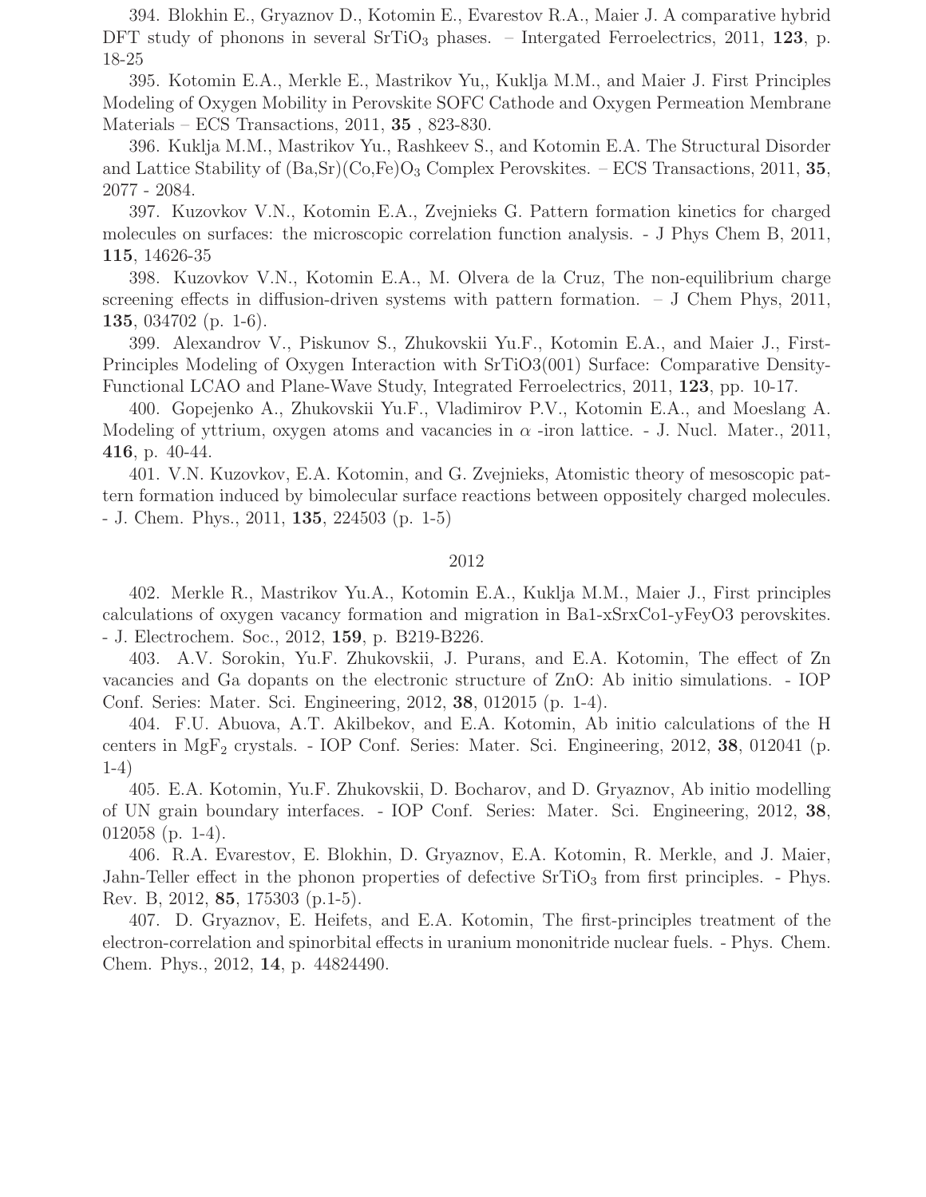394. Blokhin E., Gryaznov D., Kotomin E., Evarestov R.A., Maier J. A comparative hybrid DFT study of phonons in several $SrTiO_3$ phases. – Intergated Ferroelectrics, 2011, **123**, p. 18-25

395. Kotomin E.A., Merkle E., Mastrikov Yu,, Kuklja M.M., and Maier J. First Principles Modeling of Oxygen Mobility in Perovskite SOFC Cathode and Oxygen Permeation Membrane Materials – ECS Transactions, 2011, **35** , 823-830.

396. Kuklja M.M., Mastrikov Yu., Rashkeev S., and Kotomin E.A. The Structural Disorder and Lattice Stability of (Ba,Sr)(Co,Fe)$O_3$ Complex Perovskites. – ECS Transactions, 2011, **35**, 2077 - 2084.

397. Kuzovkov V.N., Kotomin E.A., Zvejnieks G. Pattern formation kinetics for charged molecules on surfaces: the microscopic correlation function analysis. - J Phys Chem B, 2011, **115**, 14626-35

398. Kuzovkov V.N., Kotomin E.A., M. Olvera de la Cruz, The non-equilibrium charge screening effects in diffusion-driven systems with pattern formation. – J Chem Phys, 2011, **135**, 034702 (p. 1-6).

399. Alexandrov V., Piskunov S., Zhukovskii Yu.F., Kotomin E.A., and Maier J., First-Principles Modeling of Oxygen Interaction with SrTiO3(001) Surface: Comparative Density-Functional LCAO and Plane-Wave Study, Integrated Ferroelectrics, 2011, **123**, pp. 10-17.

400. Gopejenko A., Zhukovskii Yu.F., Vladimirov P.V., Kotomin E.A., and Moeslang A. Modeling of yttrium, oxygen atoms and vacancies in $\alpha$ -iron lattice. - J. Nucl. Mater., 2011, **416**, p. 40-44.

401. V.N. Kuzovkov, E.A. Kotomin, and G. Zvejnieks, Atomistic theory of mesoscopic pattern formation induced by bimolecular surface reactions between oppositely charged molecules. - J. Chem. Phys., 2011, **135**, 224503 (p. 1-5)

2012

402. Merkle R., Mastrikov Yu.A., Kotomin E.A., Kuklja M.M., Maier J., First principles calculations of oxygen vacancy formation and migration in Ba1-xSrxCo1-yFeyO3 perovskites. - J. Electrochem. Soc., 2012, **159**, p. B219-B226.

403. A.V. Sorokin, Yu.F. Zhukovskii, J. Purans, and E.A. Kotomin, The effect of Zn vacancies and Ga dopants on the electronic structure of ZnO: Ab initio simulations. - IOP Conf. Series: Mater. Sci. Engineering, 2012, **38**, 012015 (p. 1-4).

404. F.U. Abuova, A.T. Akilbekov, and E.A. Kotomin, Ab initio calculations of the H centers in $MgF_2$ crystals. - IOP Conf. Series: Mater. Sci. Engineering, 2012, **38**, 012041 (p. 1-4)

405. E.A. Kotomin, Yu.F. Zhukovskii, D. Bocharov, and D. Gryaznov, Ab initio modelling of UN grain boundary interfaces. - IOP Conf. Series: Mater. Sci. Engineering, 2012, **38**, 012058 (p. 1-4).

406. R.A. Evarestov, E. Blokhin, D. Gryaznov, E.A. Kotomin, R. Merkle, and J. Maier, Jahn-Teller effect in the phonon properties of defective $SrTiO_3$ from first principles. - Phys. Rev. B, 2012, **85**, 175303 (p.1-5).

407. D. Gryaznov, E. Heifets, and E.A. Kotomin, The first-principles treatment of the electron-correlation and spinorbital effects in uranium mononitride nuclear fuels. - Phys. Chem. Chem. Phys., 2012, **14**, p. 44824490.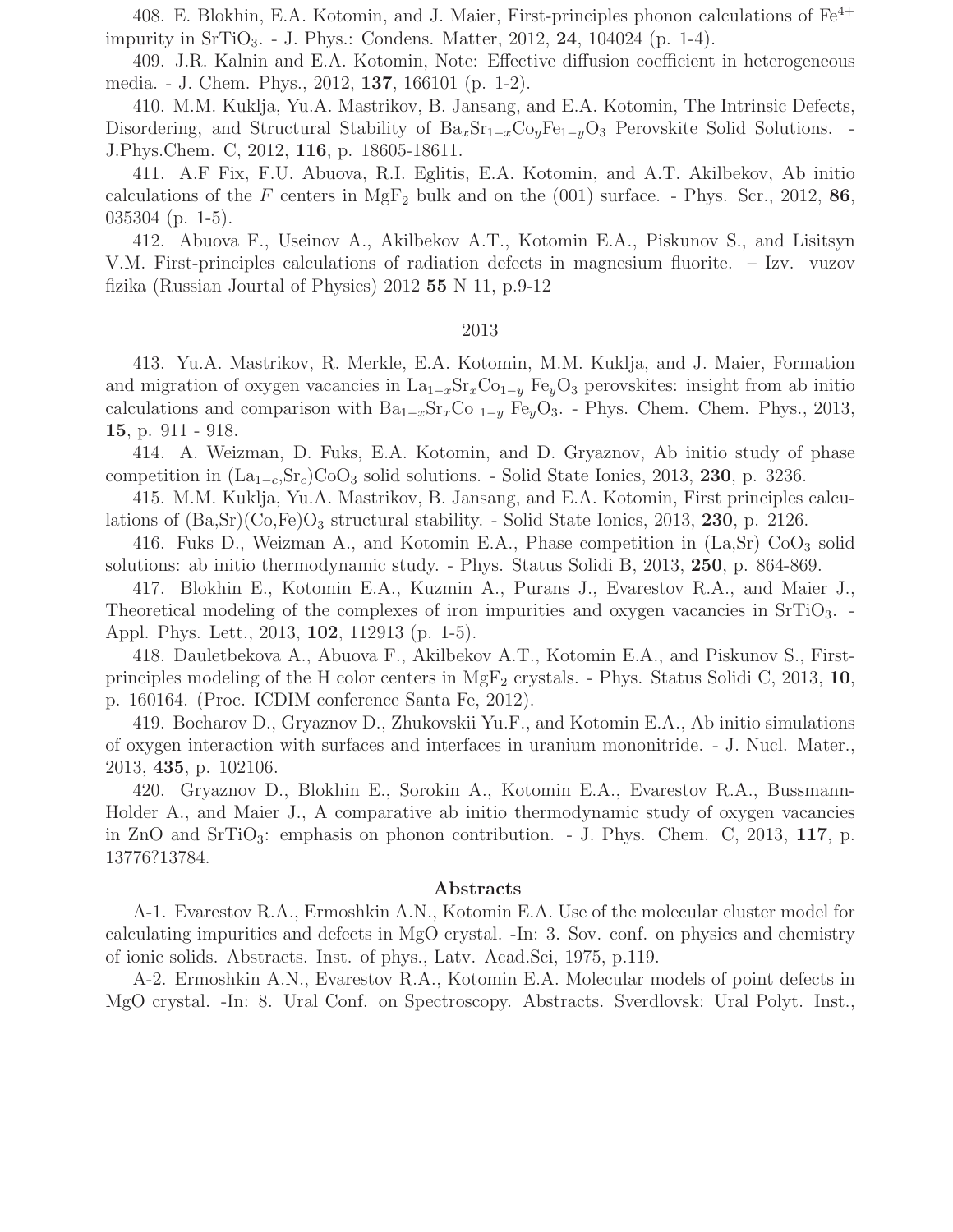408. E. Blokhin, E.A. Kotomin, and J. Maier, First-principles phonon calculations of $Fe^{4+}$ impurity in $SrTiO_3$. - J. Phys.: Condens. Matter, 2012, **24**, 104024 (p. 1-4).

409. J.R. Kalnin and E.A. Kotomin, Note: Effective diffusion coefficient in heterogeneous media. - J. Chem. Phys., 2012, **137**, 166101 (p. 1-2).

410. M.M. Kuklja, Yu.A. Mastrikov, B. Jansang, and E.A. Kotomin, The Intrinsic Defects, Disordering, and Structural Stability of $Ba_xSr_{1-x}Co_yFe_{1-y}O_3$ Perovskite Solid Solutions. - J.Phys.Chem. C, 2012, **116**, p. 18605-18611.

411. A.F Fix, F.U. Abuova, R.I. Eglitis, E.A. Kotomin, and A.T. Akilbekov, Ab initio calculations of the *F* centers in $MgF_2$ bulk and on the (001) surface. - Phys. Scr., 2012, **86**, 035304 (p. 1-5).

412. Abuova F., Useinov A., Akilbekov A.T., Kotomin E.A., Piskunov S., and Lisitsyn V.M. First-principles calculations of radiation defects in magnesium fluorite. – Izv. vuzov fizika (Russian Jourtal of Physics) 2012 **55** N 11, p.9-12

2013

413. Yu.A. Mastrikov, R. Merkle, E.A. Kotomin, M.M. Kuklja, and J. Maier, Formation and migration of oxygen vacancies in $La_{1-x}Sr_xCo_{1-y}$ $Fe_yO_3$ perovskites: insight from ab initio calculations and comparison with $Ba_{1-x}Sr_xCo$ $_{1-y}$ $Fe_yO_3$. - Phys. Chem. Chem. Phys., 2013, **15**, p. 911 - 918.

414. A. Weizman, D. Fuks, E.A. Kotomin, and D. Gryaznov, Ab initio study of phase competition in $(La_{1-c},Sr_c)CoO_3$ solid solutions. - Solid State Ionics, 2013, **230**, p. 3236.

415. M.M. Kuklja, Yu.A. Mastrikov, B. Jansang, and E.A. Kotomin, First principles calculations of $(Ba,Sr)(Co,Fe)O_3$ structural stability. - Solid State Ionics, 2013, **230**, p. 2126.

416. Fuks D., Weizman A., and Kotomin E.A., Phase competition in (La,Sr) $CoO_3$ solid solutions: ab initio thermodynamic study. - Phys. Status Solidi B, 2013, **250**, p. 864-869.

417. Blokhin E., Kotomin E.A., Kuzmin A., Purans J., Evarestov R.A., and Maier J., Theoretical modeling of the complexes of iron impurities and oxygen vacancies in $SrTiO_3$. - Appl. Phys. Lett., 2013, **102**, 112913 (p. 1-5).

418. Dauletbekova A., Abuova F., Akilbekov A.T., Kotomin E.A., and Piskunov S., First-principles modeling of the H color centers in $MgF_2$ crystals. - Phys. Status Solidi C, 2013, **10**, p. 160164. (Proc. ICDIM conference Santa Fe, 2012).

419. Bocharov D., Gryaznov D., Zhukovskii Yu.F., and Kotomin E.A., Ab initio simulations of oxygen interaction with surfaces and interfaces in uranium mononitride. - J. Nucl. Mater., 2013, **435**, p. 102106.

420. Gryaznov D., Blokhin E., Sorokin A., Kotomin E.A., Evarestov R.A., Bussmann-Holder A., and Maier J., A comparative ab initio thermodynamic study of oxygen vacancies in ZnO and $SrTiO_3$: emphasis on phonon contribution. - J. Phys. Chem. C, 2013, **117**, p. 13776?13784.

**Abstracts**

A-1. Evarestov R.A., Ermoshkin A.N., Kotomin E.A. Use of the molecular cluster model for calculating impurities and defects in MgO crystal. -In: 3. Sov. conf. on physics and chemistry of ionic solids. Abstracts. Inst. of phys., Latv. Acad.Sci, 1975, p.119.

A-2. Ermoshkin A.N., Evarestov R.A., Kotomin E.A. Molecular models of point defects in MgO crystal. -In: 8. Ural Conf. on Spectroscopy. Abstracts. Sverdlovsk: Ural Polyt. Inst.,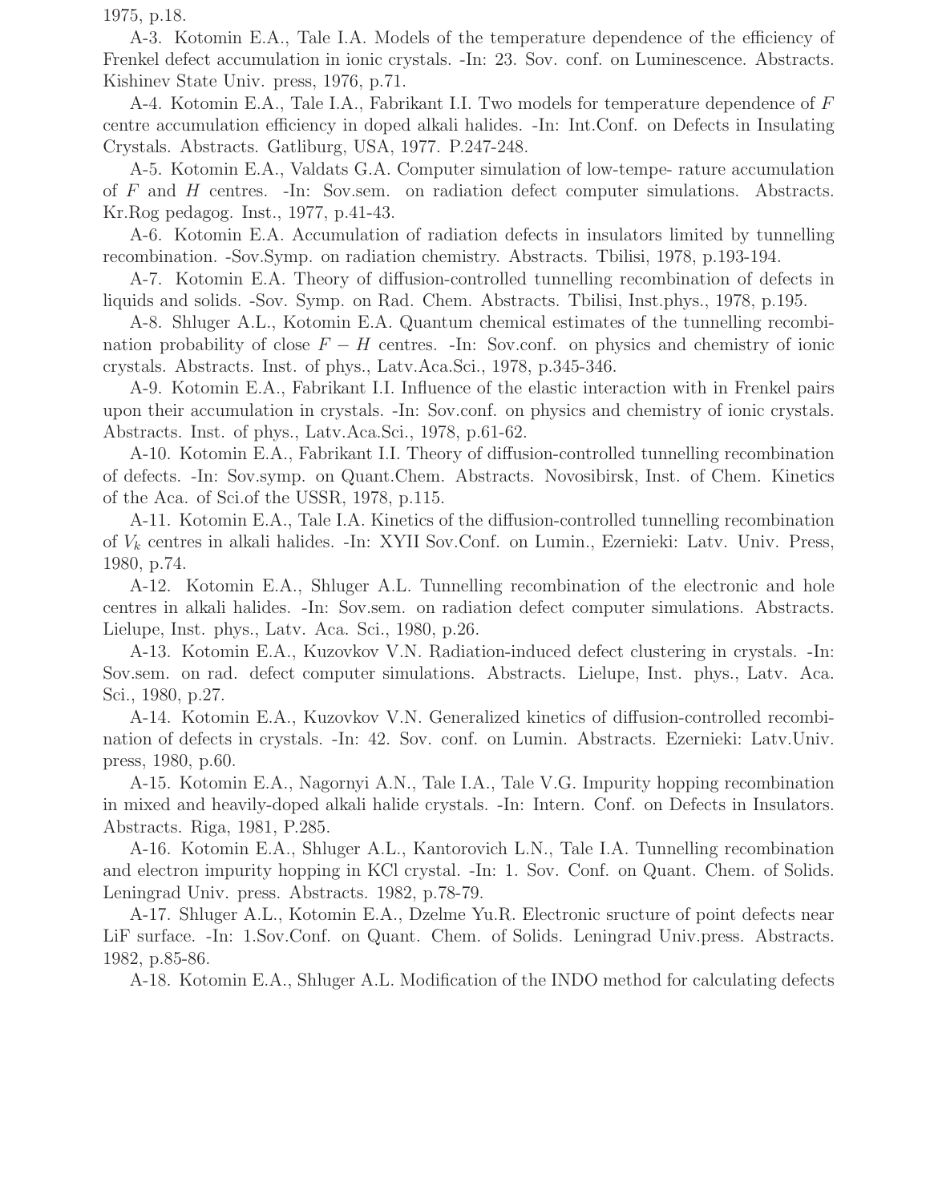1975, p.18.

A-3. Kotomin E.A., Tale I.A. Models of the temperature dependence of the efficiency of Frenkel defect accumulation in ionic crystals. -In: 23. Sov. conf. on Luminescence. Abstracts. Kishinev State Univ. press, 1976, p.71.

A-4. Kotomin E.A., Tale I.A., Fabrikant I.I. Two models for temperature dependence of $F$ centre accumulation efficiency in doped alkali halides. -In: Int.Conf. on Defects in Insulating Crystals. Abstracts. Gatliburg, USA, 1977. P.247-248.

A-5. Kotomin E.A., Valdats G.A. Computer simulation of low-tempe- rature accumulation of $F$ and $H$ centres. -In: Sov.sem. on radiation defect computer simulations. Abstracts. Kr.Rog pedagog. Inst., 1977, p.41-43.

A-6. Kotomin E.A. Accumulation of radiation defects in insulators limited by tunnelling recombination. -Sov.Symp. on radiation chemistry. Abstracts. Tbilisi, 1978, p.193-194.

A-7. Kotomin E.A. Theory of diffusion-controlled tunnelling recombination of defects in liquids and solids. -Sov. Symp. on Rad. Chem. Abstracts. Tbilisi, Inst.phys., 1978, p.195.

A-8. Shluger A.L., Kotomin E.A. Quantum chemical estimates of the tunnelling recombination probability of close $F-H$ centres. -In: Sov.conf. on physics and chemistry of ionic crystals. Abstracts. Inst. of phys., Latv.Aca.Sci., 1978, p.345-346.

A-9. Kotomin E.A., Fabrikant I.I. Influence of the elastic interaction with in Frenkel pairs upon their accumulation in crystals. -In: Sov.conf. on physics and chemistry of ionic crystals. Abstracts. Inst. of phys., Latv.Aca.Sci., 1978, p.61-62.

A-10. Kotomin E.A., Fabrikant I.I. Theory of diffusion-controlled tunnelling recombination of defects. -In: Sov.symp. on Quant.Chem. Abstracts. Novosibirsk, Inst. of Chem. Kinetics of the Aca. of Sci.of the USSR, 1978, p.115.

A-11. Kotomin E.A., Tale I.A. Kinetics of the diffusion-controlled tunnelling recombination of $V_k$ centres in alkali halides. -In: XYII Sov.Conf. on Lumin., Ezernieki: Latv. Univ. Press, 1980, p.74.

A-12. Kotomin E.A., Shluger A.L. Tunnelling recombination of the electronic and hole centres in alkali halides. -In: Sov.sem. on radiation defect computer simulations. Abstracts. Lielupe, Inst. phys., Latv. Aca. Sci., 1980, p.26.

A-13. Kotomin E.A., Kuzovkov V.N. Radiation-induced defect clustering in crystals. -In: Sov.sem. on rad. defect computer simulations. Abstracts. Lielupe, Inst. phys., Latv. Aca. Sci., 1980, p.27.

A-14. Kotomin E.A., Kuzovkov V.N. Generalized kinetics of diffusion-controlled recombination of defects in crystals. -In: 42. Sov. conf. on Lumin. Abstracts. Ezernieki: Latv.Univ. press, 1980, p.60.

A-15. Kotomin E.A., Nagornyi A.N., Tale I.A., Tale V.G. Impurity hopping recombination in mixed and heavily-doped alkali halide crystals. -In: Intern. Conf. on Defects in Insulators. Abstracts. Riga, 1981, P.285.

A-16. Kotomin E.A., Shluger A.L., Kantorovich L.N., Tale I.A. Tunnelling recombination and electron impurity hopping in KCl crystal. -In: 1. Sov. Conf. on Quant. Chem. of Solids. Leningrad Univ. press. Abstracts. 1982, p.78-79.

A-17. Shluger A.L., Kotomin E.A., Dzelme Yu.R. Electronic sructure of point defects near LiF surface. -In: 1.Sov.Conf. on Quant. Chem. of Solids. Leningrad Univ.press. Abstracts. 1982, p.85-86.

A-18. Kotomin E.A., Shluger A.L. Modification of the INDO method for calculating defects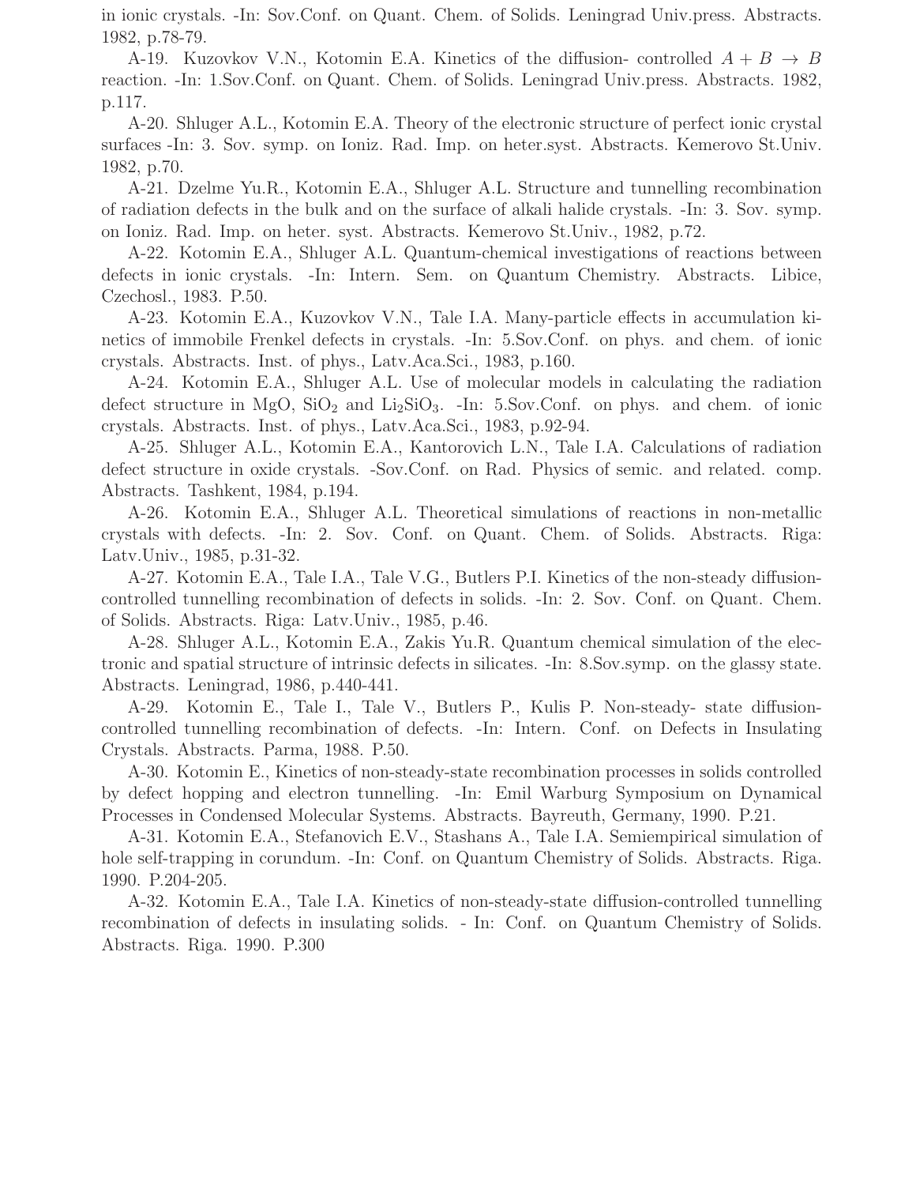in ionic crystals. -In: Sov.Conf. on Quant. Chem. of Solids. Leningrad Univ.press. Abstracts. 1982, p.78-79.

A-19. Kuzovkov V.N., Kotomin E.A. Kinetics of the diffusion- controlled $A + B \to B$ reaction. -In: 1.Sov.Conf. on Quant. Chem. of Solids. Leningrad Univ.press. Abstracts. 1982, p.117.

A-20. Shluger A.L., Kotomin E.A. Theory of the electronic structure of perfect ionic crystal surfaces -In: 3. Sov. symp. on Ioniz. Rad. Imp. on heter.syst. Abstracts. Kemerovo St.Univ. 1982, p.70.

A-21. Dzelme Yu.R., Kotomin E.A., Shluger A.L. Structure and tunnelling recombination of radiation defects in the bulk and on the surface of alkali halide crystals. -In: 3. Sov. symp. on Ioniz. Rad. Imp. on heter. syst. Abstracts. Kemerovo St.Univ., 1982, p.72.

A-22. Kotomin E.A., Shluger A.L. Quantum-chemical investigations of reactions between defects in ionic crystals. -In: Intern. Sem. on Quantum Chemistry. Abstracts. Libice, Czechosl., 1983. P.50.

A-23. Kotomin E.A., Kuzovkov V.N., Tale I.A. Many-particle effects in accumulation kinetics of immobile Frenkel defects in crystals. -In: 5.Sov.Conf. on phys. and chem. of ionic crystals. Abstracts. Inst. of phys., Latv.Aca.Sci., 1983, p.160.

A-24. Kotomin E.A., Shluger A.L. Use of molecular models in calculating the radiation defect structure in MgO, $SiO_2$ and $Li_2SiO_3$. -In: 5.Sov.Conf. on phys. and chem. of ionic crystals. Abstracts. Inst. of phys., Latv.Aca.Sci., 1983, p.92-94.

A-25. Shluger A.L., Kotomin E.A., Kantorovich L.N., Tale I.A. Calculations of radiation defect structure in oxide crystals. -Sov.Conf. on Rad. Physics of semic. and related. comp. Abstracts. Tashkent, 1984, p.194.

A-26. Kotomin E.A., Shluger A.L. Theoretical simulations of reactions in non-metallic crystals with defects. -In: 2. Sov. Conf. on Quant. Chem. of Solids. Abstracts. Riga: Latv.Univ., 1985, p.31-32.

A-27. Kotomin E.A., Tale I.A., Tale V.G., Butlers P.I. Kinetics of the non-steady diffusion-controlled tunnelling recombination of defects in solids. -In: 2. Sov. Conf. on Quant. Chem. of Solids. Abstracts. Riga: Latv.Univ., 1985, p.46.

A-28. Shluger A.L., Kotomin E.A., Zakis Yu.R. Quantum chemical simulation of the electronic and spatial structure of intrinsic defects in silicates. -In: 8.Sov.symp. on the glassy state. Abstracts. Leningrad, 1986, p.440-441.

A-29. Kotomin E., Tale I., Tale V., Butlers P., Kulis P. Non-steady- state diffusion-controlled tunnelling recombination of defects. -In: Intern. Conf. on Defects in Insulating Crystals. Abstracts. Parma, 1988. P.50.

A-30. Kotomin E., Kinetics of non-steady-state recombination processes in solids controlled by defect hopping and electron tunnelling. -In: Emil Warburg Symposium on Dynamical Processes in Condensed Molecular Systems. Abstracts. Bayreuth, Germany, 1990. P.21.

A-31. Kotomin E.A., Stefanovich E.V., Stashans A., Tale I.A. Semiempirical simulation of hole self-trapping in corundum. -In: Conf. on Quantum Chemistry of Solids. Abstracts. Riga. 1990. P.204-205.

A-32. Kotomin E.A., Tale I.A. Kinetics of non-steady-state diffusion-controlled tunnelling recombination of defects in insulating solids. - In: Conf. on Quantum Chemistry of Solids. Abstracts. Riga. 1990. P.300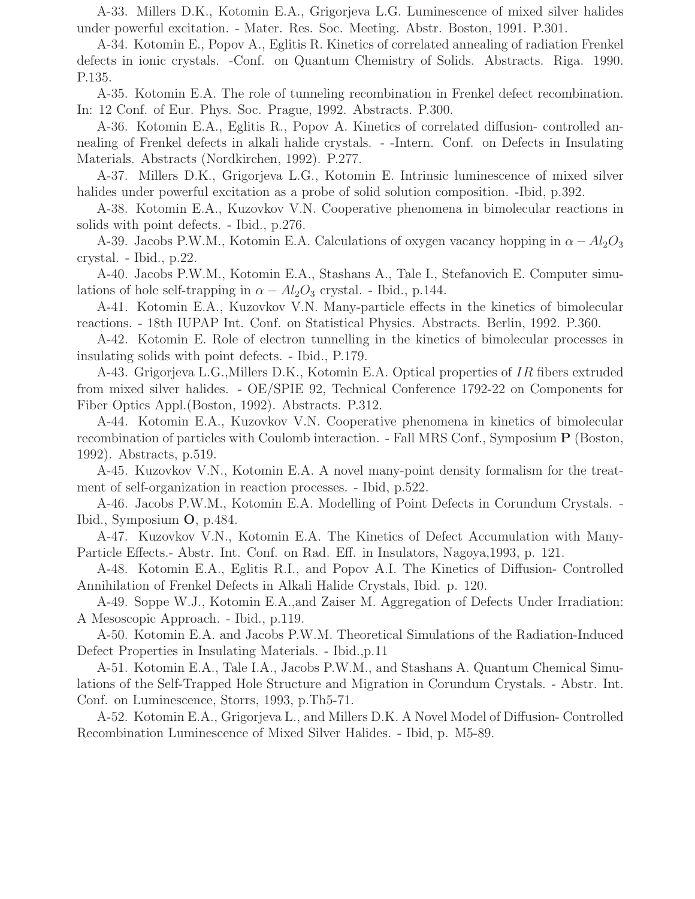A-33. Millers D.K., Kotomin E.A., Grigorjeva L.G. Luminescence of mixed silver halides under powerful excitation. - Mater. Res. Soc. Meeting. Abstr. Boston, 1991. P.301.

A-34. Kotomin E., Popov A., Eglitis R. Kinetics of correlated annealing of radiation Frenkel defects in ionic crystals. -Conf. on Quantum Chemistry of Solids. Abstracts. Riga. 1990. P.135.

A-35. Kotomin E.A. The role of tunneling recombination in Frenkel defect recombination. In: 12 Conf. of Eur. Phys. Soc. Prague, 1992. Abstracts. P.300.

A-36. Kotomin E.A., Eglitis R., Popov A. Kinetics of correlated diffusion- controlled annealing of Frenkel defects in alkali halide crystals. - -Intern. Conf. on Defects in Insulating Materials. Abstracts (Nordkirchen, 1992). P.277.

A-37. Millers D.K., Grigorjeva L.G., Kotomin E. Intrinsic luminescence of mixed silver halides under powerful excitation as a probe of solid solution composition. -Ibid, p.392.

A-38. Kotomin E.A., Kuzovkov V.N. Cooperative phenomena in bimolecular reactions in solids with point defects. - Ibid., p.276.

A-39. Jacobs P.W.M., Kotomin E.A. Calculations of oxygen vacancy hopping in $\alpha - Al_2O_3$ crystal. - Ibid., p.22.

A-40. Jacobs P.W.M., Kotomin E.A., Stashans A., Tale I., Stefanovich E. Computer simulations of hole self-trapping in $\alpha - Al_2O_3$ crystal. - Ibid., p.144.

A-41. Kotomin E.A., Kuzovkov V.N. Many-particle effects in the kinetics of bimolecular reactions. - 18th IUPAP Int. Conf. on Statistical Physics. Abstracts. Berlin, 1992. P.360.

A-42. Kotomin E. Role of electron tunnelling in the kinetics of bimolecular processes in insulating solids with point defects. - Ibid., P.179.

A-43. Grigorjeva L.G.,Millers D.K., Kotomin E.A. Optical properties of $IR$ fibers extruded from mixed silver halides. - OE/SPIE 92, Technical Conference 1792-22 on Components for Fiber Optics Appl.(Boston, 1992). Abstracts. P.312.

A-44. Kotomin E.A., Kuzovkov V.N. Cooperative phenomena in kinetics of bimolecular recombination of particles with Coulomb interaction. - Fall MRS Conf., Symposium **P** (Boston, 1992). Abstracts, p.519.

A-45. Kuzovkov V.N., Kotomin E.A. A novel many-point density formalism for the treatment of self-organization in reaction processes. - Ibid, p.522.

A-46. Jacobs P.W.M., Kotomin E.A. Modelling of Point Defects in Corundum Crystals. - Ibid., Symposium **O**, p.484.

A-47. Kuzovkov V.N., Kotomin E.A. The Kinetics of Defect Accumulation with Many-Particle Effects.- Abstr. Int. Conf. on Rad. Eff. in Insulators, Nagoya,1993, p. 121.

A-48. Kotomin E.A., Eglitis R.I., and Popov A.I. The Kinetics of Diffusion- Controlled Annihilation of Frenkel Defects in Alkali Halide Crystals, Ibid. p. 120.

A-49. Soppe W.J., Kotomin E.A.,and Zaiser M. Aggregation of Defects Under Irradiation: A Mesoscopic Approach. - Ibid., p.119.

A-50. Kotomin E.A. and Jacobs P.W.M. Theoretical Simulations of the Radiation-Induced Defect Properties in Insulating Materials. - Ibid.,p.11

A-51. Kotomin E.A., Tale I.A., Jacobs P.W.M., and Stashans A. Quantum Chemical Simulations of the Self-Trapped Hole Structure and Migration in Corundum Crystals. - Abstr. Int. Conf. on Luminescence, Storrs, 1993, p.Th5-71.

A-52. Kotomin E.A., Grigorjeva L., and Millers D.K. A Novel Model of Diffusion- Controlled Recombination Luminescence of Mixed Silver Halides. - Ibid, p. M5-89.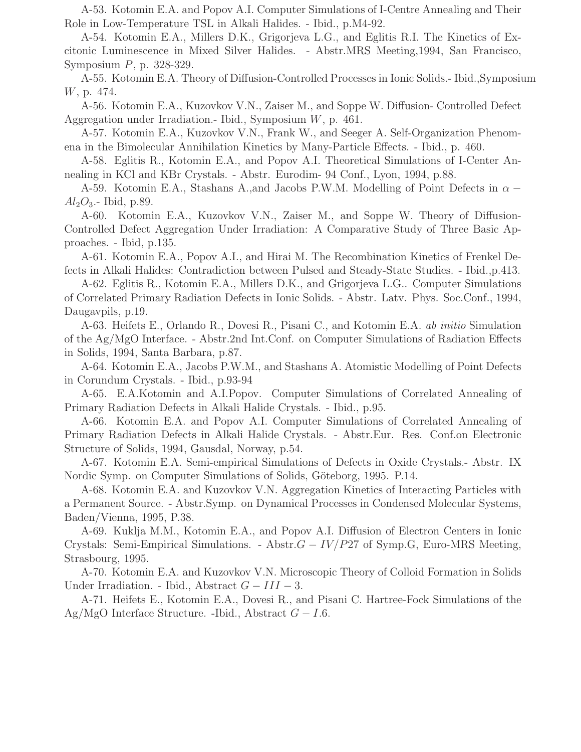A-53. Kotomin E.A. and Popov A.I. Computer Simulations of I-Centre Annealing and Their Role in Low-Temperature TSL in Alkali Halides. - Ibid., p.M4-92.

A-54. Kotomin E.A., Millers D.K., Grigorjeva L.G., and Eglitis R.I. The Kinetics of Excitonic Luminescence in Mixed Silver Halides. - Abstr.MRS Meeting,1994, San Francisco, Symposium $P$, p. 328-329.

A-55. Kotomin E.A. Theory of Diffusion-Controlled Processes in Ionic Solids.- Ibid.,Symposium $W$, p. 474.

A-56. Kotomin E.A., Kuzovkov V.N., Zaiser M., and Soppe W. Diffusion- Controlled Defect Aggregation under Irradiation.- Ibid., Symposium $W$, p. 461.

A-57. Kotomin E.A., Kuzovkov V.N., Frank W., and Seeger A. Self-Organization Phenomena in the Bimolecular Annihilation Kinetics by Many-Particle Effects. - Ibid., p. 460.

A-58. Eglitis R., Kotomin E.A., and Popov A.I. Theoretical Simulations of I-Center Annealing in KCl and KBr Crystals. - Abstr. Eurodim- 94 Conf., Lyon, 1994, p.88.

A-59. Kotomin E.A., Stashans A.,and Jacobs P.W.M. Modelling of Point Defects in $\alpha - Al_2O_3$.- Ibid, p.89.

A-60. Kotomin E.A., Kuzovkov V.N., Zaiser M., and Soppe W. Theory of Diffusion-Controlled Defect Aggregation Under Irradiation: A Comparative Study of Three Basic Approaches. - Ibid, p.135.

A-61. Kotomin E.A., Popov A.I., and Hirai M. The Recombination Kinetics of Frenkel Defects in Alkali Halides: Contradiction between Pulsed and Steady-State Studies. - Ibid.,p.413.

A-62. Eglitis R., Kotomin E.A., Millers D.K., and Grigorjeva L.G.. Computer Simulations of Correlated Primary Radiation Defects in Ionic Solids. - Abstr. Latv. Phys. Soc.Conf., 1994, Daugavpils, p.19.

A-63. Heifets E., Orlando R., Dovesi R., Pisani C., and Kotomin E.A. *ab initio* Simulation of the Ag/MgO Interface. - Abstr.2nd Int.Conf. on Computer Simulations of Radiation Effects in Solids, 1994, Santa Barbara, p.87.

A-64. Kotomin E.A., Jacobs P.W.M., and Stashans A. Atomistic Modelling of Point Defects in Corundum Crystals. - Ibid., p.93-94

A-65. E.A.Kotomin and A.I.Popov. Computer Simulations of Correlated Annealing of Primary Radiation Defects in Alkali Halide Crystals. - Ibid., p.95.

A-66. Kotomin E.A. and Popov A.I. Computer Simulations of Correlated Annealing of Primary Radiation Defects in Alkali Halide Crystals. - Abstr.Eur. Res. Conf.on Electronic Structure of Solids, 1994, Gausdal, Norway, p.54.

A-67. Kotomin E.A. Semi-empirical Simulations of Defects in Oxide Crystals.- Abstr. IX Nordic Symp. on Computer Simulations of Solids, Göteborg, 1995. P.14.

A-68. Kotomin E.A. and Kuzovkov V.N. Aggregation Kinetics of Interacting Particles with a Permanent Source. - Abstr.Symp. on Dynamical Processes in Condensed Molecular Systems, Baden/Vienna, 1995, P.38.

A-69. Kuklja M.M., Kotomin E.A., and Popov A.I. Diffusion of Electron Centers in Ionic Crystals: Semi-Empirical Simulations. - Abstr.$G - IV/P27$ of Symp.G, Euro-MRS Meeting, Strasbourg, 1995.

A-70. Kotomin E.A. and Kuzovkov V.N. Microscopic Theory of Colloid Formation in Solids Under Irradiation. - Ibid., Abstract $G - III - 3$.

A-71. Heifets E., Kotomin E.A., Dovesi R., and Pisani C. Hartree-Fock Simulations of the Ag/MgO Interface Structure. -Ibid., Abstract $G - I.6$.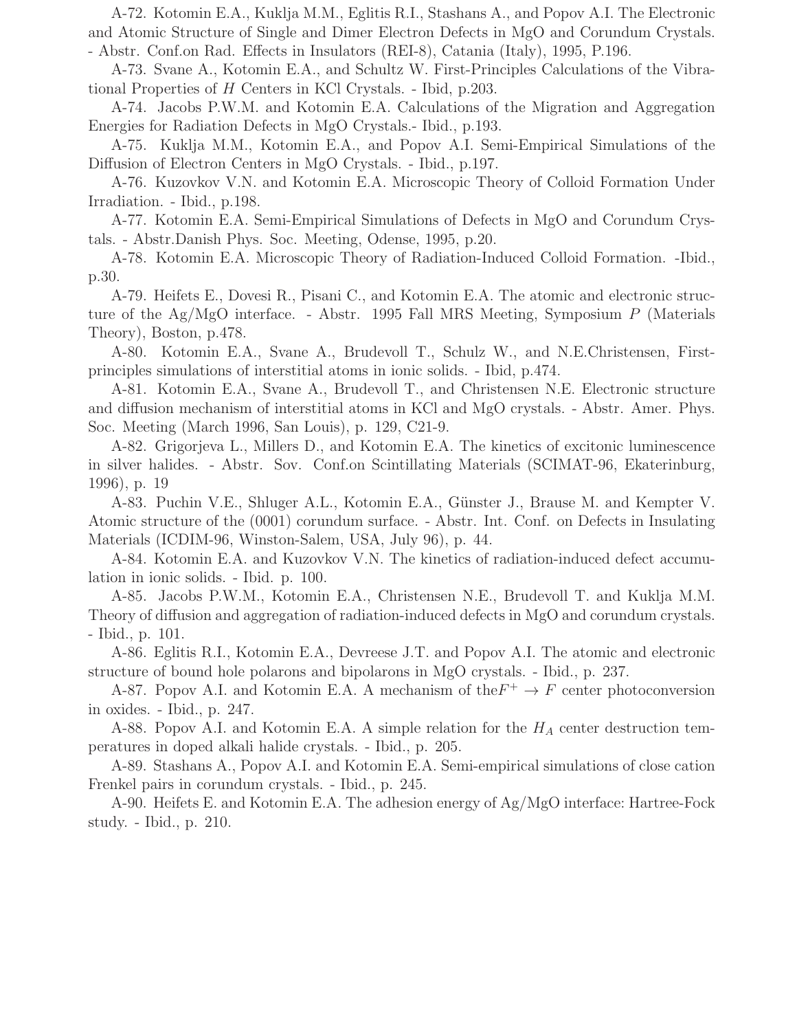A-72. Kotomin E.A., Kuklja M.M., Eglitis R.I., Stashans A., and Popov A.I. The Electronic and Atomic Structure of Single and Dimer Electron Defects in MgO and Corundum Crystals. - Abstr. Conf.on Rad. Effects in Insulators (REI-8), Catania (Italy), 1995, P.196.

A-73. Svane A., Kotomin E.A., and Schultz W. First-Principles Calculations of the Vibrational Properties of $H$ Centers in KCl Crystals. - Ibid, p.203.

A-74. Jacobs P.W.M. and Kotomin E.A. Calculations of the Migration and Aggregation Energies for Radiation Defects in MgO Crystals.- Ibid., p.193.

A-75. Kuklja M.M., Kotomin E.A., and Popov A.I. Semi-Empirical Simulations of the Diffusion of Electron Centers in MgO Crystals. - Ibid., p.197.

A-76. Kuzovkov V.N. and Kotomin E.A. Microscopic Theory of Colloid Formation Under Irradiation. - Ibid., p.198.

A-77. Kotomin E.A. Semi-Empirical Simulations of Defects in MgO and Corundum Crystals. - Abstr.Danish Phys. Soc. Meeting, Odense, 1995, p.20.

A-78. Kotomin E.A. Microscopic Theory of Radiation-Induced Colloid Formation. -Ibid., p.30.

A-79. Heifets E., Dovesi R., Pisani C., and Kotomin E.A. The atomic and electronic structure of the Ag/MgO interface. - Abstr. 1995 Fall MRS Meeting, Symposium $P$ (Materials Theory), Boston, p.478.

A-80. Kotomin E.A., Svane A., Brudevoll T., Schulz W., and N.E.Christensen, First-principles simulations of interstitial atoms in ionic solids. - Ibid, p.474.

A-81. Kotomin E.A., Svane A., Brudevoll T., and Christensen N.E. Electronic structure and diffusion mechanism of interstitial atoms in KCl and MgO crystals. - Abstr. Amer. Phys. Soc. Meeting (March 1996, San Louis), p. 129, C21-9.

A-82. Grigorjeva L., Millers D., and Kotomin E.A. The kinetics of excitonic luminescence in silver halides. - Abstr. Sov. Conf.on Scintillating Materials (SCIMAT-96, Ekaterinburg, 1996), p. 19

A-83. Puchin V.E., Shluger A.L., Kotomin E.A., Günster J., Brause M. and Kempter V. Atomic structure of the (0001) corundum surface. - Abstr. Int. Conf. on Defects in Insulating Materials (ICDIM-96, Winston-Salem, USA, July 96), p. 44.

A-84. Kotomin E.A. and Kuzovkov V.N. The kinetics of radiation-induced defect accumulation in ionic solids. - Ibid. p. 100.

A-85. Jacobs P.W.M., Kotomin E.A., Christensen N.E., Brudevoll T. and Kuklja M.M. Theory of diffusion and aggregation of radiation-induced defects in MgO and corundum crystals. - Ibid., p. 101.

A-86. Eglitis R.I., Kotomin E.A., Devreese J.T. and Popov A.I. The atomic and electronic structure of bound hole polarons and bipolarons in MgO crystals. - Ibid., p. 237.

A-87. Popov A.I. and Kotomin E.A. A mechanism of the$F^+ \to F$ center photoconversion in oxides. - Ibid., p. 247.

A-88. Popov A.I. and Kotomin E.A. A simple relation for the $H_A$ center destruction temperatures in doped alkali halide crystals. - Ibid., p. 205.

A-89. Stashans A., Popov A.I. and Kotomin E.A. Semi-empirical simulations of close cation Frenkel pairs in corundum crystals. - Ibid., p. 245.

A-90. Heifets E. and Kotomin E.A. The adhesion energy of Ag/MgO interface: Hartree-Fock study. - Ibid., p. 210.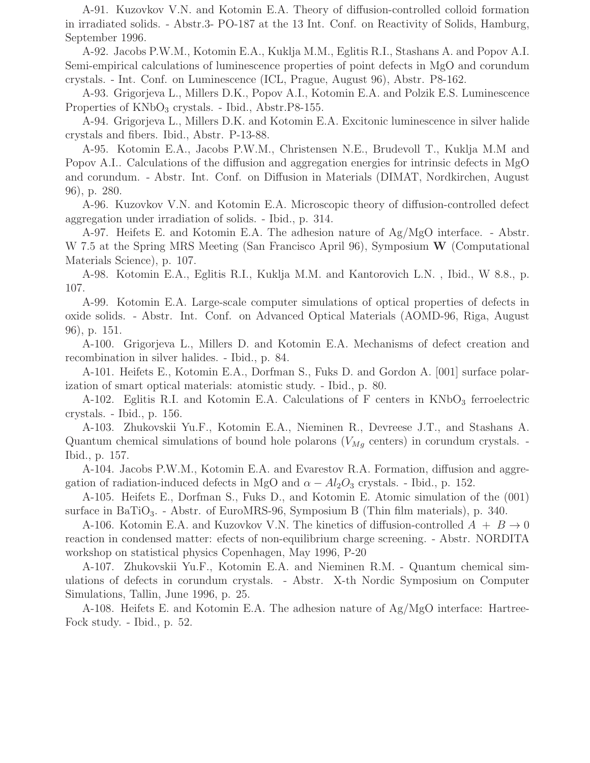A-91. Kuzovkov V.N. and Kotomin E.A. Theory of diffusion-controlled colloid formation in irradiated solids. - Abstr.3- PO-187 at the 13 Int. Conf. on Reactivity of Solids, Hamburg, September 1996.

A-92. Jacobs P.W.M., Kotomin E.A., Kuklja M.M., Eglitis R.I., Stashans A. and Popov A.I. Semi-empirical calculations of luminescence properties of point defects in MgO and corundum crystals. - Int. Conf. on Luminescence (ICL, Prague, August 96), Abstr. P8-162.

A-93. Grigorjeva L., Millers D.K., Popov A.I., Kotomin E.A. and Polzik E.S. Luminescence Properties of $KNbO_3$ crystals. - Ibid., Abstr.P8-155.

A-94. Grigorjeva L., Millers D.K. and Kotomin E.A. Excitonic luminescence in silver halide crystals and fibers. Ibid., Abstr. P-13-88.

A-95. Kotomin E.A., Jacobs P.W.M., Christensen N.E., Brudevoll T., Kuklja M.M and Popov A.I.. Calculations of the diffusion and aggregation energies for intrinsic defects in MgO and corundum. - Abstr. Int. Conf. on Diffusion in Materials (DIMAT, Nordkirchen, August 96), p. 280.

A-96. Kuzovkov V.N. and Kotomin E.A. Microscopic theory of diffusion-controlled defect aggregation under irradiation of solids. - Ibid., p. 314.

A-97. Heifets E. and Kotomin E.A. The adhesion nature of Ag/MgO interface. - Abstr. W 7.5 at the Spring MRS Meeting (San Francisco April 96), Symposium **W** (Computational Materials Science), p. 107.

A-98. Kotomin E.A., Eglitis R.I., Kuklja M.M. and Kantorovich L.N. , Ibid., W 8.8., p. 107.

A-99. Kotomin E.A. Large-scale computer simulations of optical properties of defects in oxide solids. - Abstr. Int. Conf. on Advanced Optical Materials (AOMD-96, Riga, August 96), p. 151.

A-100. Grigorjeva L., Millers D. and Kotomin E.A. Mechanisms of defect creation and recombination in silver halides. - Ibid., p. 84.

A-101. Heifets E., Kotomin E.A., Dorfman S., Fuks D. and Gordon A. [001] surface polarization of smart optical materials: atomistic study. - Ibid., p. 80.

A-102. Eglitis R.I. and Kotomin E.A. Calculations of F centers in $KNbO_3$ ferroelectric crystals. - Ibid., p. 156.

A-103. Zhukovskii Yu.F., Kotomin E.A., Nieminen R., Devreese J.T., and Stashans A. Quantum chemical simulations of bound hole polarons ($V_{Mg}$ centers) in corundum crystals. - Ibid., p. 157.

A-104. Jacobs P.W.M., Kotomin E.A. and Evarestov R.A. Formation, diffusion and aggregation of radiation-induced defects in MgO and $\alpha - Al_2O_3$ crystals. - Ibid., p. 152.

A-105. Heifets E., Dorfman S., Fuks D., and Kotomin E. Atomic simulation of the (001) surface in $BaTiO_3$. - Abstr. of EuroMRS-96, Symposium B (Thin film materials), p. 340.

A-106. Kotomin E.A. and Kuzovkov V.N. The kinetics of diffusion-controlled $A + B \to 0$ reaction in condensed matter: efects of non-equilibrium charge screening. - Abstr. NORDITA workshop on statistical physics Copenhagen, May 1996, P-20

A-107. Zhukovskii Yu.F., Kotomin E.A. and Nieminen R.M. - Quantum chemical simulations of defects in corundum crystals. - Abstr. X-th Nordic Symposium on Computer Simulations, Tallin, June 1996, p. 25.

A-108. Heifets E. and Kotomin E.A. The adhesion nature of Ag/MgO interface: Hartree-Fock study. - Ibid., p. 52.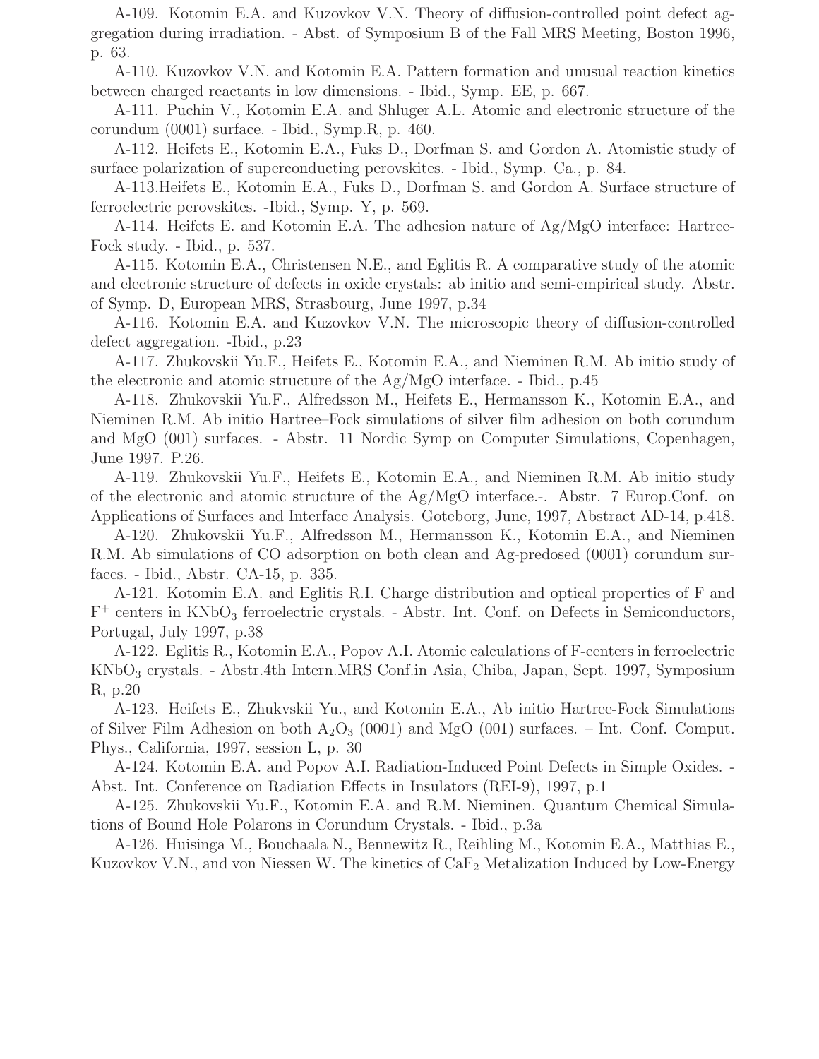A-109. Kotomin E.A. and Kuzovkov V.N. Theory of diffusion-controlled point defect aggregation during irradiation. - Abst. of Symposium B of the Fall MRS Meeting, Boston 1996, p. 63.

A-110. Kuzovkov V.N. and Kotomin E.A. Pattern formation and unusual reaction kinetics between charged reactants in low dimensions. - Ibid., Symp. EE, p. 667.

A-111. Puchin V., Kotomin E.A. and Shluger A.L. Atomic and electronic structure of the corundum (0001) surface. - Ibid., Symp.R, p. 460.

A-112. Heifets E., Kotomin E.A., Fuks D., Dorfman S. and Gordon A. Atomistic study of surface polarization of superconducting perovskites. - Ibid., Symp. Ca., p. 84.

A-113.Heifets E., Kotomin E.A., Fuks D., Dorfman S. and Gordon A. Surface structure of ferroelectric perovskites. -Ibid., Symp. Y, p. 569.

A-114. Heifets E. and Kotomin E.A. The adhesion nature of Ag/MgO interface: Hartree-Fock study. - Ibid., p. 537.

A-115. Kotomin E.A., Christensen N.E., and Eglitis R. A comparative study of the atomic and electronic structure of defects in oxide crystals: ab initio and semi-empirical study. Abstr. of Symp. D, European MRS, Strasbourg, June 1997, p.34

A-116. Kotomin E.A. and Kuzovkov V.N. The microscopic theory of diffusion-controlled defect aggregation. -Ibid., p.23

A-117. Zhukovskii Yu.F., Heifets E., Kotomin E.A., and Nieminen R.M. Ab initio study of the electronic and atomic structure of the Ag/MgO interface. - Ibid., p.45

A-118. Zhukovskii Yu.F., Alfredsson M., Heifets E., Hermansson K., Kotomin E.A., and Nieminen R.M. Ab initio Hartree–Fock simulations of silver film adhesion on both corundum and MgO (001) surfaces. - Abstr. 11 Nordic Symp on Computer Simulations, Copenhagen, June 1997. P.26.

A-119. Zhukovskii Yu.F., Heifets E., Kotomin E.A., and Nieminen R.M. Ab initio study of the electronic and atomic structure of the Ag/MgO interface.-. Abstr. 7 Europ.Conf. on Applications of Surfaces and Interface Analysis. Goteborg, June, 1997, Abstract AD-14, p.418.

A-120. Zhukovskii Yu.F., Alfredsson M., Hermansson K., Kotomin E.A., and Nieminen R.M. Ab simulations of CO adsorption on both clean and Ag-predosed (0001) corundum surfaces. - Ibid., Abstr. CA-15, p. 335.

A-121. Kotomin E.A. and Eglitis R.I. Charge distribution and optical properties of F and $F^+$ centers in $KNbO_3$ ferroelectric crystals. - Abstr. Int. Conf. on Defects in Semiconductors, Portugal, July 1997, p.38

A-122. Eglitis R., Kotomin E.A., Popov A.I. Atomic calculations of F-centers in ferroelectric $KNbO_3$ crystals. - Abstr.4th Intern.MRS Conf.in Asia, Chiba, Japan, Sept. 1997, Symposium R, p.20

A-123. Heifets E., Zhukvskii Yu., and Kotomin E.A., Ab initio Hartree-Fock Simulations of Silver Film Adhesion on both $A_2O_3$ (0001) and MgO (001) surfaces. – Int. Conf. Comput. Phys., California, 1997, session L, p. 30

A-124. Kotomin E.A. and Popov A.I. Radiation-Induced Point Defects in Simple Oxides. - Abst. Int. Conference on Radiation Effects in Insulators (REI-9), 1997, p.1

A-125. Zhukovskii Yu.F., Kotomin E.A. and R.M. Nieminen. Quantum Chemical Simulations of Bound Hole Polarons in Corundum Crystals. - Ibid., p.3a

A-126. Huisinga M., Bouchaala N., Bennewitz R., Reihling M., Kotomin E.A., Matthias E., Kuzovkov V.N., and von Niessen W. The kinetics of $CaF_2$ Metalization Induced by Low-Energy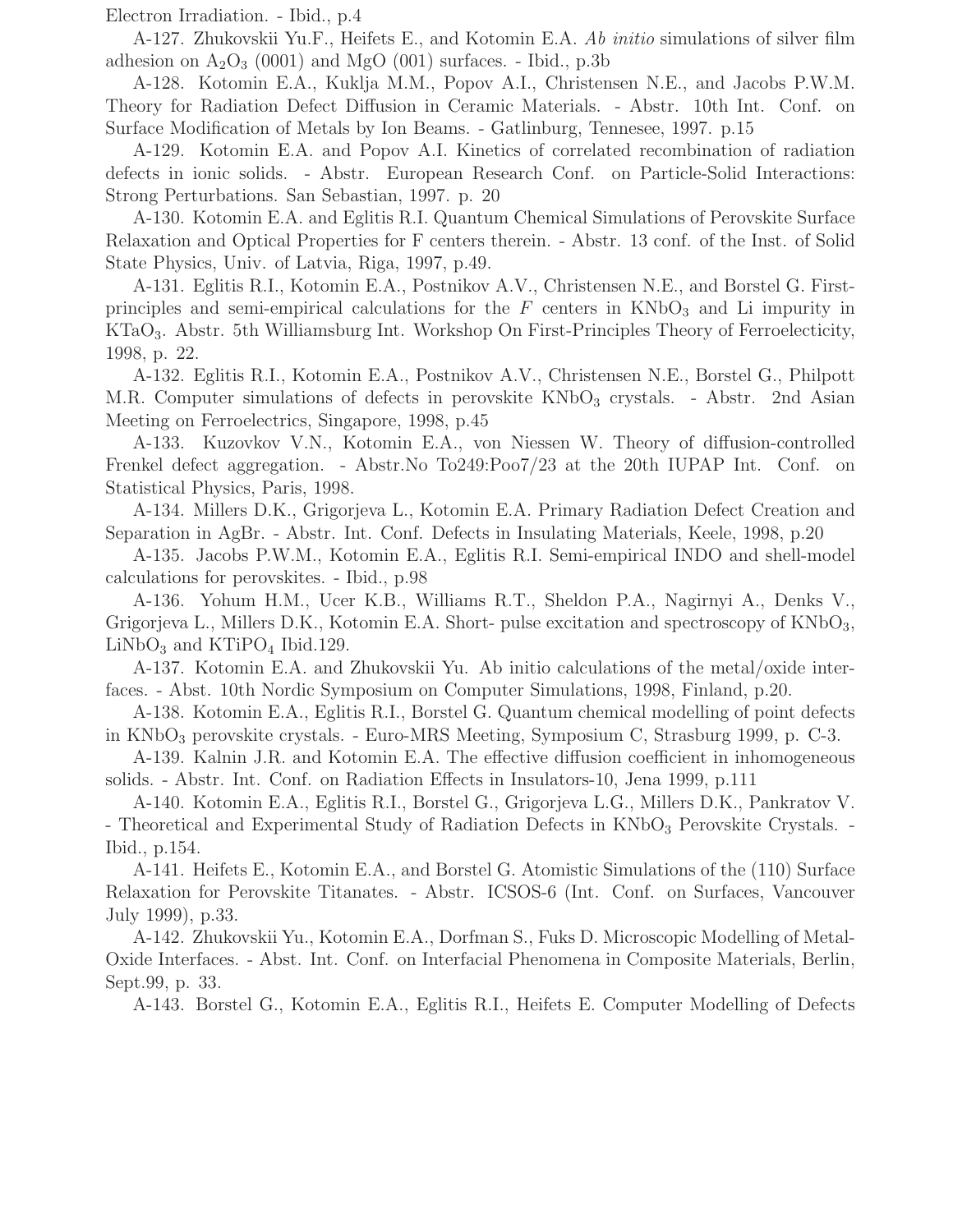Electron Irradiation. - Ibid., p.4

A-127. Zhukovskii Yu.F., Heifets E., and Kotomin E.A. *Ab initio* simulations of silver film adhesion on $A_2O_3$ (0001) and MgO (001) surfaces. - Ibid., p.3b

A-128. Kotomin E.A., Kuklja M.M., Popov A.I., Christensen N.E., and Jacobs P.W.M. Theory for Radiation Defect Diffusion in Ceramic Materials. - Abstr. 10th Int. Conf. on Surface Modification of Metals by Ion Beams. - Gatlinburg, Tennesee, 1997. p.15

A-129. Kotomin E.A. and Popov A.I. Kinetics of correlated recombination of radiation defects in ionic solids. - Abstr. European Research Conf. on Particle-Solid Interactions: Strong Perturbations. San Sebastian, 1997. p. 20

A-130. Kotomin E.A. and Eglitis R.I. Quantum Chemical Simulations of Perovskite Surface Relaxation and Optical Properties for F centers therein. - Abstr. 13 conf. of the Inst. of Solid State Physics, Univ. of Latvia, Riga, 1997, p.49.

A-131. Eglitis R.I., Kotomin E.A., Postnikov A.V., Christensen N.E., and Borstel G. First-principles and semi-empirical calculations for the $F$ centers in $KNbO_3$ and Li impurity in $KTaO_3$. Abstr. 5th Williamsburg Int. Workshop On First-Principles Theory of Ferroelecticity, 1998, p. 22.

A-132. Eglitis R.I., Kotomin E.A., Postnikov A.V., Christensen N.E., Borstel G., Philpott M.R. Computer simulations of defects in perovskite $KNbO_3$ crystals. - Abstr. 2nd Asian Meeting on Ferroelectrics, Singapore, 1998, p.45

A-133. Kuzovkov V.N., Kotomin E.A., von Niessen W. Theory of diffusion-controlled Frenkel defect aggregation. - Abstr.No To249:Poo7/23 at the 20th IUPAP Int. Conf. on Statistical Physics, Paris, 1998.

A-134. Millers D.K., Grigorjeva L., Kotomin E.A. Primary Radiation Defect Creation and Separation in AgBr. - Abstr. Int. Conf. Defects in Insulating Materials, Keele, 1998, p.20

A-135. Jacobs P.W.M., Kotomin E.A., Eglitis R.I. Semi-empirical INDO and shell-model calculations for perovskites. - Ibid., p.98

A-136. Yohum H.M., Ucer K.B., Williams R.T., Sheldon P.A., Nagirnyi A., Denks V., Grigorjeva L., Millers D.K., Kotomin E.A. Short- pulse excitation and spectroscopy of $KNbO_3$, $LiNbO_3$ and $KTiPO_4$ Ibid.129.

A-137. Kotomin E.A. and Zhukovskii Yu. Ab initio calculations of the metal/oxide interfaces. - Abst. 10th Nordic Symposium on Computer Simulations, 1998, Finland, p.20.

A-138. Kotomin E.A., Eglitis R.I., Borstel G. Quantum chemical modelling of point defects in $KNbO_3$ perovskite crystals. - Euro-MRS Meeting, Symposium C, Strasburg 1999, p. C-3.

A-139. Kalnin J.R. and Kotomin E.A. The effective diffusion coefficient in inhomogeneous solids. - Abstr. Int. Conf. on Radiation Effects in Insulators-10, Jena 1999, p.111

A-140. Kotomin E.A., Eglitis R.I., Borstel G., Grigorjeva L.G., Millers D.K., Pankratov V. - Theoretical and Experimental Study of Radiation Defects in $KNbO_3$ Perovskite Crystals. - Ibid., p.154.

A-141. Heifets E., Kotomin E.A., and Borstel G. Atomistic Simulations of the (110) Surface Relaxation for Perovskite Titanates. - Abstr. ICSOS-6 (Int. Conf. on Surfaces, Vancouver July 1999), p.33.

A-142. Zhukovskii Yu., Kotomin E.A., Dorfman S., Fuks D. Microscopic Modelling of Metal-Oxide Interfaces. - Abst. Int. Conf. on Interfacial Phenomena in Composite Materials, Berlin, Sept.99, p. 33.

A-143. Borstel G., Kotomin E.A., Eglitis R.I., Heifets E. Computer Modelling of Defects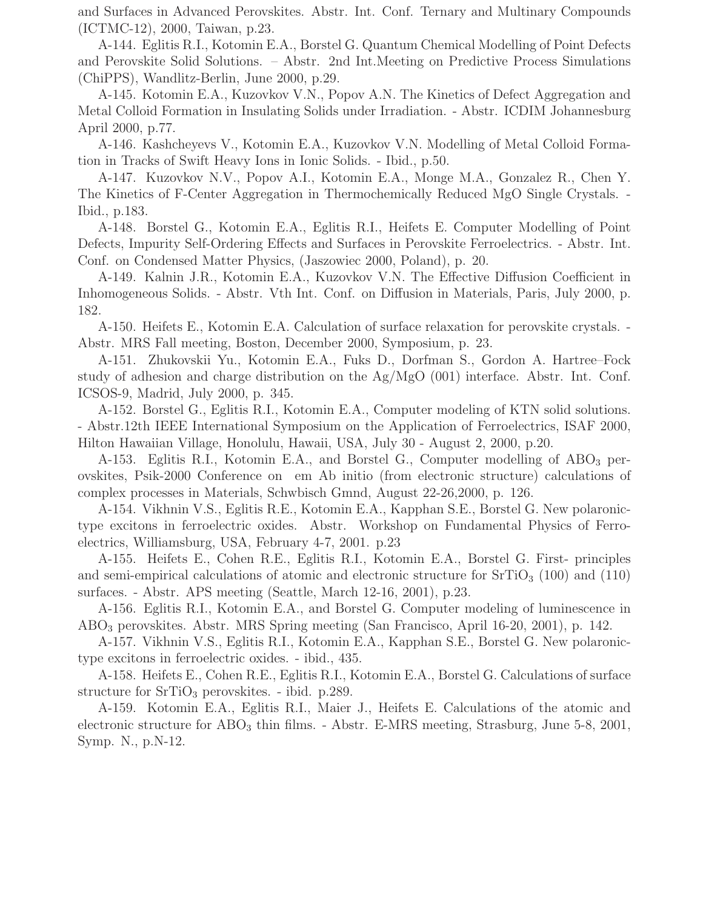and Surfaces in Advanced Perovskites. Abstr. Int. Conf. Ternary and Multinary Compounds (ICTMC-12), 2000, Taiwan, p.23.

A-144. Eglitis R.I., Kotomin E.A., Borstel G. Quantum Chemical Modelling of Point Defects and Perovskite Solid Solutions. – Abstr. 2nd Int.Meeting on Predictive Process Simulations (ChiPPS), Wandlitz-Berlin, June 2000, p.29.

A-145. Kotomin E.A., Kuzovkov V.N., Popov A.N. The Kinetics of Defect Aggregation and Metal Colloid Formation in Insulating Solids under Irradiation. - Abstr. ICDIM Johannesburg April 2000, p.77.

A-146. Kashcheyevs V., Kotomin E.A., Kuzovkov V.N. Modelling of Metal Colloid Formation in Tracks of Swift Heavy Ions in Ionic Solids. - Ibid., p.50.

A-147. Kuzovkov N.V., Popov A.I., Kotomin E.A., Monge M.A., Gonzalez R., Chen Y. The Kinetics of F-Center Aggregation in Thermochemically Reduced MgO Single Crystals. - Ibid., p.183.

A-148. Borstel G., Kotomin E.A., Eglitis R.I., Heifets E. Computer Modelling of Point Defects, Impurity Self-Ordering Effects and Surfaces in Perovskite Ferroelectrics. - Abstr. Int. Conf. on Condensed Matter Physics, (Jaszowiec 2000, Poland), p. 20.

A-149. Kalnin J.R., Kotomin E.A., Kuzovkov V.N. The Effective Diffusion Coefficient in Inhomogeneous Solids. - Abstr. Vth Int. Conf. on Diffusion in Materials, Paris, July 2000, p. 182.

A-150. Heifets E., Kotomin E.A. Calculation of surface relaxation for perovskite crystals. - Abstr. MRS Fall meeting, Boston, December 2000, Symposium, p. 23.

A-151. Zhukovskii Yu., Kotomin E.A., Fuks D., Dorfman S., Gordon A. Hartree–Fock study of adhesion and charge distribution on the Ag/MgO (001) interface. Abstr. Int. Conf. ICSOS-9, Madrid, July 2000, p. 345.

A-152. Borstel G., Eglitis R.I., Kotomin E.A., Computer modeling of KTN solid solutions. - Abstr.12th IEEE International Symposium on the Application of Ferroelectrics, ISAF 2000, Hilton Hawaiian Village, Honolulu, Hawaii, USA, July 30 - August 2, 2000, p.20.

A-153. Eglitis R.I., Kotomin E.A., and Borstel G., Computer modelling of $ABO_3$ perovskites, Psik-2000 Conference on em Ab initio (from electronic structure) calculations of complex processes in Materials, Schwbisch Gmnd, August 22-26,2000, p. 126.

A-154. Vikhnin V.S., Eglitis R.E., Kotomin E.A., Kapphan S.E., Borstel G. New polaronic-type excitons in ferroelectric oxides. Abstr. Workshop on Fundamental Physics of Ferroelectrics, Williamsburg, USA, February 4-7, 2001. p.23

A-155. Heifets E., Cohen R.E., Eglitis R.I., Kotomin E.A., Borstel G. First- principles and semi-empirical calculations of atomic and electronic structure for $SrTiO_3$ (100) and (110) surfaces. - Abstr. APS meeting (Seattle, March 12-16, 2001), p.23.

A-156. Eglitis R.I., Kotomin E.A., and Borstel G. Computer modeling of luminescence in $ABO_3$ perovskites. Abstr. MRS Spring meeting (San Francisco, April 16-20, 2001), p. 142.

A-157. Vikhnin V.S., Eglitis R.I., Kotomin E.A., Kapphan S.E., Borstel G. New polaronic-type excitons in ferroelectric oxides. - ibid., 435.

A-158. Heifets E., Cohen R.E., Eglitis R.I., Kotomin E.A., Borstel G. Calculations of surface structure for $SrTiO_3$ perovskites. - ibid. p.289.

A-159. Kotomin E.A., Eglitis R.I., Maier J., Heifets E. Calculations of the atomic and electronic structure for $ABO_3$ thin films. - Abstr. E-MRS meeting, Strasburg, June 5-8, 2001, Symp. N., p.N-12.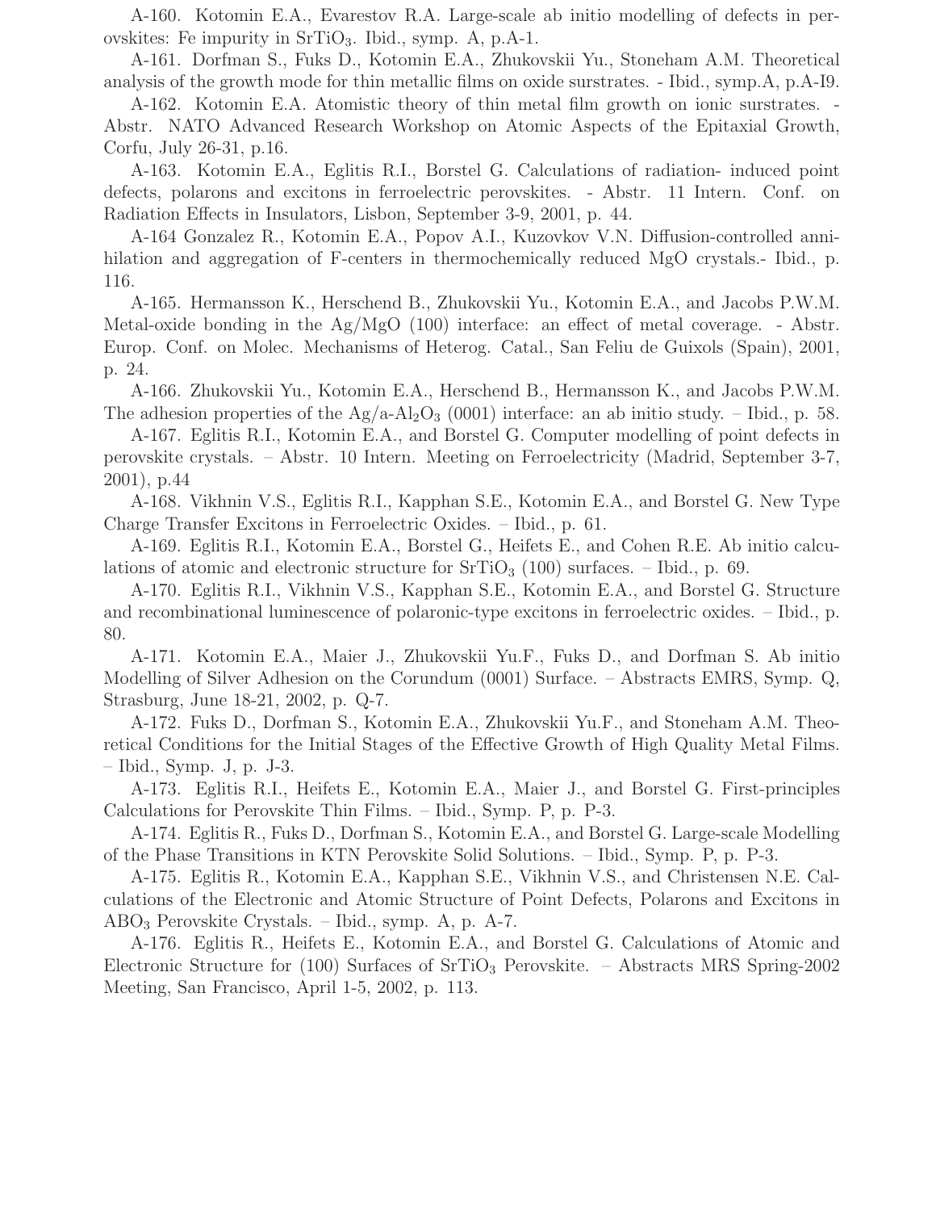A-160. Kotomin E.A., Evarestov R.A. Large-scale ab initio modelling of defects in perovskites: Fe impurity in $SrTiO_3$. Ibid., symp. A, p.A-1.

A-161. Dorfman S., Fuks D., Kotomin E.A., Zhukovskii Yu., Stoneham A.M. Theoretical analysis of the growth mode for thin metallic films on oxide surstrates. - Ibid., symp.A, p.A-I9.

A-162. Kotomin E.A. Atomistic theory of thin metal film growth on ionic surstrates. - Abstr. NATO Advanced Research Workshop on Atomic Aspects of the Epitaxial Growth, Corfu, July 26-31, p.16.

A-163. Kotomin E.A., Eglitis R.I., Borstel G. Calculations of radiation- induced point defects, polarons and excitons in ferroelectric perovskites. - Abstr. 11 Intern. Conf. on Radiation Effects in Insulators, Lisbon, September 3-9, 2001, p. 44.

A-164 Gonzalez R., Kotomin E.A., Popov A.I., Kuzovkov V.N. Diffusion-controlled annihilation and aggregation of F-centers in thermochemically reduced MgO crystals.- Ibid., p. 116.

A-165. Hermansson K., Herschend B., Zhukovskii Yu., Kotomin E.A., and Jacobs P.W.M. Metal-oxide bonding in the Ag/MgO (100) interface: an effect of metal coverage. - Abstr. Europ. Conf. on Molec. Mechanisms of Heterog. Catal., San Feliu de Guixols (Spain), 2001, p. 24.

A-166. Zhukovskii Yu., Kotomin E.A., Herschend B., Hermansson K., and Jacobs P.W.M. The adhesion properties of the Ag/a-$Al_2O_3$ (0001) interface: an ab initio study. – Ibid., p. 58.

A-167. Eglitis R.I., Kotomin E.A., and Borstel G. Computer modelling of point defects in perovskite crystals. – Abstr. 10 Intern. Meeting on Ferroelectricity (Madrid, September 3-7, 2001), p.44

A-168. Vikhnin V.S., Eglitis R.I., Kapphan S.E., Kotomin E.A., and Borstel G. New Type Charge Transfer Excitons in Ferroelectric Oxides. – Ibid., p. 61.

A-169. Eglitis R.I., Kotomin E.A., Borstel G., Heifets E., and Cohen R.E. Ab initio calculations of atomic and electronic structure for $SrTiO_3$ (100) surfaces. – Ibid., p. 69.

A-170. Eglitis R.I., Vikhnin V.S., Kapphan S.E., Kotomin E.A., and Borstel G. Structure and recombinational luminescence of polaronic-type excitons in ferroelectric oxides. – Ibid., p. 80.

A-171. Kotomin E.A., Maier J., Zhukovskii Yu.F., Fuks D., and Dorfman S. Ab initio Modelling of Silver Adhesion on the Corundum (0001) Surface. – Abstracts EMRS, Symp. Q, Strasburg, June 18-21, 2002, p. Q-7.

A-172. Fuks D., Dorfman S., Kotomin E.A., Zhukovskii Yu.F., and Stoneham A.M. Theoretical Conditions for the Initial Stages of the Effective Growth of High Quality Metal Films. – Ibid., Symp. J, p. J-3.

A-173. Eglitis R.I., Heifets E., Kotomin E.A., Maier J., and Borstel G. First-principles Calculations for Perovskite Thin Films. – Ibid., Symp. P, p. P-3.

A-174. Eglitis R., Fuks D., Dorfman S., Kotomin E.A., and Borstel G. Large-scale Modelling of the Phase Transitions in KTN Perovskite Solid Solutions. – Ibid., Symp. P, p. P-3.

A-175. Eglitis R., Kotomin E.A., Kapphan S.E., Vikhnin V.S., and Christensen N.E. Calculations of the Electronic and Atomic Structure of Point Defects, Polarons and Excitons in $ABO_3$ Perovskite Crystals. – Ibid., symp. A, p. A-7.

A-176. Eglitis R., Heifets E., Kotomin E.A., and Borstel G. Calculations of Atomic and Electronic Structure for (100) Surfaces of $SrTiO_3$ Perovskite. – Abstracts MRS Spring-2002 Meeting, San Francisco, April 1-5, 2002, p. 113.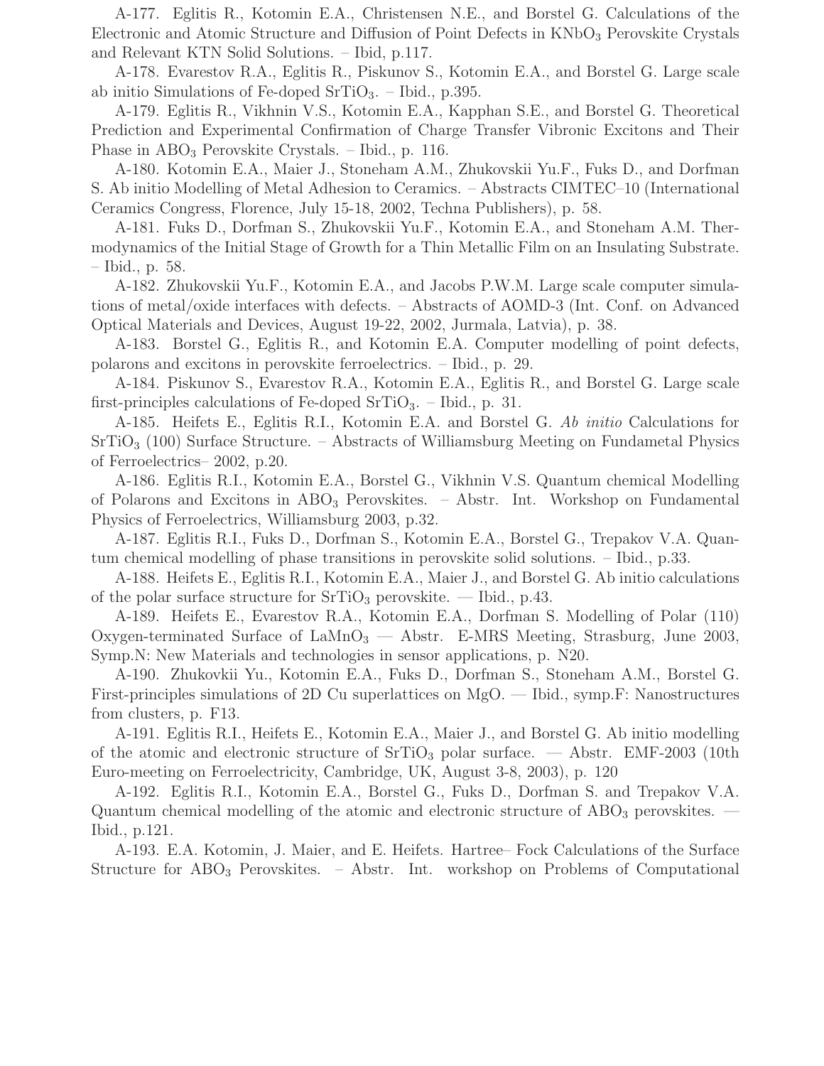A-177. Eglitis R., Kotomin E.A., Christensen N.E., and Borstel G. Calculations of the Electronic and Atomic Structure and Diffusion of Point Defects in $KNbO_3$ Perovskite Crystals and Relevant KTN Solid Solutions. – Ibid, p.117.

A-178. Evarestov R.A., Eglitis R., Piskunov S., Kotomin E.A., and Borstel G. Large scale ab initio Simulations of Fe-doped $SrTiO_3$. – Ibid., p.395.

A-179. Eglitis R., Vikhnin V.S., Kotomin E.A., Kapphan S.E., and Borstel G. Theoretical Prediction and Experimental Confirmation of Charge Transfer Vibronic Excitons and Their Phase in $ABO_3$ Perovskite Crystals. – Ibid., p. 116.

A-180. Kotomin E.A., Maier J., Stoneham A.M., Zhukovskii Yu.F., Fuks D., and Dorfman S. Ab initio Modelling of Metal Adhesion to Ceramics. – Abstracts CIMTEC–10 (International Ceramics Congress, Florence, July 15-18, 2002, Techna Publishers), p. 58.

A-181. Fuks D., Dorfman S., Zhukovskii Yu.F., Kotomin E.A., and Stoneham A.M. Thermodynamics of the Initial Stage of Growth for a Thin Metallic Film on an Insulating Substrate. – Ibid., p. 58.

A-182. Zhukovskii Yu.F., Kotomin E.A., and Jacobs P.W.M. Large scale computer simulations of metal/oxide interfaces with defects. – Abstracts of AOMD-3 (Int. Conf. on Advanced Optical Materials and Devices, August 19-22, 2002, Jurmala, Latvia), p. 38.

A-183. Borstel G., Eglitis R., and Kotomin E.A. Computer modelling of point defects, polarons and excitons in perovskite ferroelectrics. – Ibid., p. 29.

A-184. Piskunov S., Evarestov R.A., Kotomin E.A., Eglitis R., and Borstel G. Large scale first-principles calculations of Fe-doped $SrTiO_3$. – Ibid., p. 31.

A-185. Heifets E., Eglitis R.I., Kotomin E.A. and Borstel G. *Ab initio* Calculations for $SrTiO_3$ (100) Surface Structure. – Abstracts of Williamsburg Meeting on Fundametal Physics of Ferroelectrics– 2002, p.20.

A-186. Eglitis R.I., Kotomin E.A., Borstel G., Vikhnin V.S. Quantum chemical Modelling of Polarons and Excitons in $ABO_3$ Perovskites. – Abstr. Int. Workshop on Fundamental Physics of Ferroelectrics, Williamsburg 2003, p.32.

A-187. Eglitis R.I., Fuks D., Dorfman S., Kotomin E.A., Borstel G., Trepakov V.A. Quantum chemical modelling of phase transitions in perovskite solid solutions. – Ibid., p.33.

A-188. Heifets E., Eglitis R.I., Kotomin E.A., Maier J., and Borstel G. Ab initio calculations of the polar surface structure for $SrTiO_3$ perovskite. — Ibid., p.43.

A-189. Heifets E., Evarestov R.A., Kotomin E.A., Dorfman S. Modelling of Polar (110) Oxygen-terminated Surface of $LaMnO_3$ — Abstr. E-MRS Meeting, Strasburg, June 2003, Symp.N: New Materials and technologies in sensor applications, p. N20.

A-190. Zhukovkii Yu., Kotomin E.A., Fuks D., Dorfman S., Stoneham A.M., Borstel G. First-principles simulations of 2D Cu superlattices on MgO. — Ibid., symp.F: Nanostructures from clusters, p. F13.

A-191. Eglitis R.I., Heifets E., Kotomin E.A., Maier J., and Borstel G. Ab initio modelling of the atomic and electronic structure of $SrTiO_3$ polar surface. — Abstr. EMF-2003 (10th Euro-meeting on Ferroelectricity, Cambridge, UK, August 3-8, 2003), p. 120

A-192. Eglitis R.I., Kotomin E.A., Borstel G., Fuks D., Dorfman S. and Trepakov V.A. Quantum chemical modelling of the atomic and electronic structure of $ABO_3$ perovskites. — Ibid., p.121.

A-193. E.A. Kotomin, J. Maier, and E. Heifets. Hartree– Fock Calculations of the Surface Structure for $ABO_3$ Perovskites. – Abstr. Int. workshop on Problems of Computational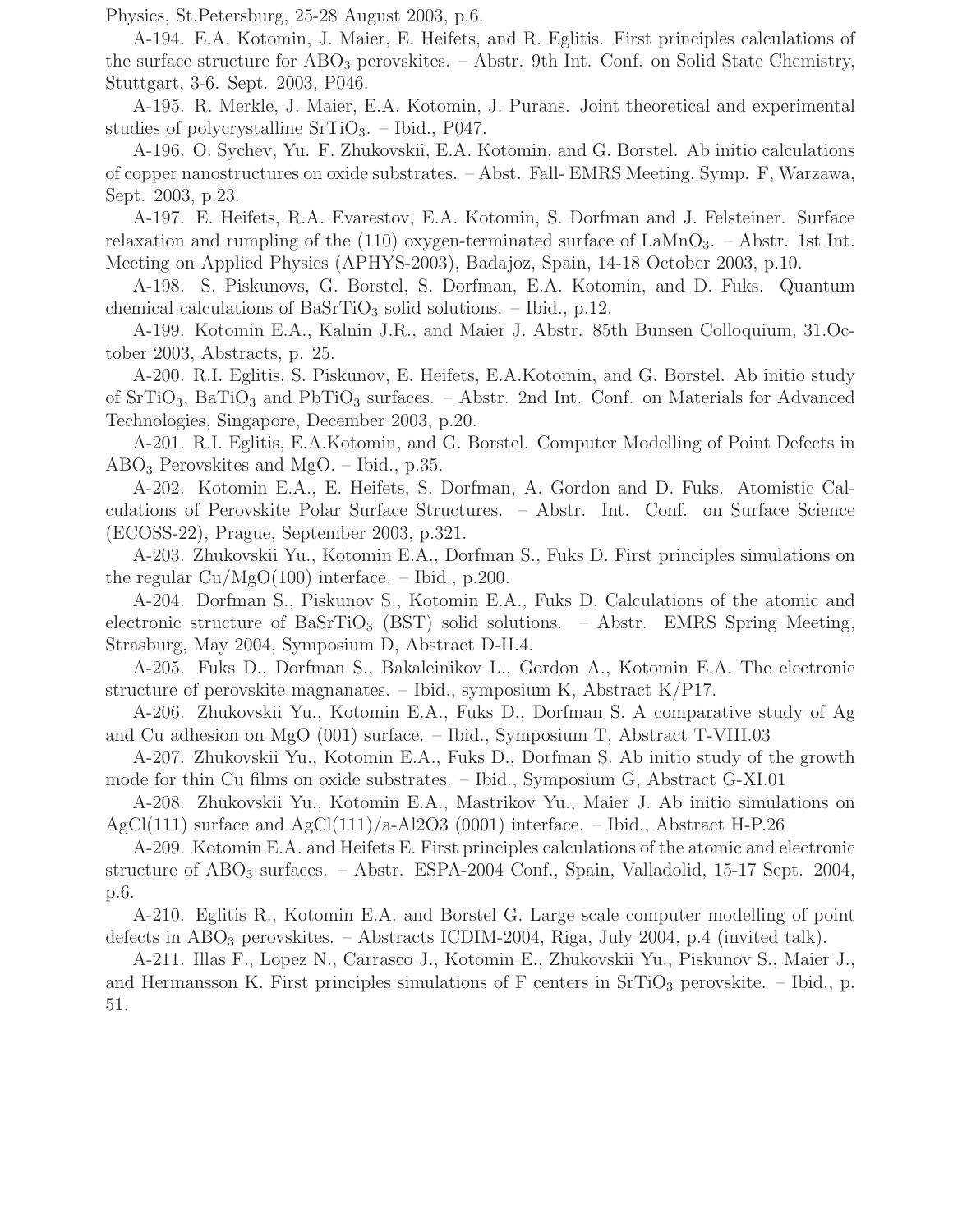Physics, St.Petersburg, 25-28 August 2003, p.6.

A-194. E.A. Kotomin, J. Maier, E. Heifets, and R. Eglitis. First principles calculations of the surface structure for $ABO_3$ perovskites. – Abstr. 9th Int. Conf. on Solid State Chemistry, Stuttgart, 3-6. Sept. 2003, P046.

A-195. R. Merkle, J. Maier, E.A. Kotomin, J. Purans. Joint theoretical and experimental studies of polycrystalline $SrTiO_3$. – Ibid., P047.

A-196. O. Sychev, Yu. F. Zhukovskii, E.A. Kotomin, and G. Borstel. Ab initio calculations of copper nanostructures on oxide substrates. – Abst. Fall- EMRS Meeting, Symp. F, Warzawa, Sept. 2003, p.23.

A-197. E. Heifets, R.A. Evarestov, E.A. Kotomin, S. Dorfman and J. Felsteiner. Surface relaxation and rumpling of the (110) oxygen-terminated surface of $LaMnO_3$. – Abstr. 1st Int. Meeting on Applied Physics (APHYS-2003), Badajoz, Spain, 14-18 October 2003, p.10.

A-198. S. Piskunovs, G. Borstel, S. Dorfman, E.A. Kotomin, and D. Fuks. Quantum chemical calculations of $BaSrTiO_3$ solid solutions. – Ibid., p.12.

A-199. Kotomin E.A., Kalnin J.R., and Maier J. Abstr. 85th Bunsen Colloquium, 31.October 2003, Abstracts, p. 25.

A-200. R.I. Eglitis, S. Piskunov, E. Heifets, E.A.Kotomin, and G. Borstel. Ab initio study of $SrTiO_3$, $BaTiO_3$ and $PbTiO_3$ surfaces. – Abstr. 2nd Int. Conf. on Materials for Advanced Technologies, Singapore, December 2003, p.20.

A-201. R.I. Eglitis, E.A.Kotomin, and G. Borstel. Computer Modelling of Point Defects in $ABO_3$ Perovskites and MgO. – Ibid., p.35.

A-202. Kotomin E.A., E. Heifets, S. Dorfman, A. Gordon and D. Fuks. Atomistic Calculations of Perovskite Polar Surface Structures. – Abstr. Int. Conf. on Surface Science (ECOSS-22), Prague, September 2003, p.321.

A-203. Zhukovskii Yu., Kotomin E.A., Dorfman S., Fuks D. First principles simulations on the regular Cu/MgO(100) interface. – Ibid., p.200.

A-204. Dorfman S., Piskunov S., Kotomin E.A., Fuks D. Calculations of the atomic and electronic structure of $BaSrTiO_3$ (BST) solid solutions. – Abstr. EMRS Spring Meeting, Strasburg, May 2004, Symposium D, Abstract D-II.4.

A-205. Fuks D., Dorfman S., Bakaleinikov L., Gordon A., Kotomin E.A. The electronic structure of perovskite magnanates. – Ibid., symposium K, Abstract K/P17.

A-206. Zhukovskii Yu., Kotomin E.A., Fuks D., Dorfman S. A comparative study of Ag and Cu adhesion on MgO (001) surface. – Ibid., Symposium T, Abstract T-VIII.03

A-207. Zhukovskii Yu., Kotomin E.A., Fuks D., Dorfman S. Ab initio study of the growth mode for thin Cu films on oxide substrates. – Ibid., Symposium G, Abstract G-XI.01

A-208. Zhukovskii Yu., Kotomin E.A., Mastrikov Yu., Maier J. Ab initio simulations on AgCl(111) surface and AgCl(111)/a-Al2O3 (0001) interface. – Ibid., Abstract H-P.26

A-209. Kotomin E.A. and Heifets E. First principles calculations of the atomic and electronic structure of $ABO_3$ surfaces. – Abstr. ESPA-2004 Conf., Spain, Valladolid, 15-17 Sept. 2004, p.6.

A-210. Eglitis R., Kotomin E.A. and Borstel G. Large scale computer modelling of point defects in $ABO_3$ perovskites. – Abstracts ICDIM-2004, Riga, July 2004, p.4 (invited talk).

A-211. Illas F., Lopez N., Carrasco J., Kotomin E., Zhukovskii Yu., Piskunov S., Maier J., and Hermansson K. First principles simulations of F centers in $SrTiO_3$ perovskite. – Ibid., p. 51.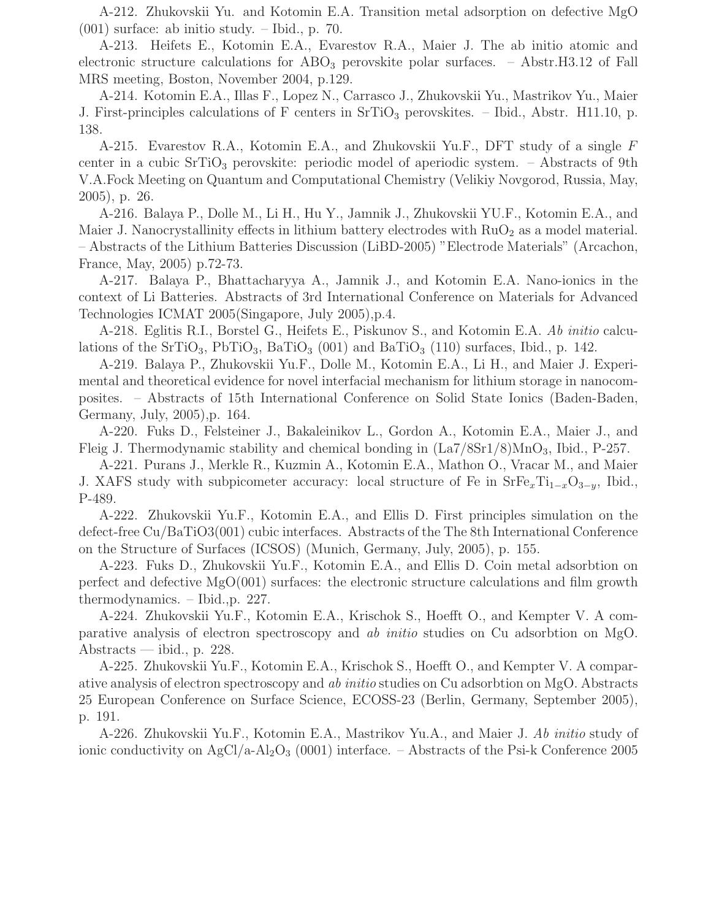A-212. Zhukovskii Yu. and Kotomin E.A. Transition metal adsorption on defective MgO (001) surface: ab initio study. – Ibid., p. 70.

A-213. Heifets E., Kotomin E.A., Evarestov R.A., Maier J. The ab initio atomic and electronic structure calculations for $ABO_3$ perovskite polar surfaces. – Abstr.H3.12 of Fall MRS meeting, Boston, November 2004, p.129.

A-214. Kotomin E.A., Illas F., Lopez N., Carrasco J., Zhukovskii Yu., Mastrikov Yu., Maier J. First-principles calculations of F centers in $SrTiO_3$ perovskites. – Ibid., Abstr. H11.10, p. 138.

A-215. Evarestov R.A., Kotomin E.A., and Zhukovskii Yu.F., DFT study of a single *F* center in a cubic $SrTiO_3$ perovskite: periodic model of aperiodic system. – Abstracts of 9th V.A.Fock Meeting on Quantum and Computational Chemistry (Velikiy Novgorod, Russia, May, 2005), p. 26.

A-216. Balaya P., Dolle M., Li H., Hu Y., Jamnik J., Zhukovskii YU.F., Kotomin E.A., and Maier J. Nanocrystallinity effects in lithium battery electrodes with $RuO_2$ as a model material. – Abstracts of the Lithium Batteries Discussion (LiBD-2005) "Electrode Materials" (Arcachon, France, May, 2005) p.72-73.

A-217. Balaya P., Bhattacharyya A., Jamnik J., and Kotomin E.A. Nano-ionics in the context of Li Batteries. Abstracts of 3rd International Conference on Materials for Advanced Technologies ICMAT 2005(Singapore, July 2005),p.4.

A-218. Eglitis R.I., Borstel G., Heifets E., Piskunov S., and Kotomin E.A. *Ab initio* calculations of the $SrTiO_3$, $PbTiO_3$, $BaTiO_3$ (001) and $BaTiO_3$ (110) surfaces, Ibid., p. 142.

A-219. Balaya P., Zhukovskii Yu.F., Dolle M., Kotomin E.A., Li H., and Maier J. Experimental and theoretical evidence for novel interfacial mechanism for lithium storage in nanocomposites. – Abstracts of 15th International Conference on Solid State Ionics (Baden-Baden, Germany, July, 2005),p. 164.

A-220. Fuks D., Felsteiner J., Bakaleinikov L., Gordon A., Kotomin E.A., Maier J., and Fleig J. Thermodynamic stability and chemical bonding in $(La7/8Sr1/8)MnO_3$, Ibid., P-257.

A-221. Purans J., Merkle R., Kuzmin A., Kotomin E.A., Mathon O., Vracar M., and Maier J. XAFS study with subpicometer accuracy: local structure of Fe in $SrFe_xTi_{1-x}O_{3-y}$, Ibid., P-489.

A-222. Zhukovskii Yu.F., Kotomin E.A., and Ellis D. First principles simulation on the defect-free Cu/BaTiO3(001) cubic interfaces. Abstracts of the The 8th International Conference on the Structure of Surfaces (ICSOS) (Munich, Germany, July, 2005), p. 155.

A-223. Fuks D., Zhukovskii Yu.F., Kotomin E.A., and Ellis D. Coin metal adsorbtion on perfect and defective MgO(001) surfaces: the electronic structure calculations and film growth thermodynamics. – Ibid.,p. 227.

A-224. Zhukovskii Yu.F., Kotomin E.A., Krischok S., Hoefft O., and Kempter V. A comparative analysis of electron spectroscopy and *ab initio* studies on Cu adsorbtion on MgO. Abstracts — ibid., p. 228.

A-225. Zhukovskii Yu.F., Kotomin E.A., Krischok S., Hoefft O., and Kempter V. A comparative analysis of electron spectroscopy and *ab initio* studies on Cu adsorbtion on MgO. Abstracts 25 European Conference on Surface Science, ECOSS-23 (Berlin, Germany, September 2005), p. 191.

A-226. Zhukovskii Yu.F., Kotomin E.A., Mastrikov Yu.A., and Maier J. *Ab initio* study of ionic conductivity on AgCl/a-$Al_2O_3$ (0001) interface. – Abstracts of the Psi-k Conference 2005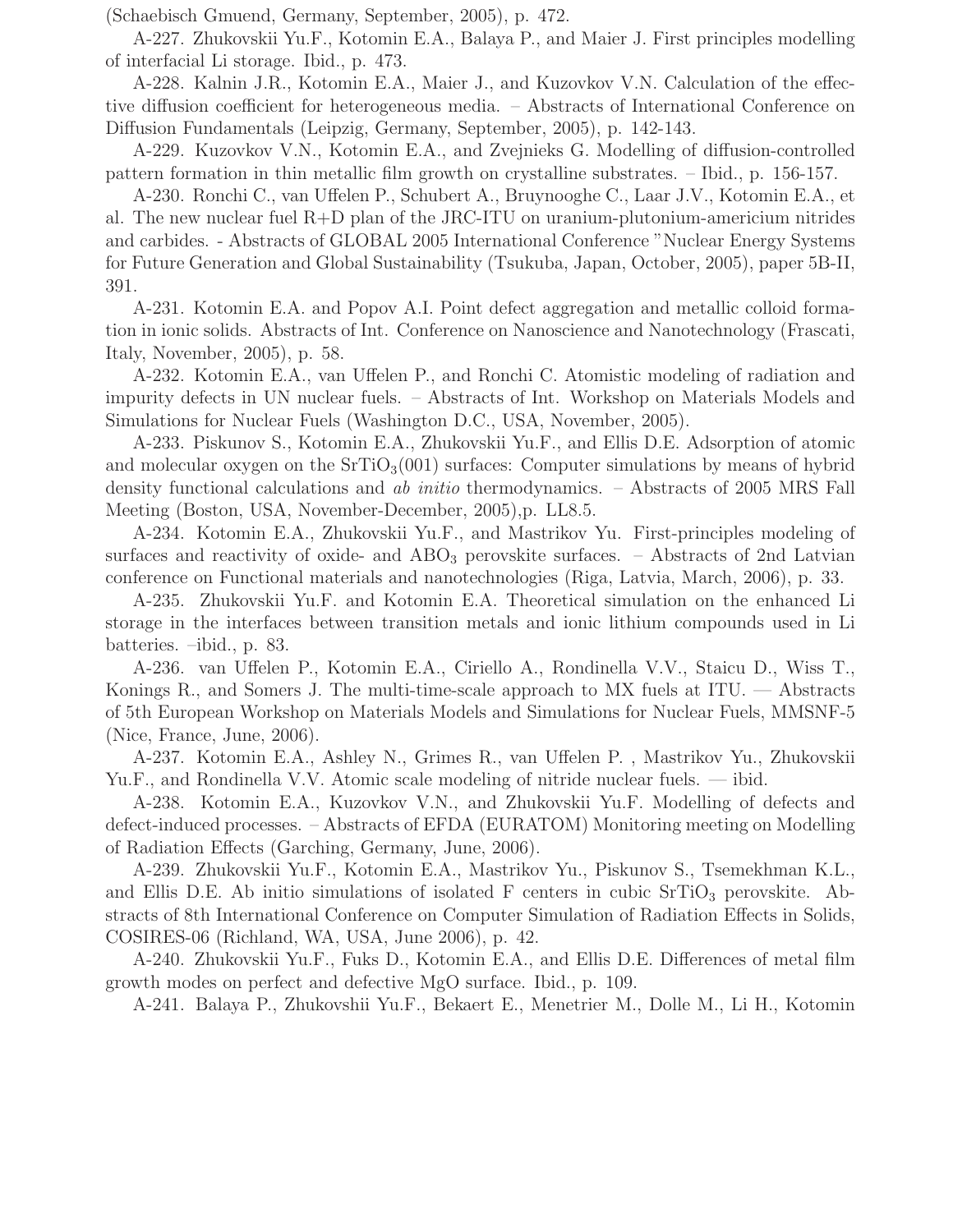(Schaebisch Gmuend, Germany, September, 2005), p. 472.

A-227. Zhukovskii Yu.F., Kotomin E.A., Balaya P., and Maier J. First principles modelling of interfacial Li storage. Ibid., p. 473.

A-228. Kalnin J.R., Kotomin E.A., Maier J., and Kuzovkov V.N. Calculation of the effective diffusion coefficient for heterogeneous media. – Abstracts of International Conference on Diffusion Fundamentals (Leipzig, Germany, September, 2005), p. 142-143.

A-229. Kuzovkov V.N., Kotomin E.A., and Zvejnieks G. Modelling of diffusion-controlled pattern formation in thin metallic film growth on crystalline substrates. – Ibid., p. 156-157.

A-230. Ronchi C., van Uffelen P., Schubert A., Bruynooghe C., Laar J.V., Kotomin E.A., et al. The new nuclear fuel R+D plan of the JRC-ITU on uranium-plutonium-americium nitrides and carbides. - Abstracts of GLOBAL 2005 International Conference "Nuclear Energy Systems for Future Generation and Global Sustainability (Tsukuba, Japan, October, 2005), paper 5B-II, 391.

A-231. Kotomin E.A. and Popov A.I. Point defect aggregation and metallic colloid formation in ionic solids. Abstracts of Int. Conference on Nanoscience and Nanotechnology (Frascati, Italy, November, 2005), p. 58.

A-232. Kotomin E.A., van Uffelen P., and Ronchi C. Atomistic modeling of radiation and impurity defects in UN nuclear fuels. – Abstracts of Int. Workshop on Materials Models and Simulations for Nuclear Fuels (Washington D.C., USA, November, 2005).

A-233. Piskunov S., Kotomin E.A., Zhukovskii Yu.F., and Ellis D.E. Adsorption of atomic and molecular oxygen on the $SrTiO_3$(001) surfaces: Computer simulations by means of hybrid density functional calculations and *ab initio* thermodynamics. – Abstracts of 2005 MRS Fall Meeting (Boston, USA, November-December, 2005),p. LL8.5.

A-234. Kotomin E.A., Zhukovskii Yu.F., and Mastrikov Yu. First-principles modeling of surfaces and reactivity of oxide- and $ABO_3$ perovskite surfaces. – Abstracts of 2nd Latvian conference on Functional materials and nanotechnologies (Riga, Latvia, March, 2006), p. 33.

A-235. Zhukovskii Yu.F. and Kotomin E.A. Theoretical simulation on the enhanced Li storage in the interfaces between transition metals and ionic lithium compounds used in Li batteries. –ibid., p. 83.

A-236. van Uffelen P., Kotomin E.A., Ciriello A., Rondinella V.V., Staicu D., Wiss T., Konings R., and Somers J. The multi-time-scale approach to MX fuels at ITU. — Abstracts of 5th European Workshop on Materials Models and Simulations for Nuclear Fuels, MMSNF-5 (Nice, France, June, 2006).

A-237. Kotomin E.A., Ashley N., Grimes R., van Uffelen P. , Mastrikov Yu., Zhukovskii Yu.F., and Rondinella V.V. Atomic scale modeling of nitride nuclear fuels. — ibid.

A-238. Kotomin E.A., Kuzovkov V.N., and Zhukovskii Yu.F. Modelling of defects and defect-induced processes. – Abstracts of EFDA (EURATOM) Monitoring meeting on Modelling of Radiation Effects (Garching, Germany, June, 2006).

A-239. Zhukovskii Yu.F., Kotomin E.A., Mastrikov Yu., Piskunov S., Tsemekhman K.L., and Ellis D.E. Ab initio simulations of isolated F centers in cubic $SrTiO_3$ perovskite. Abstracts of 8th International Conference on Computer Simulation of Radiation Effects in Solids, COSIRES-06 (Richland, WA, USA, June 2006), p. 42.

A-240. Zhukovskii Yu.F., Fuks D., Kotomin E.A., and Ellis D.E. Differences of metal film growth modes on perfect and defective MgO surface. Ibid., p. 109.

A-241. Balaya P., Zhukovshii Yu.F., Bekaert E., Menetrier M., Dolle M., Li H., Kotomin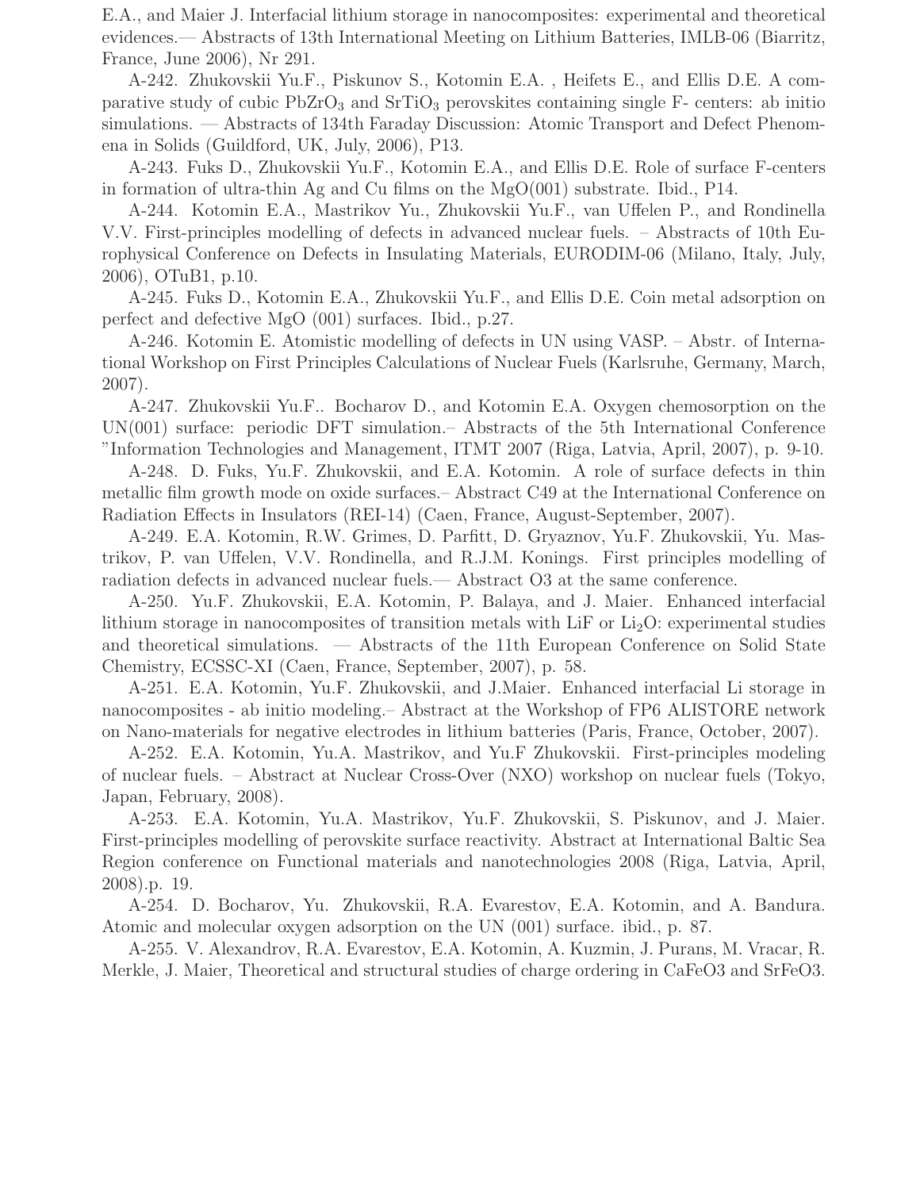E.A., and Maier J. Interfacial lithium storage in nanocomposites: experimental and theoretical evidences.— Abstracts of 13th International Meeting on Lithium Batteries, IMLB-06 (Biarritz, France, June 2006), Nr 291.

A-242. Zhukovskii Yu.F., Piskunov S., Kotomin E.A. , Heifets E., and Ellis D.E. A comparative study of cubic $PbZrO_3$ and $SrTiO_3$ perovskites containing single F- centers: ab initio simulations. — Abstracts of 134th Faraday Discussion: Atomic Transport and Defect Phenomena in Solids (Guildford, UK, July, 2006), P13.

A-243. Fuks D., Zhukovskii Yu.F., Kotomin E.A., and Ellis D.E. Role of surface F-centers in formation of ultra-thin Ag and Cu films on the MgO(001) substrate. Ibid., P14.

A-244. Kotomin E.A., Mastrikov Yu., Zhukovskii Yu.F., van Uffelen P., and Rondinella V.V. First-principles modelling of defects in advanced nuclear fuels. – Abstracts of 10th Europhysical Conference on Defects in Insulating Materials, EURODIM-06 (Milano, Italy, July, 2006), OTuB1, p.10.

A-245. Fuks D., Kotomin E.A., Zhukovskii Yu.F., and Ellis D.E. Coin metal adsorption on perfect and defective MgO (001) surfaces. Ibid., p.27.

A-246. Kotomin E. Atomistic modelling of defects in UN using VASP. – Abstr. of International Workshop on First Principles Calculations of Nuclear Fuels (Karlsruhe, Germany, March, 2007).

A-247. Zhukovskii Yu.F.. Bocharov D., and Kotomin E.A. Oxygen chemosorption on the UN(001) surface: periodic DFT simulation.– Abstracts of the 5th International Conference "Information Technologies and Management, ITMT 2007 (Riga, Latvia, April, 2007), p. 9-10.

A-248. D. Fuks, Yu.F. Zhukovskii, and E.A. Kotomin. A role of surface defects in thin metallic film growth mode on oxide surfaces.– Abstract C49 at the International Conference on Radiation Effects in Insulators (REI-14) (Caen, France, August-September, 2007).

A-249. E.A. Kotomin, R.W. Grimes, D. Parfitt, D. Gryaznov, Yu.F. Zhukovskii, Yu. Mastrikov, P. van Uffelen, V.V. Rondinella, and R.J.M. Konings. First principles modelling of radiation defects in advanced nuclear fuels.— Abstract O3 at the same conference.

A-250. Yu.F. Zhukovskii, E.A. Kotomin, P. Balaya, and J. Maier. Enhanced interfacial lithium storage in nanocomposites of transition metals with LiF or $Li_2O$: experimental studies and theoretical simulations. — Abstracts of the 11th European Conference on Solid State Chemistry, ECSSC-XI (Caen, France, September, 2007), p. 58.

A-251. E.A. Kotomin, Yu.F. Zhukovskii, and J.Maier. Enhanced interfacial Li storage in nanocomposites - ab initio modeling.– Abstract at the Workshop of FP6 ALISTORE network on Nano-materials for negative electrodes in lithium batteries (Paris, France, October, 2007).

A-252. E.A. Kotomin, Yu.A. Mastrikov, and Yu.F Zhukovskii. First-principles modeling of nuclear fuels. – Abstract at Nuclear Cross-Over (NXO) workshop on nuclear fuels (Tokyo, Japan, February, 2008).

A-253. E.A. Kotomin, Yu.A. Mastrikov, Yu.F. Zhukovskii, S. Piskunov, and J. Maier. First-principles modelling of perovskite surface reactivity. Abstract at International Baltic Sea Region conference on Functional materials and nanotechnologies 2008 (Riga, Latvia, April, 2008).p. 19.

A-254. D. Bocharov, Yu. Zhukovskii, R.A. Evarestov, E.A. Kotomin, and A. Bandura. Atomic and molecular oxygen adsorption on the UN (001) surface. ibid., p. 87.

A-255. V. Alexandrov, R.A. Evarestov, E.A. Kotomin, A. Kuzmin, J. Purans, M. Vracar, R. Merkle, J. Maier, Theoretical and structural studies of charge ordering in CaFeO3 and SrFeO3.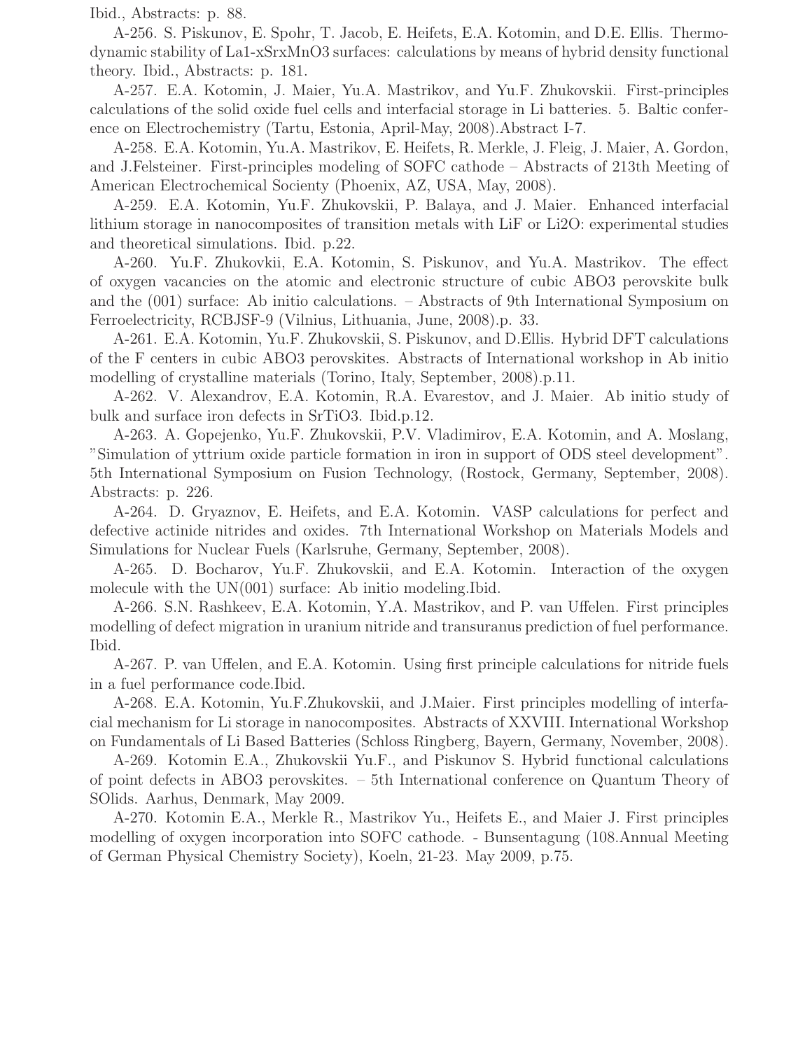Ibid., Abstracts: p. 88.

A-256. S. Piskunov, E. Spohr, T. Jacob, E. Heifets, E.A. Kotomin, and D.E. Ellis. Thermodynamic stability of La1-xSrxMnO3 surfaces: calculations by means of hybrid density functional theory. Ibid., Abstracts: p. 181.

A-257. E.A. Kotomin, J. Maier, Yu.A. Mastrikov, and Yu.F. Zhukovskii. First-principles calculations of the solid oxide fuel cells and interfacial storage in Li batteries. 5. Baltic conference on Electrochemistry (Tartu, Estonia, April-May, 2008).Abstract I-7.

A-258. E.A. Kotomin, Yu.A. Mastrikov, E. Heifets, R. Merkle, J. Fleig, J. Maier, A. Gordon, and J.Felsteiner. First-principles modeling of SOFC cathode – Abstracts of 213th Meeting of American Electrochemical Socienty (Phoenix, AZ, USA, May, 2008).

A-259. E.A. Kotomin, Yu.F. Zhukovskii, P. Balaya, and J. Maier. Enhanced interfacial lithium storage in nanocomposites of transition metals with LiF or Li2O: experimental studies and theoretical simulations. Ibid. p.22.

A-260. Yu.F. Zhukovkii, E.A. Kotomin, S. Piskunov, and Yu.A. Mastrikov. The effect of oxygen vacancies on the atomic and electronic structure of cubic ABO3 perovskite bulk and the (001) surface: Ab initio calculations. – Abstracts of 9th International Symposium on Ferroelectricity, RCBJSF-9 (Vilnius, Lithuania, June, 2008).p. 33.

A-261. E.A. Kotomin, Yu.F. Zhukovskii, S. Piskunov, and D.Ellis. Hybrid DFT calculations of the F centers in cubic ABO3 perovskites. Abstracts of International workshop in Ab initio modelling of crystalline materials (Torino, Italy, September, 2008).p.11.

A-262. V. Alexandrov, E.A. Kotomin, R.A. Evarestov, and J. Maier. Ab initio study of bulk and surface iron defects in SrTiO3. Ibid.p.12.

A-263. A. Gopejenko, Yu.F. Zhukovskii, P.V. Vladimirov, E.A. Kotomin, and A. Moslang, "Simulation of yttrium oxide particle formation in iron in support of ODS steel development". 5th International Symposium on Fusion Technology, (Rostock, Germany, September, 2008). Abstracts: p. 226.

A-264. D. Gryaznov, E. Heifets, and E.A. Kotomin. VASP calculations for perfect and defective actinide nitrides and oxides. 7th International Workshop on Materials Models and Simulations for Nuclear Fuels (Karlsruhe, Germany, September, 2008).

A-265. D. Bocharov, Yu.F. Zhukovskii, and E.A. Kotomin. Interaction of the oxygen molecule with the UN(001) surface: Ab initio modeling.Ibid.

A-266. S.N. Rashkeev, E.A. Kotomin, Y.A. Mastrikov, and P. van Uffelen. First principles modelling of defect migration in uranium nitride and transuranus prediction of fuel performance. Ibid.

A-267. P. van Uffelen, and E.A. Kotomin. Using first principle calculations for nitride fuels in a fuel performance code.Ibid.

A-268. E.A. Kotomin, Yu.F.Zhukovskii, and J.Maier. First principles modelling of interfacial mechanism for Li storage in nanocomposites. Abstracts of XXVIII. International Workshop on Fundamentals of Li Based Batteries (Schloss Ringberg, Bayern, Germany, November, 2008).

A-269. Kotomin E.A., Zhukovskii Yu.F., and Piskunov S. Hybrid functional calculations of point defects in ABO3 perovskites. – 5th International conference on Quantum Theory of SOlids. Aarhus, Denmark, May 2009.

A-270. Kotomin E.A., Merkle R., Mastrikov Yu., Heifets E., and Maier J. First principles modelling of oxygen incorporation into SOFC cathode. - Bunsentagung (108.Annual Meeting of German Physical Chemistry Society), Koeln, 21-23. May 2009, p.75.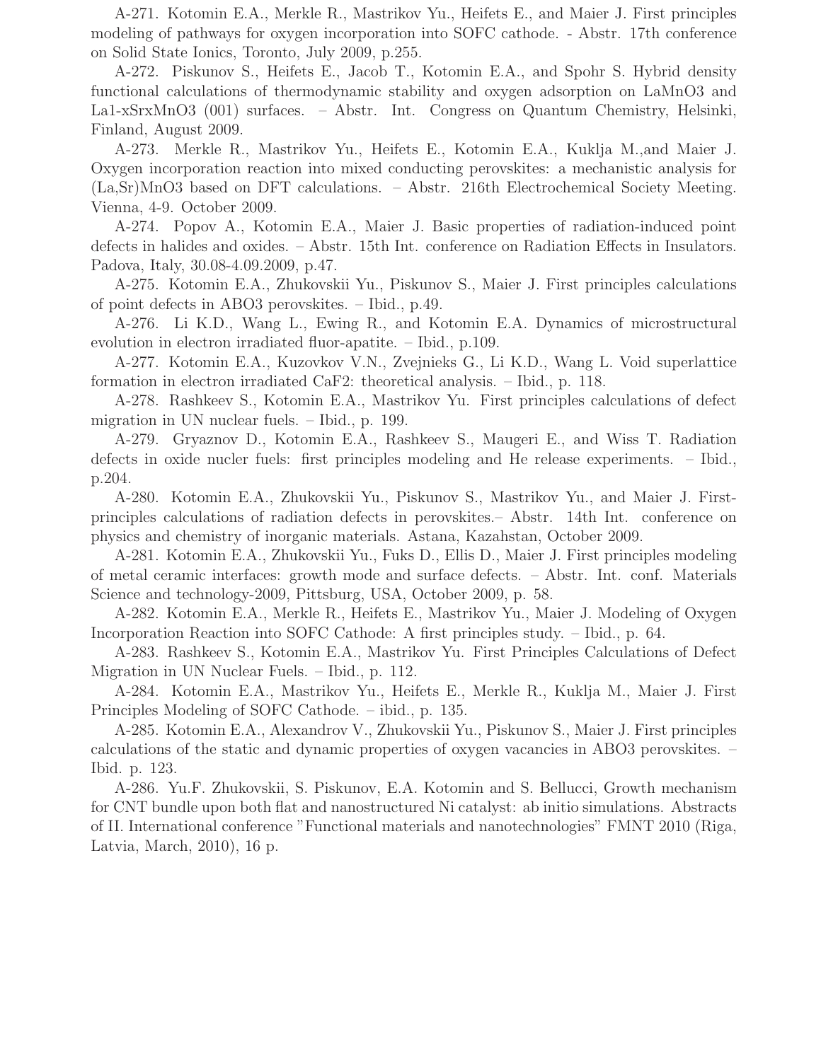A-271. Kotomin E.A., Merkle R., Mastrikov Yu., Heifets E., and Maier J. First principles modeling of pathways for oxygen incorporation into SOFC cathode. - Abstr. 17th conference on Solid State Ionics, Toronto, July 2009, p.255.

A-272. Piskunov S., Heifets E., Jacob T., Kotomin E.A., and Spohr S. Hybrid density functional calculations of thermodynamic stability and oxygen adsorption on LaMnO3 and La1-xSrxMnO3 (001) surfaces. – Abstr. Int. Congress on Quantum Chemistry, Helsinki, Finland, August 2009.

A-273. Merkle R., Mastrikov Yu., Heifets E., Kotomin E.A., Kuklja M.,and Maier J. Oxygen incorporation reaction into mixed conducting perovskites: a mechanistic analysis for (La,Sr)MnO3 based on DFT calculations. – Abstr. 216th Electrochemical Society Meeting. Vienna, 4-9. October 2009.

A-274. Popov A., Kotomin E.A., Maier J. Basic properties of radiation-induced point defects in halides and oxides. – Abstr. 15th Int. conference on Radiation Effects in Insulators. Padova, Italy, 30.08-4.09.2009, p.47.

A-275. Kotomin E.A., Zhukovskii Yu., Piskunov S., Maier J. First principles calculations of point defects in ABO3 perovskites. – Ibid., p.49.

A-276. Li K.D., Wang L., Ewing R., and Kotomin E.A. Dynamics of microstructural evolution in electron irradiated fluor-apatite. – Ibid., p.109.

A-277. Kotomin E.A., Kuzovkov V.N., Zvejnieks G., Li K.D., Wang L. Void superlattice formation in electron irradiated CaF2: theoretical analysis. – Ibid., p. 118.

A-278. Rashkeev S., Kotomin E.A., Mastrikov Yu. First principles calculations of defect migration in UN nuclear fuels. – Ibid., p. 199.

A-279. Gryaznov D., Kotomin E.A., Rashkeev S., Maugeri E., and Wiss T. Radiation defects in oxide nucler fuels: first principles modeling and He release experiments. – Ibid., p.204.

A-280. Kotomin E.A., Zhukovskii Yu., Piskunov S., Mastrikov Yu., and Maier J. First-principles calculations of radiation defects in perovskites.– Abstr. 14th Int. conference on physics and chemistry of inorganic materials. Astana, Kazahstan, October 2009.

A-281. Kotomin E.A., Zhukovskii Yu., Fuks D., Ellis D., Maier J. First principles modeling of metal ceramic interfaces: growth mode and surface defects. – Abstr. Int. conf. Materials Science and technology-2009, Pittsburg, USA, October 2009, p. 58.

A-282. Kotomin E.A., Merkle R., Heifets E., Mastrikov Yu., Maier J. Modeling of Oxygen Incorporation Reaction into SOFC Cathode: A first principles study. – Ibid., p. 64.

A-283. Rashkeev S., Kotomin E.A., Mastrikov Yu. First Principles Calculations of Defect Migration in UN Nuclear Fuels. – Ibid., p. 112.

A-284. Kotomin E.A., Mastrikov Yu., Heifets E., Merkle R., Kuklja M., Maier J. First Principles Modeling of SOFC Cathode. – ibid., p. 135.

A-285. Kotomin E.A., Alexandrov V., Zhukovskii Yu., Piskunov S., Maier J. First principles calculations of the static and dynamic properties of oxygen vacancies in ABO3 perovskites. – Ibid. p. 123.

A-286. Yu.F. Zhukovskii, S. Piskunov, E.A. Kotomin and S. Bellucci, Growth mechanism for CNT bundle upon both flat and nanostructured Ni catalyst: ab initio simulations. Abstracts of II. International conference "Functional materials and nanotechnologies" FMNT 2010 (Riga, Latvia, March, 2010), 16 p.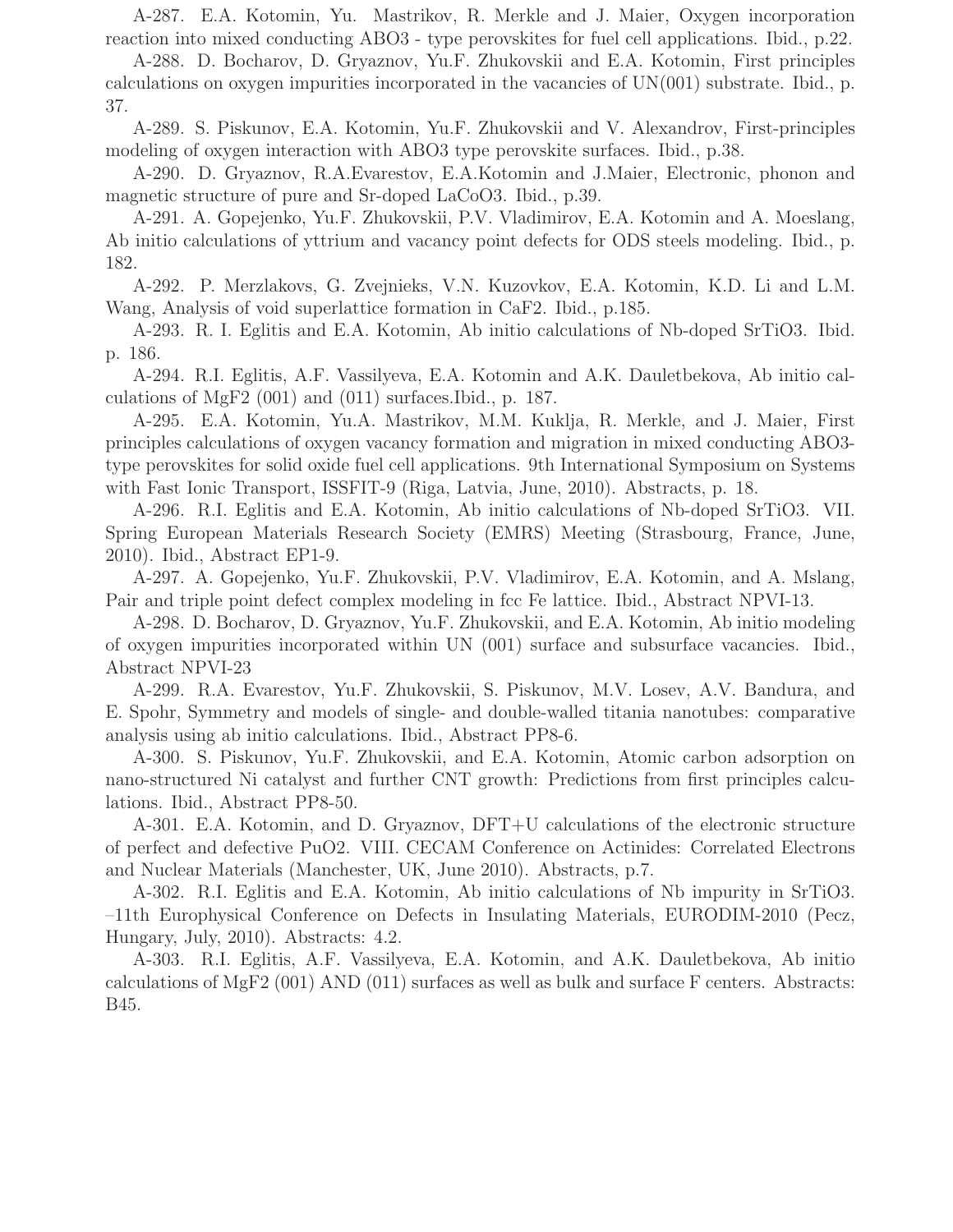A-287. E.A. Kotomin, Yu. Mastrikov, R. Merkle and J. Maier, Oxygen incorporation reaction into mixed conducting ABO3 - type perovskites for fuel cell applications. Ibid., p.22.

A-288. D. Bocharov, D. Gryaznov, Yu.F. Zhukovskii and E.A. Kotomin, First principles calculations on oxygen impurities incorporated in the vacancies of UN(001) substrate. Ibid., p. 37.

A-289. S. Piskunov, E.A. Kotomin, Yu.F. Zhukovskii and V. Alexandrov, First-principles modeling of oxygen interaction with ABO3 type perovskite surfaces. Ibid., p.38.

A-290. D. Gryaznov, R.A.Evarestov, E.A.Kotomin and J.Maier, Electronic, phonon and magnetic structure of pure and Sr-doped LaCoO3. Ibid., p.39.

A-291. A. Gopejenko, Yu.F. Zhukovskii, P.V. Vladimirov, E.A. Kotomin and A. Moeslang, Ab initio calculations of yttrium and vacancy point defects for ODS steels modeling. Ibid., p. 182.

A-292. P. Merzlakovs, G. Zvejnieks, V.N. Kuzovkov, E.A. Kotomin, K.D. Li and L.M. Wang, Analysis of void superlattice formation in CaF2. Ibid., p.185.

A-293. R. I. Eglitis and E.A. Kotomin, Ab initio calculations of Nb-doped SrTiO3. Ibid. p. 186.

A-294. R.I. Eglitis, A.F. Vassilyeva, E.A. Kotomin and A.K. Dauletbekova, Ab initio calculations of MgF2 (001) and (011) surfaces.Ibid., p. 187.

A-295. E.A. Kotomin, Yu.A. Mastrikov, M.M. Kuklja, R. Merkle, and J. Maier, First principles calculations of oxygen vacancy formation and migration in mixed conducting ABO3-type perovskites for solid oxide fuel cell applications. 9th International Symposium on Systems with Fast Ionic Transport, ISSFIT-9 (Riga, Latvia, June, 2010). Abstracts, p. 18.

A-296. R.I. Eglitis and E.A. Kotomin, Ab initio calculations of Nb-doped SrTiO3. VII. Spring European Materials Research Society (EMRS) Meeting (Strasbourg, France, June, 2010). Ibid., Abstract EP1-9.

A-297. A. Gopejenko, Yu.F. Zhukovskii, P.V. Vladimirov, E.A. Kotomin, and A. Mslang, Pair and triple point defect complex modeling in fcc Fe lattice. Ibid., Abstract NPVI-13.

A-298. D. Bocharov, D. Gryaznov, Yu.F. Zhukovskii, and E.A. Kotomin, Ab initio modeling of oxygen impurities incorporated within UN (001) surface and subsurface vacancies. Ibid., Abstract NPVI-23

A-299. R.A. Evarestov, Yu.F. Zhukovskii, S. Piskunov, M.V. Losev, A.V. Bandura, and E. Spohr, Symmetry and models of single- and double-walled titania nanotubes: comparative analysis using ab initio calculations. Ibid., Abstract PP8-6.

A-300. S. Piskunov, Yu.F. Zhukovskii, and E.A. Kotomin, Atomic carbon adsorption on nano-structured Ni catalyst and further CNT growth: Predictions from first principles calculations. Ibid., Abstract PP8-50.

A-301. E.A. Kotomin, and D. Gryaznov, DFT+U calculations of the electronic structure of perfect and defective PuO2. VIII. CECAM Conference on Actinides: Correlated Electrons and Nuclear Materials (Manchester, UK, June 2010). Abstracts, p.7.

A-302. R.I. Eglitis and E.A. Kotomin, Ab initio calculations of Nb impurity in SrTiO3. –11th Europhysical Conference on Defects in Insulating Materials, EURODIM-2010 (Pecz, Hungary, July, 2010). Abstracts: 4.2.

A-303. R.I. Eglitis, A.F. Vassilyeva, E.A. Kotomin, and A.K. Dauletbekova, Ab initio calculations of MgF2 (001) AND (011) surfaces as well as bulk and surface F centers. Abstracts: B45.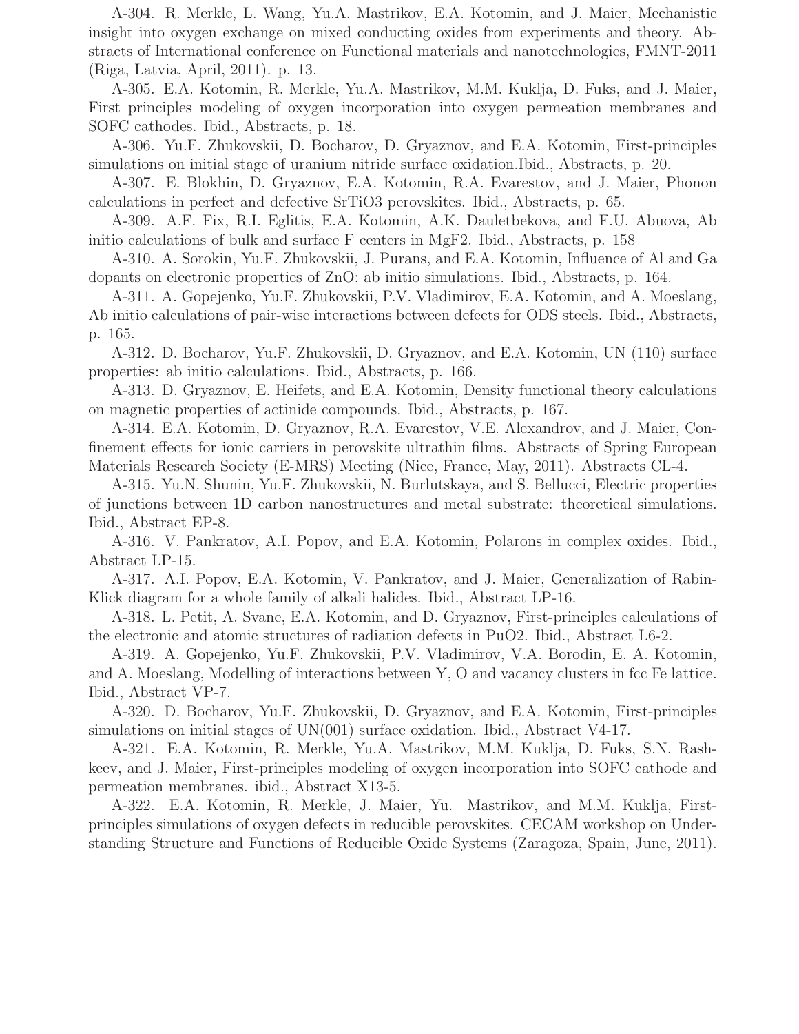A-304. R. Merkle, L. Wang, Yu.A. Mastrikov, E.A. Kotomin, and J. Maier, Mechanistic insight into oxygen exchange on mixed conducting oxides from experiments and theory. Abstracts of International conference on Functional materials and nanotechnologies, FMNT-2011 (Riga, Latvia, April, 2011). p. 13.

A-305. E.A. Kotomin, R. Merkle, Yu.A. Mastrikov, M.M. Kuklja, D. Fuks, and J. Maier, First principles modeling of oxygen incorporation into oxygen permeation membranes and SOFC cathodes. Ibid., Abstracts, p. 18.

A-306. Yu.F. Zhukovskii, D. Bocharov, D. Gryaznov, and E.A. Kotomin, First-principles simulations on initial stage of uranium nitride surface oxidation.Ibid., Abstracts, p. 20.

A-307. E. Blokhin, D. Gryaznov, E.A. Kotomin, R.A. Evarestov, and J. Maier, Phonon calculations in perfect and defective $SrTiO_3$ perovskites. Ibid., Abstracts, p. 65.

A-309. A.F. Fix, R.I. Eglitis, E.A. Kotomin, A.K. Dauletbekova, and F.U. Abuova, Ab initio calculations of bulk and surface F centers in $MgF_2$. Ibid., Abstracts, p. 158

A-310. A. Sorokin, Yu.F. Zhukovskii, J. Purans, and E.A. Kotomin, Influence of Al and Ga dopants on electronic properties of ZnO: ab initio simulations. Ibid., Abstracts, p. 164.

A-311. A. Gopejenko, Yu.F. Zhukovskii, P.V. Vladimirov, E.A. Kotomin, and A. Moeslang, Ab initio calculations of pair-wise interactions between defects for ODS steels. Ibid., Abstracts, p. 165.

A-312. D. Bocharov, Yu.F. Zhukovskii, D. Gryaznov, and E.A. Kotomin, UN (110) surface properties: ab initio calculations. Ibid., Abstracts, p. 166.

A-313. D. Gryaznov, E. Heifets, and E.A. Kotomin, Density functional theory calculations on magnetic properties of actinide compounds. Ibid., Abstracts, p. 167.

A-314. E.A. Kotomin, D. Gryaznov, R.A. Evarestov, V.E. Alexandrov, and J. Maier, Confinement effects for ionic carriers in perovskite ultrathin films. Abstracts of Spring European Materials Research Society (E-MRS) Meeting (Nice, France, May, 2011). Abstracts CL-4.

A-315. Yu.N. Shunin, Yu.F. Zhukovskii, N. Burlutskaya, and S. Bellucci, Electric properties of junctions between 1D carbon nanostructures and metal substrate: theoretical simulations. Ibid., Abstract EP-8.

A-316. V. Pankratov, A.I. Popov, and E.A. Kotomin, Polarons in complex oxides. Ibid., Abstract LP-15.

A-317. A.I. Popov, E.A. Kotomin, V. Pankratov, and J. Maier, Generalization of Rabin-Klick diagram for a whole family of alkali halides. Ibid., Abstract LP-16.

A-318. L. Petit, A. Svane, E.A. Kotomin, and D. Gryaznov, First-principles calculations of the electronic and atomic structures of radiation defects in $PuO_2$. Ibid., Abstract L6-2.

A-319. A. Gopejenko, Yu.F. Zhukovskii, P.V. Vladimirov, V.A. Borodin, E. A. Kotomin, and A. Moeslang, Modelling of interactions between Y, O and vacancy clusters in fcc Fe lattice. Ibid., Abstract VP-7.

A-320. D. Bocharov, Yu.F. Zhukovskii, D. Gryaznov, and E.A. Kotomin, First-principles simulations on initial stages of UN(001) surface oxidation. Ibid., Abstract V4-17.

A-321. E.A. Kotomin, R. Merkle, Yu.A. Mastrikov, M.M. Kuklja, D. Fuks, S.N. Rashkeev, and J. Maier, First-principles modeling of oxygen incorporation into SOFC cathode and permeation membranes. ibid., Abstract X13-5.

A-322. E.A. Kotomin, R. Merkle, J. Maier, Yu. Mastrikov, and M.M. Kuklja, First-principles simulations of oxygen defects in reducible perovskites. CECAM workshop on Understanding Structure and Functions of Reducible Oxide Systems (Zaragoza, Spain, June, 2011).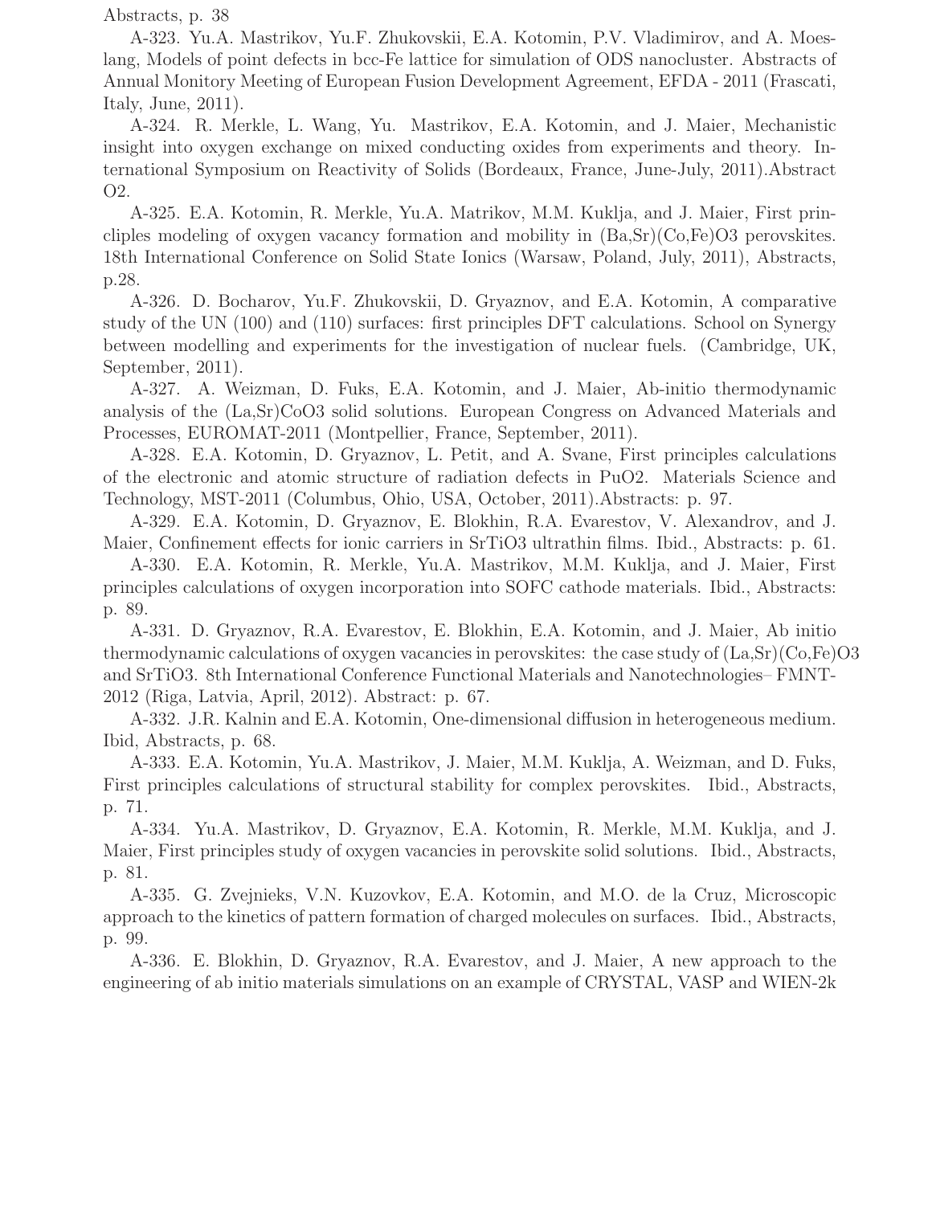Abstracts, p. 38

A-323. Yu.A. Mastrikov, Yu.F. Zhukovskii, E.A. Kotomin, P.V. Vladimirov, and A. Moeslang, Models of point defects in bcc-Fe lattice for simulation of ODS nanocluster. Abstracts of Annual Monitory Meeting of European Fusion Development Agreement, EFDA - 2011 (Frascati, Italy, June, 2011).

A-324. R. Merkle, L. Wang, Yu. Mastrikov, E.A. Kotomin, and J. Maier, Mechanistic insight into oxygen exchange on mixed conducting oxides from experiments and theory. International Symposium on Reactivity of Solids (Bordeaux, France, June-July, 2011).Abstract O2.

A-325. E.A. Kotomin, R. Merkle, Yu.A. Matrikov, M.M. Kuklja, and J. Maier, First principles modeling of oxygen vacancy formation and mobility in (Ba,Sr)(Co,Fe)O3 perovskites. 18th International Conference on Solid State Ionics (Warsaw, Poland, July, 2011), Abstracts, p.28.

A-326. D. Bocharov, Yu.F. Zhukovskii, D. Gryaznov, and E.A. Kotomin, A comparative study of the UN (100) and (110) surfaces: first principles DFT calculations. School on Synergy between modelling and experiments for the investigation of nuclear fuels. (Cambridge, UK, September, 2011).

A-327. A. Weizman, D. Fuks, E.A. Kotomin, and J. Maier, Ab-initio thermodynamic analysis of the (La,Sr)CoO3 solid solutions. European Congress on Advanced Materials and Processes, EUROMAT-2011 (Montpellier, France, September, 2011).

A-328. E.A. Kotomin, D. Gryaznov, L. Petit, and A. Svane, First principles calculations of the electronic and atomic structure of radiation defects in PuO2. Materials Science and Technology, MST-2011 (Columbus, Ohio, USA, October, 2011).Abstracts: p. 97.

A-329. E.A. Kotomin, D. Gryaznov, E. Blokhin, R.A. Evarestov, V. Alexandrov, and J. Maier, Confinement effects for ionic carriers in SrTiO3 ultrathin films. Ibid., Abstracts: p. 61.

A-330. E.A. Kotomin, R. Merkle, Yu.A. Mastrikov, M.M. Kuklja, and J. Maier, First principles calculations of oxygen incorporation into SOFC cathode materials. Ibid., Abstracts: p. 89.

A-331. D. Gryaznov, R.A. Evarestov, E. Blokhin, E.A. Kotomin, and J. Maier, Ab initio thermodynamic calculations of oxygen vacancies in perovskites: the case study of (La,Sr)(Co,Fe)O3 and SrTiO3. 8th International Conference Functional Materials and Nanotechnologies– FMNT-2012 (Riga, Latvia, April, 2012). Abstract: p. 67.

A-332. J.R. Kalnin and E.A. Kotomin, One-dimensional diffusion in heterogeneous medium. Ibid, Abstracts, p. 68.

A-333. E.A. Kotomin, Yu.A. Mastrikov, J. Maier, M.M. Kuklja, A. Weizman, and D. Fuks, First principles calculations of structural stability for complex perovskites. Ibid., Abstracts, p. 71.

A-334. Yu.A. Mastrikov, D. Gryaznov, E.A. Kotomin, R. Merkle, M.M. Kuklja, and J. Maier, First principles study of oxygen vacancies in perovskite solid solutions. Ibid., Abstracts, p. 81.

A-335. G. Zvejnieks, V.N. Kuzovkov, E.A. Kotomin, and M.O. de la Cruz, Microscopic approach to the kinetics of pattern formation of charged molecules on surfaces. Ibid., Abstracts, p. 99.

A-336. E. Blokhin, D. Gryaznov, R.A. Evarestov, and J. Maier, A new approach to the engineering of ab initio materials simulations on an example of CRYSTAL, VASP and WIEN-2k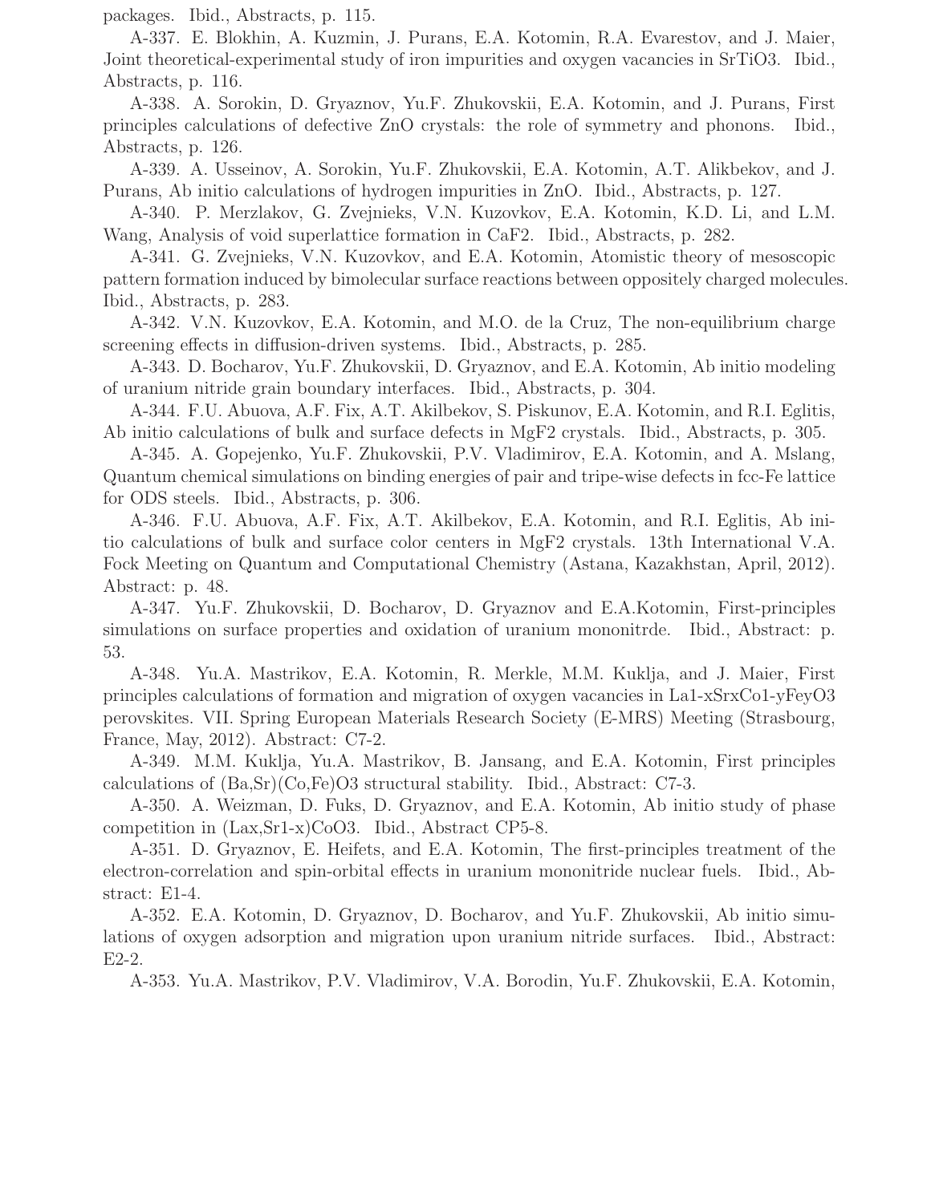packages. Ibid., Abstracts, p. 115.

A-337. E. Blokhin, A. Kuzmin, J. Purans, E.A. Kotomin, R.A. Evarestov, and J. Maier, Joint theoretical-experimental study of iron impurities and oxygen vacancies in $SrTiO_3$. Ibid., Abstracts, p. 116.

A-338. A. Sorokin, D. Gryaznov, Yu.F. Zhukovskii, E.A. Kotomin, and J. Purans, First principles calculations of defective ZnO crystals: the role of symmetry and phonons. Ibid., Abstracts, p. 126.

A-339. A. Usseinov, A. Sorokin, Yu.F. Zhukovskii, E.A. Kotomin, A.T. Alikbekov, and J. Purans, Ab initio calculations of hydrogen impurities in ZnO. Ibid., Abstracts, p. 127.

A-340. P. Merzlakov, G. Zvejnieks, V.N. Kuzovkov, E.A. Kotomin, K.D. Li, and L.M. Wang, Analysis of void superlattice formation in $CaF_2$. Ibid., Abstracts, p. 282.

A-341. G. Zvejnieks, V.N. Kuzovkov, and E.A. Kotomin, Atomistic theory of mesoscopic pattern formation induced by bimolecular surface reactions between oppositely charged molecules. Ibid., Abstracts, p. 283.

A-342. V.N. Kuzovkov, E.A. Kotomin, and M.O. de la Cruz, The non-equilibrium charge screening effects in diffusion-driven systems. Ibid., Abstracts, p. 285.

A-343. D. Bocharov, Yu.F. Zhukovskii, D. Gryaznov, and E.A. Kotomin, Ab initio modeling of uranium nitride grain boundary interfaces. Ibid., Abstracts, p. 304.

A-344. F.U. Abuova, A.F. Fix, A.T. Akilbekov, S. Piskunov, E.A. Kotomin, and R.I. Eglitis, Ab initio calculations of bulk and surface defects in $MgF_2$ crystals. Ibid., Abstracts, p. 305.

A-345. A. Gopejenko, Yu.F. Zhukovskii, P.V. Vladimirov, E.A. Kotomin, and A. Mslang, Quantum chemical simulations on binding energies of pair and tripe-wise defects in fcc-Fe lattice for ODS steels. Ibid., Abstracts, p. 306.

A-346. F.U. Abuova, A.F. Fix, A.T. Akilbekov, E.A. Kotomin, and R.I. Eglitis, Ab initio calculations of bulk and surface color centers in $MgF_2$ crystals. 13th International V.A. Fock Meeting on Quantum and Computational Chemistry (Astana, Kazakhstan, April, 2012). Abstract: p. 48.

A-347. Yu.F. Zhukovskii, D. Bocharov, D. Gryaznov and E.A.Kotomin, First-principles simulations on surface properties and oxidation of uranium mononitrde. Ibid., Abstract: p. 53.

A-348. Yu.A. Mastrikov, E.A. Kotomin, R. Merkle, M.M. Kuklja, and J. Maier, First principles calculations of formation and migration of oxygen vacancies in $La_{1-x}Sr_xCo_{1-y}Fe_yO_3$ perovskites. VII. Spring European Materials Research Society (E-MRS) Meeting (Strasbourg, France, May, 2012). Abstract: C7-2.

A-349. M.M. Kuklja, Yu.A. Mastrikov, B. Jansang, and E.A. Kotomin, First principles calculations of (Ba,Sr)(Co,Fe)$O_3$ structural stability. Ibid., Abstract: C7-3.

A-350. A. Weizman, D. Fuks, D. Gryaznov, and E.A. Kotomin, Ab initio study of phase competition in ($La_x$,$Sr_{1-x}$)$CoO_3$. Ibid., Abstract CP5-8.

A-351. D. Gryaznov, E. Heifets, and E.A. Kotomin, The first-principles treatment of the electron-correlation and spin-orbital effects in uranium mononitride nuclear fuels. Ibid., Abstract: E1-4.

A-352. E.A. Kotomin, D. Gryaznov, D. Bocharov, and Yu.F. Zhukovskii, Ab initio simulations of oxygen adsorption and migration upon uranium nitride surfaces. Ibid., Abstract: E2-2.

A-353. Yu.A. Mastrikov, P.V. Vladimirov, V.A. Borodin, Yu.F. Zhukovskii, E.A. Kotomin,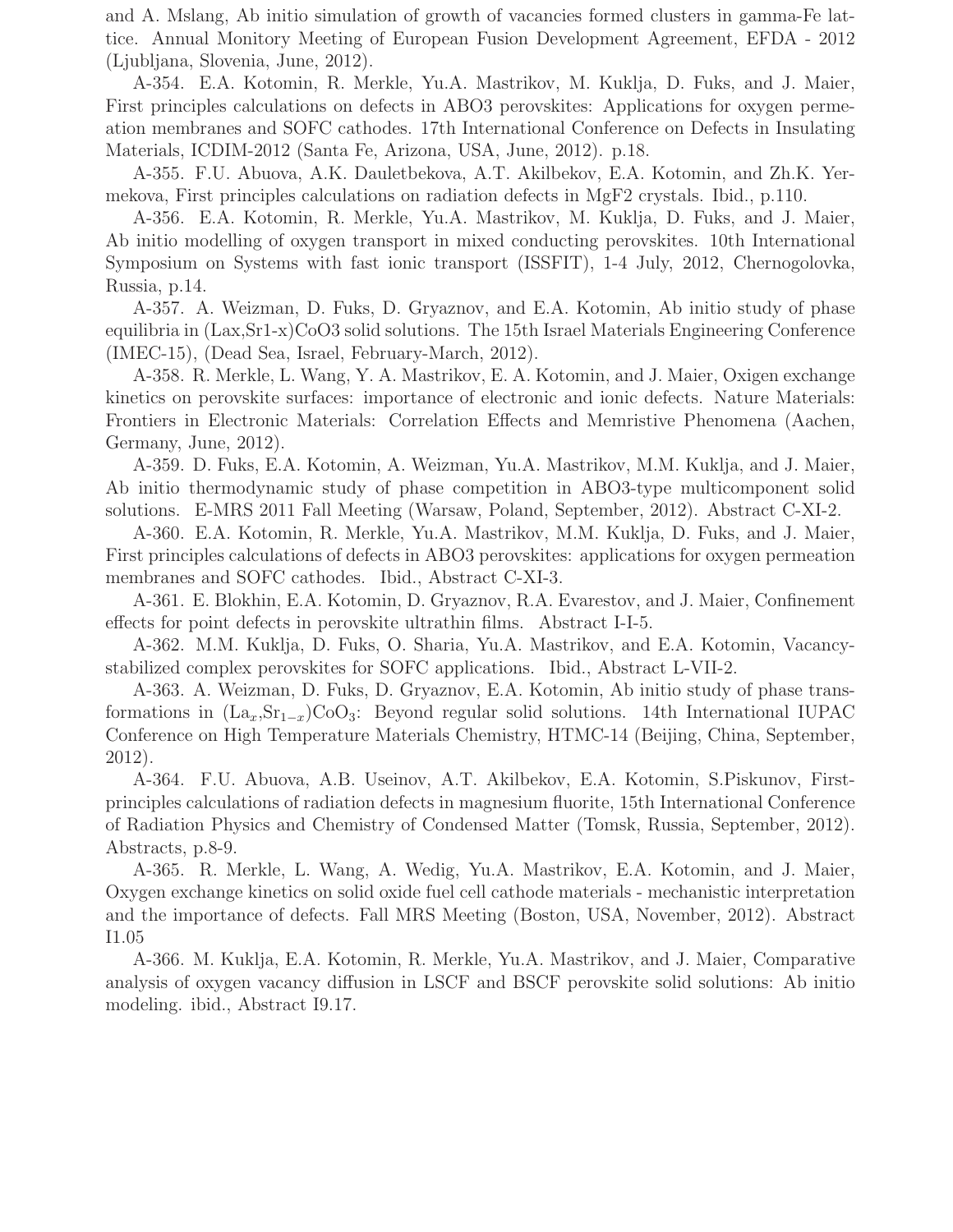and A. Mslang, Ab initio simulation of growth of vacancies formed clusters in gamma-Fe lattice. Annual Monitory Meeting of European Fusion Development Agreement, EFDA - 2012 (Ljubljana, Slovenia, June, 2012).

A-354. E.A. Kotomin, R. Merkle, Yu.A. Mastrikov, M. Kuklja, D. Fuks, and J. Maier, First principles calculations on defects in ABO3 perovskites: Applications for oxygen permeation membranes and SOFC cathodes. 17th International Conference on Defects in Insulating Materials, ICDIM-2012 (Santa Fe, Arizona, USA, June, 2012). p.18.

A-355. F.U. Abuova, A.K. Dauletbekova, A.T. Akilbekov, E.A. Kotomin, and Zh.K. Yermekova, First principles calculations on radiation defects in MgF2 crystals. Ibid., p.110.

A-356. E.A. Kotomin, R. Merkle, Yu.A. Mastrikov, M. Kuklja, D. Fuks, and J. Maier, Ab initio modelling of oxygen transport in mixed conducting perovskites. 10th International Symposium on Systems with fast ionic transport (ISSFIT), 1-4 July, 2012, Chernogolovka, Russia, p.14.

A-357. A. Weizman, D. Fuks, D. Gryaznov, and E.A. Kotomin, Ab initio study of phase equilibria in (Lax,Sr1-x)CoO3 solid solutions. The 15th Israel Materials Engineering Conference (IMEC-15), (Dead Sea, Israel, February-March, 2012).

A-358. R. Merkle, L. Wang, Y. A. Mastrikov, E. A. Kotomin, and J. Maier, Oxigen exchange kinetics on perovskite surfaces: importance of electronic and ionic defects. Nature Materials: Frontiers in Electronic Materials: Correlation Effects and Memristive Phenomena (Aachen, Germany, June, 2012).

A-359. D. Fuks, E.A. Kotomin, A. Weizman, Yu.A. Mastrikov, M.M. Kuklja, and J. Maier, Ab initio thermodynamic study of phase competition in ABO3-type multicomponent solid solutions. E-MRS 2011 Fall Meeting (Warsaw, Poland, September, 2012). Abstract C-XI-2.

A-360. E.A. Kotomin, R. Merkle, Yu.A. Mastrikov, M.M. Kuklja, D. Fuks, and J. Maier, First principles calculations of defects in ABO3 perovskites: applications for oxygen permeation membranes and SOFC cathodes. Ibid., Abstract C-XI-3.

A-361. E. Blokhin, E.A. Kotomin, D. Gryaznov, R.A. Evarestov, and J. Maier, Confinement effects for point defects in perovskite ultrathin films. Abstract I-I-5.

A-362. M.M. Kuklja, D. Fuks, O. Sharia, Yu.A. Mastrikov, and E.A. Kotomin, Vacancy-stabilized complex perovskites for SOFC applications. Ibid., Abstract L-VII-2.

A-363. A. Weizman, D. Fuks, D. Gryaznov, E.A. Kotomin, Ab initio study of phase transformations in $(La_x,Sr_{1-x})CoO_3$: Beyond regular solid solutions. 14th International IUPAC Conference on High Temperature Materials Chemistry, HTMC-14 (Beijing, China, September, 2012).

A-364. F.U. Abuova, A.B. Useinov, A.T. Akilbekov, E.A. Kotomin, S.Piskunov, First-principles calculations of radiation defects in magnesium fluorite, 15th International Conference of Radiation Physics and Chemistry of Condensed Matter (Tomsk, Russia, September, 2012). Abstracts, p.8-9.

A-365. R. Merkle, L. Wang, A. Wedig, Yu.A. Mastrikov, E.A. Kotomin, and J. Maier, Oxygen exchange kinetics on solid oxide fuel cell cathode materials - mechanistic interpretation and the importance of defects. Fall MRS Meeting (Boston, USA, November, 2012). Abstract I1.05

A-366. M. Kuklja, E.A. Kotomin, R. Merkle, Yu.A. Mastrikov, and J. Maier, Comparative analysis of oxygen vacancy diffusion in LSCF and BSCF perovskite solid solutions: Ab initio modeling. ibid., Abstract I9.17.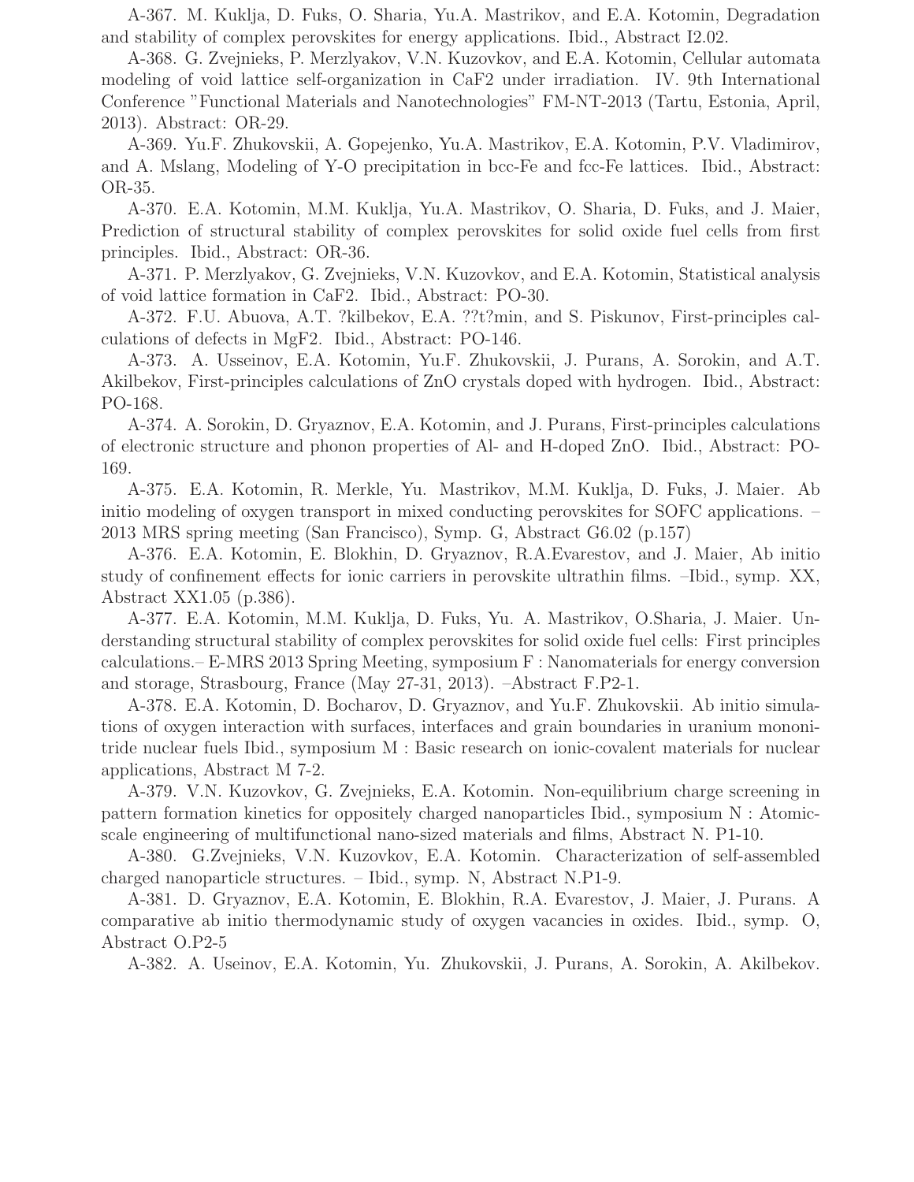A-367. M. Kuklja, D. Fuks, O. Sharia, Yu.A. Mastrikov, and E.A. Kotomin, Degradation and stability of complex perovskites for energy applications. Ibid., Abstract I2.02.

A-368. G. Zvejnieks, P. Merzlyakov, V.N. Kuzovkov, and E.A. Kotomin, Cellular automata modeling of void lattice self-organization in CaF2 under irradiation. IV. 9th International Conference "Functional Materials and Nanotechnologies" FM-NT-2013 (Tartu, Estonia, April, 2013). Abstract: OR-29.

A-369. Yu.F. Zhukovskii, A. Gopejenko, Yu.A. Mastrikov, E.A. Kotomin, P.V. Vladimirov, and A. Mslang, Modeling of Y-O precipitation in bcc-Fe and fcc-Fe lattices. Ibid., Abstract: OR-35.

A-370. E.A. Kotomin, M.M. Kuklja, Yu.A. Mastrikov, O. Sharia, D. Fuks, and J. Maier, Prediction of structural stability of complex perovskites for solid oxide fuel cells from first principles. Ibid., Abstract: OR-36.

A-371. P. Merzlyakov, G. Zvejnieks, V.N. Kuzovkov, and E.A. Kotomin, Statistical analysis of void lattice formation in CaF2. Ibid., Abstract: PO-30.

A-372. F.U. Abuova, A.T. ?kilbekov, E.A. ??t?min, and S. Piskunov, First-principles calculations of defects in MgF2. Ibid., Abstract: PO-146.

A-373. A. Usseinov, E.A. Kotomin, Yu.F. Zhukovskii, J. Purans, A. Sorokin, and A.T. Akilbekov, First-principles calculations of ZnO crystals doped with hydrogen. Ibid., Abstract: PO-168.

A-374. A. Sorokin, D. Gryaznov, E.A. Kotomin, and J. Purans, First-principles calculations of electronic structure and phonon properties of Al- and H-doped ZnO. Ibid., Abstract: PO-169.

A-375. E.A. Kotomin, R. Merkle, Yu. Mastrikov, M.M. Kuklja, D. Fuks, J. Maier. Ab initio modeling of oxygen transport in mixed conducting perovskites for SOFC applications. – 2013 MRS spring meeting (San Francisco), Symp. G, Abstract G6.02 (p.157)

A-376. E.A. Kotomin, E. Blokhin, D. Gryaznov, R.A.Evarestov, and J. Maier, Ab initio study of confinement effects for ionic carriers in perovskite ultrathin films. –Ibid., symp. XX, Abstract XX1.05 (p.386).

A-377. E.A. Kotomin, M.M. Kuklja, D. Fuks, Yu. A. Mastrikov, O.Sharia, J. Maier. Understanding structural stability of complex perovskites for solid oxide fuel cells: First principles calculations.– E-MRS 2013 Spring Meeting, symposium F : Nanomaterials for energy conversion and storage, Strasbourg, France (May 27-31, 2013). –Abstract F.P2-1.

A-378. E.A. Kotomin, D. Bocharov, D. Gryaznov, and Yu.F. Zhukovskii. Ab initio simulations of oxygen interaction with surfaces, interfaces and grain boundaries in uranium mononitride nuclear fuels Ibid., symposium M : Basic research on ionic-covalent materials for nuclear applications, Abstract M 7-2.

A-379. V.N. Kuzovkov, G. Zvejnieks, E.A. Kotomin. Non-equilibrium charge screening in pattern formation kinetics for oppositely charged nanoparticles Ibid., symposium N : Atomic-scale engineering of multifunctional nano-sized materials and films, Abstract N. P1-10.

A-380. G.Zvejnieks, V.N. Kuzovkov, E.A. Kotomin. Characterization of self-assembled charged nanoparticle structures. – Ibid., symp. N, Abstract N.P1-9.

A-381. D. Gryaznov, E.A. Kotomin, E. Blokhin, R.A. Evarestov, J. Maier, J. Purans. A comparative ab initio thermodynamic study of oxygen vacancies in oxides. Ibid., symp. O, Abstract O.P2-5

A-382. A. Useinov, E.A. Kotomin, Yu. Zhukovskii, J. Purans, A. Sorokin, A. Akilbekov.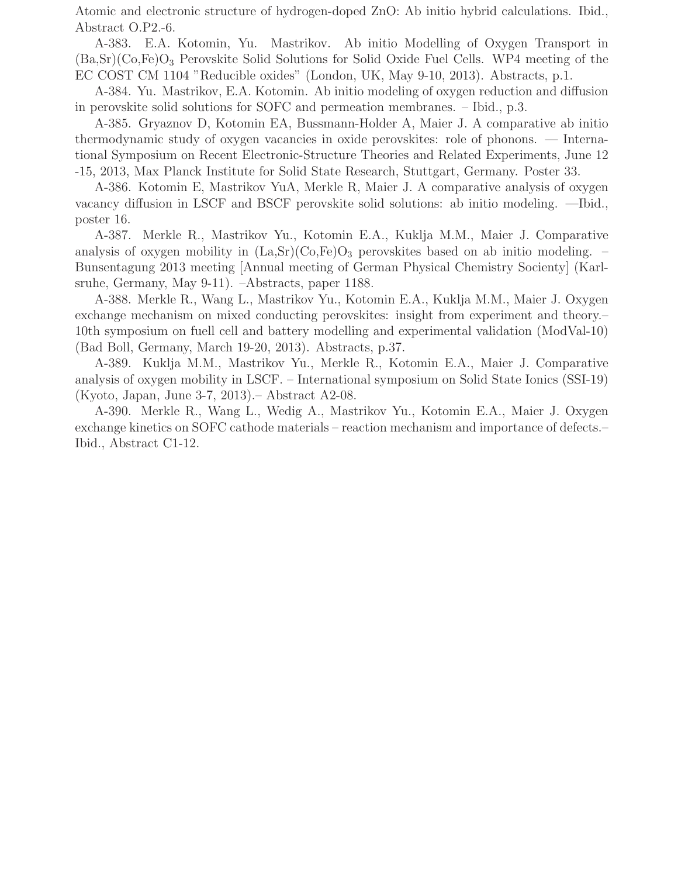Atomic and electronic structure of hydrogen-doped ZnO: Ab initio hybrid calculations. Ibid., Abstract O.P2.-6.

A-383. E.A. Kotomin, Yu. Mastrikov. Ab initio Modelling of Oxygen Transport in (Ba,Sr)(Co,Fe)$O_3$ Perovskite Solid Solutions for Solid Oxide Fuel Cells. WP4 meeting of the EC COST CM 1104 "Reducible oxides" (London, UK, May 9-10, 2013). Abstracts, p.1.

A-384. Yu. Mastrikov, E.A. Kotomin. Ab initio modeling of oxygen reduction and diffusion in perovskite solid solutions for SOFC and permeation membranes. – Ibid., p.3.

A-385. Gryaznov D, Kotomin EA, Bussmann-Holder A, Maier J. A comparative ab initio thermodynamic study of oxygen vacancies in oxide perovskites: role of phonons. — International Symposium on Recent Electronic-Structure Theories and Related Experiments, June 12 -15, 2013, Max Planck Institute for Solid State Research, Stuttgart, Germany. Poster 33.

A-386. Kotomin E, Mastrikov YuA, Merkle R, Maier J. A comparative analysis of oxygen vacancy diffusion in LSCF and BSCF perovskite solid solutions: ab initio modeling. —Ibid., poster 16.

A-387. Merkle R., Mastrikov Yu., Kotomin E.A., Kuklja M.M., Maier J. Comparative analysis of oxygen mobility in (La,Sr)(Co,Fe)$O_3$ perovskites based on ab initio modeling. – Bunsentagung 2013 meeting [Annual meeting of German Physical Chemistry Socienty] (Karlsruhe, Germany, May 9-11). –Abstracts, paper 1188.

A-388. Merkle R., Wang L., Mastrikov Yu., Kotomin E.A., Kuklja M.M., Maier J. Oxygen exchange mechanism on mixed conducting perovskites: insight from experiment and theory.– 10th symposium on fuell cell and battery modelling and experimental validation (ModVal-10) (Bad Boll, Germany, March 19-20, 2013). Abstracts, p.37.

A-389. Kuklja M.M., Mastrikov Yu., Merkle R., Kotomin E.A., Maier J. Comparative analysis of oxygen mobility in LSCF. – International symposium on Solid State Ionics (SSI-19) (Kyoto, Japan, June 3-7, 2013).– Abstract A2-08.

A-390. Merkle R., Wang L., Wedig A., Mastrikov Yu., Kotomin E.A., Maier J. Oxygen exchange kinetics on SOFC cathode materials – reaction mechanism and importance of defects.– Ibid., Abstract C1-12.